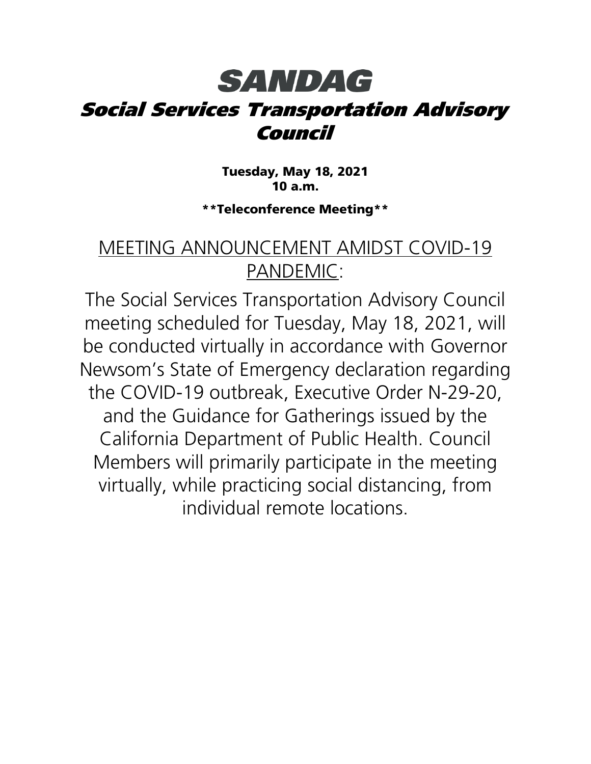# SANDAG

## *Social Services Transportation Advisory Council*

**Tuesday, May 18, 2021**
**10 a.m.**

**\*\*Teleconference Meeting\*\***

MEETING ANNOUNCEMENT AMIDST COVID-19 PANDEMIC:

The Social Services Transportation Advisory Council meeting scheduled for Tuesday, May 18, 2021, will be conducted virtually in accordance with Governor Newsom's State of Emergency declaration regarding the COVID-19 outbreak, Executive Order N-29-20, and the Guidance for Gatherings issued by the California Department of Public Health. Council Members will primarily participate in the meeting virtually, while practicing social distancing, from individual remote locations.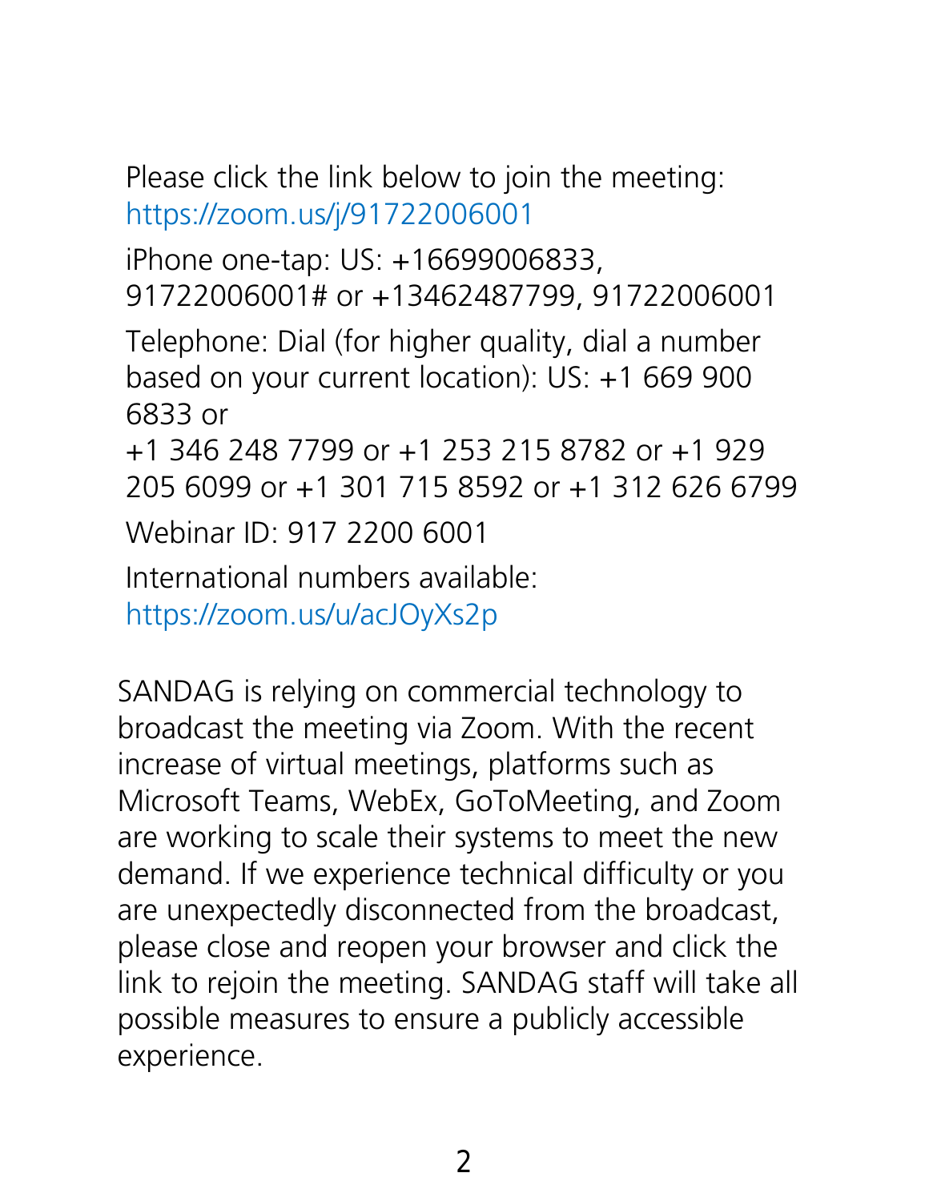Please click the link below to join the meeting: https://zoom.us/j/91722006001

iPhone one-tap: US: +16699006833, 91722006001# or +13462487799, 91722006001

Telephone: Dial (for higher quality, dial a number based on your current location): US: +1 669 900 6833 or
+1 346 248 7799 or +1 253 215 8782 or +1 929 205 6099 or +1 301 715 8592 or +1 312 626 6799

Webinar ID: 917 2200 6001

International numbers available: https://zoom.us/u/acJOyXs2p

SANDAG is relying on commercial technology to broadcast the meeting via Zoom. With the recent increase of virtual meetings, platforms such as Microsoft Teams, WebEx, GoToMeeting, and Zoom are working to scale their systems to meet the new demand. If we experience technical difficulty or you are unexpectedly disconnected from the broadcast, please close and reopen your browser and click the link to rejoin the meeting. SANDAG staff will take all possible measures to ensure a publicly accessible experience.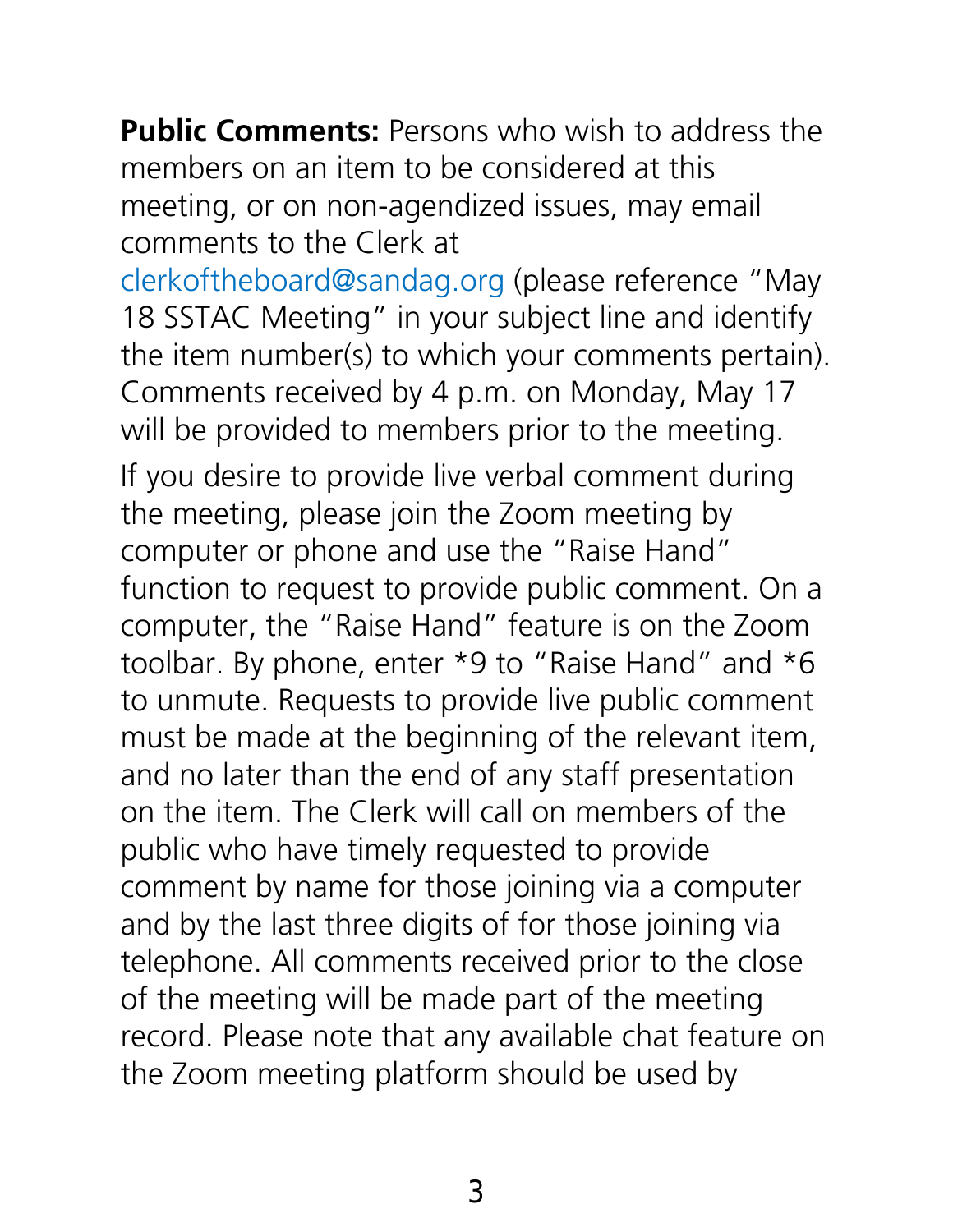**Public Comments:** Persons who wish to address the members on an item to be considered at this meeting, or on non-agendized issues, may email comments to the Clerk at clerkoftheboard@sandag.org (please reference "May 18 SSTAC Meeting" in your subject line and identify the item number(s) to which your comments pertain). Comments received by 4 p.m. on Monday, May 17 will be provided to members prior to the meeting.

If you desire to provide live verbal comment during the meeting, please join the Zoom meeting by computer or phone and use the "Raise Hand" function to request to provide public comment. On a computer, the "Raise Hand" feature is on the Zoom toolbar. By phone, enter *9 to "Raise Hand" and *6 to unmute. Requests to provide live public comment must be made at the beginning of the relevant item, and no later than the end of any staff presentation on the item. The Clerk will call on members of the public who have timely requested to provide comment by name for those joining via a computer and by the last three digits of for those joining via telephone. All comments received prior to the close of the meeting will be made part of the meeting record. Please note that any available chat feature on the Zoom meeting platform should be used by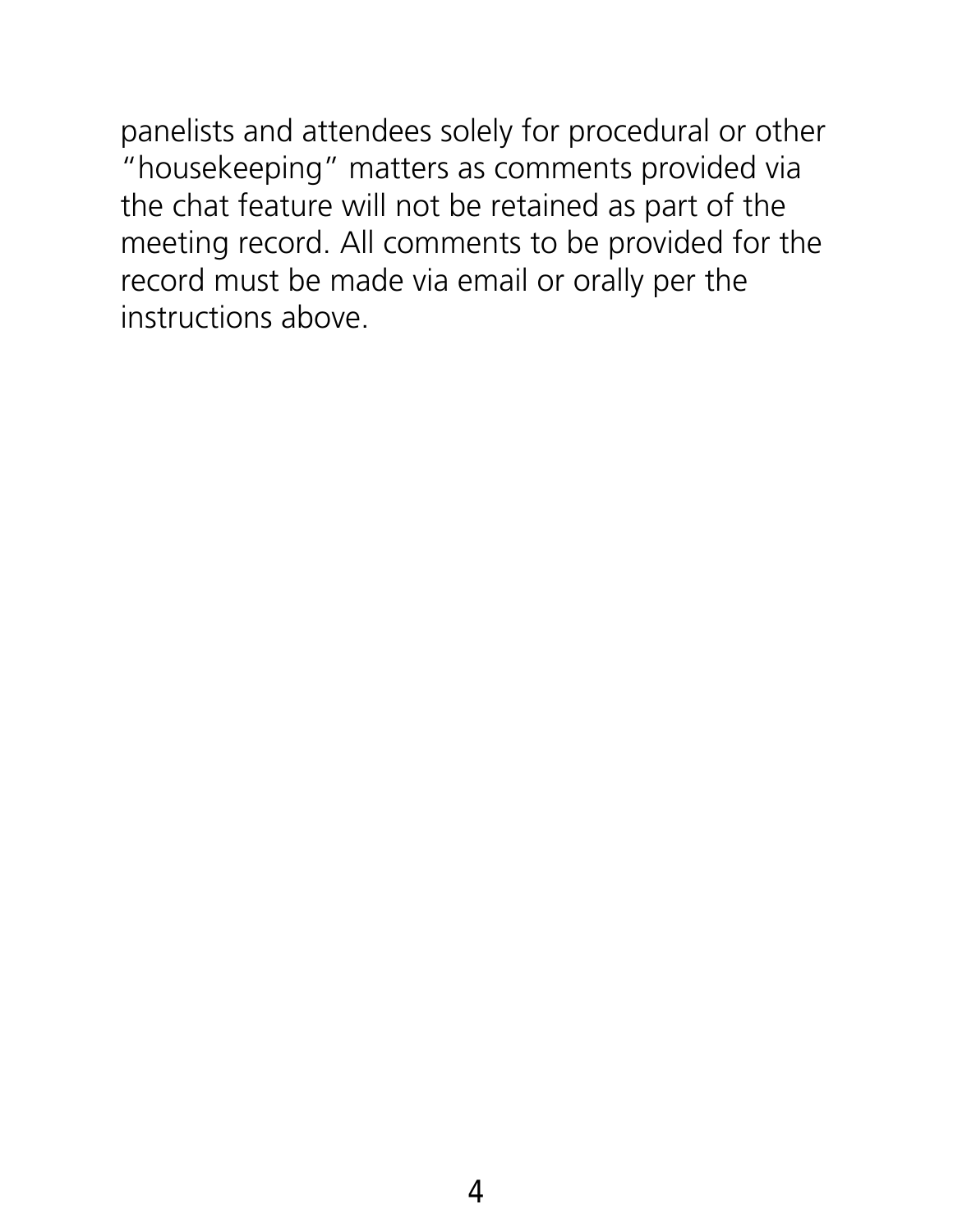panelists and attendees solely for procedural or other "housekeeping" matters as comments provided via the chat feature will not be retained as part of the meeting record. All comments to be provided for the record must be made via email or orally per the instructions above.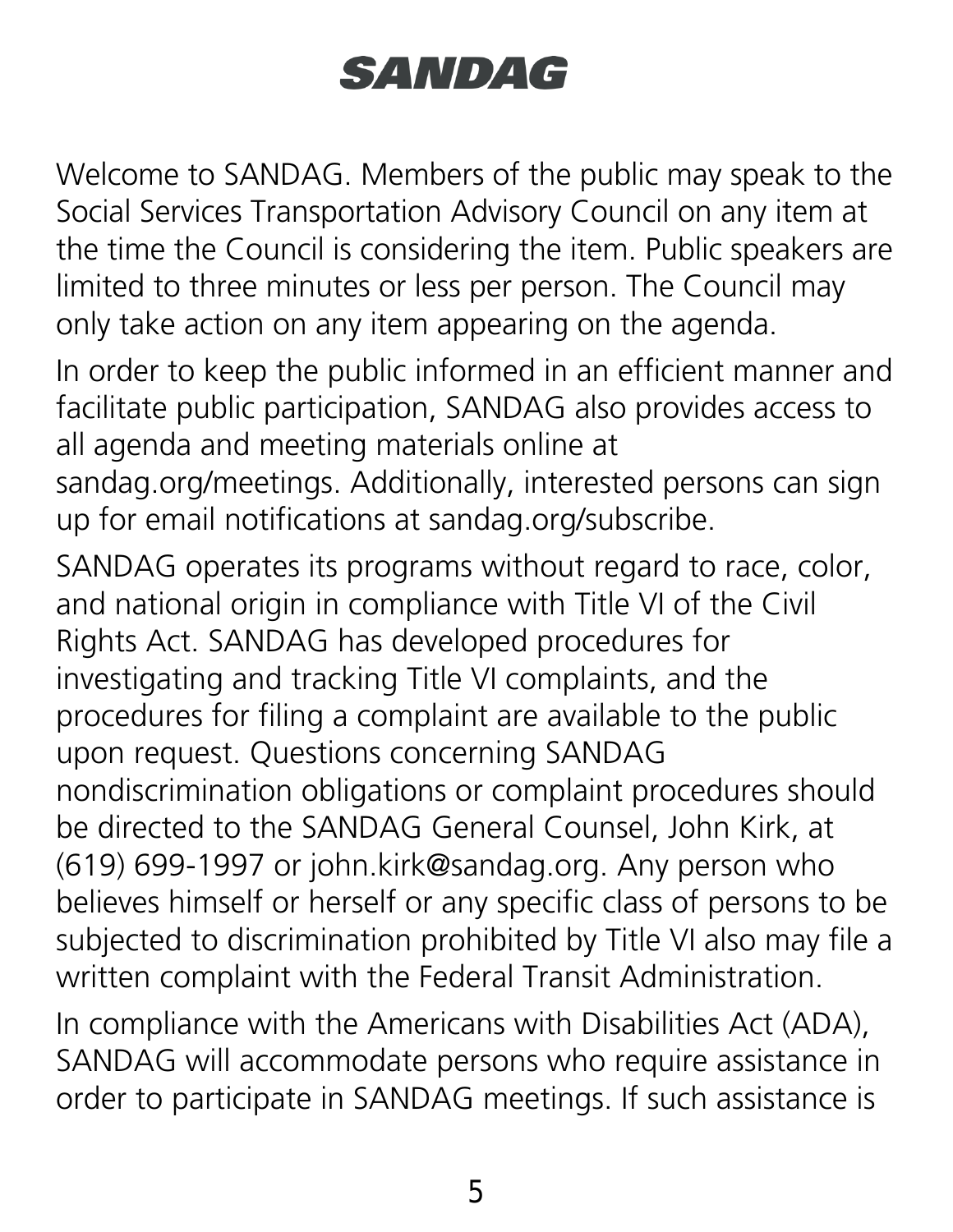# SANDAG

Welcome to SANDAG. Members of the public may speak to the Social Services Transportation Advisory Council on any item at the time the Council is considering the item. Public speakers are limited to three minutes or less per person. The Council may only take action on any item appearing on the agenda.

In order to keep the public informed in an efficient manner and facilitate public participation, SANDAG also provides access to all agenda and meeting materials online at sandag.org/meetings. Additionally, interested persons can sign up for email notifications at sandag.org/subscribe.

SANDAG operates its programs without regard to race, color, and national origin in compliance with Title VI of the Civil Rights Act. SANDAG has developed procedures for investigating and tracking Title VI complaints, and the procedures for filing a complaint are available to the public upon request. Questions concerning SANDAG nondiscrimination obligations or complaint procedures should be directed to the SANDAG General Counsel, John Kirk, at (619) 699-1997 or john.kirk@sandag.org. Any person who believes himself or herself or any specific class of persons to be subjected to discrimination prohibited by Title VI also may file a written complaint with the Federal Transit Administration.

In compliance with the Americans with Disabilities Act (ADA), SANDAG will accommodate persons who require assistance in order to participate in SANDAG meetings. If such assistance is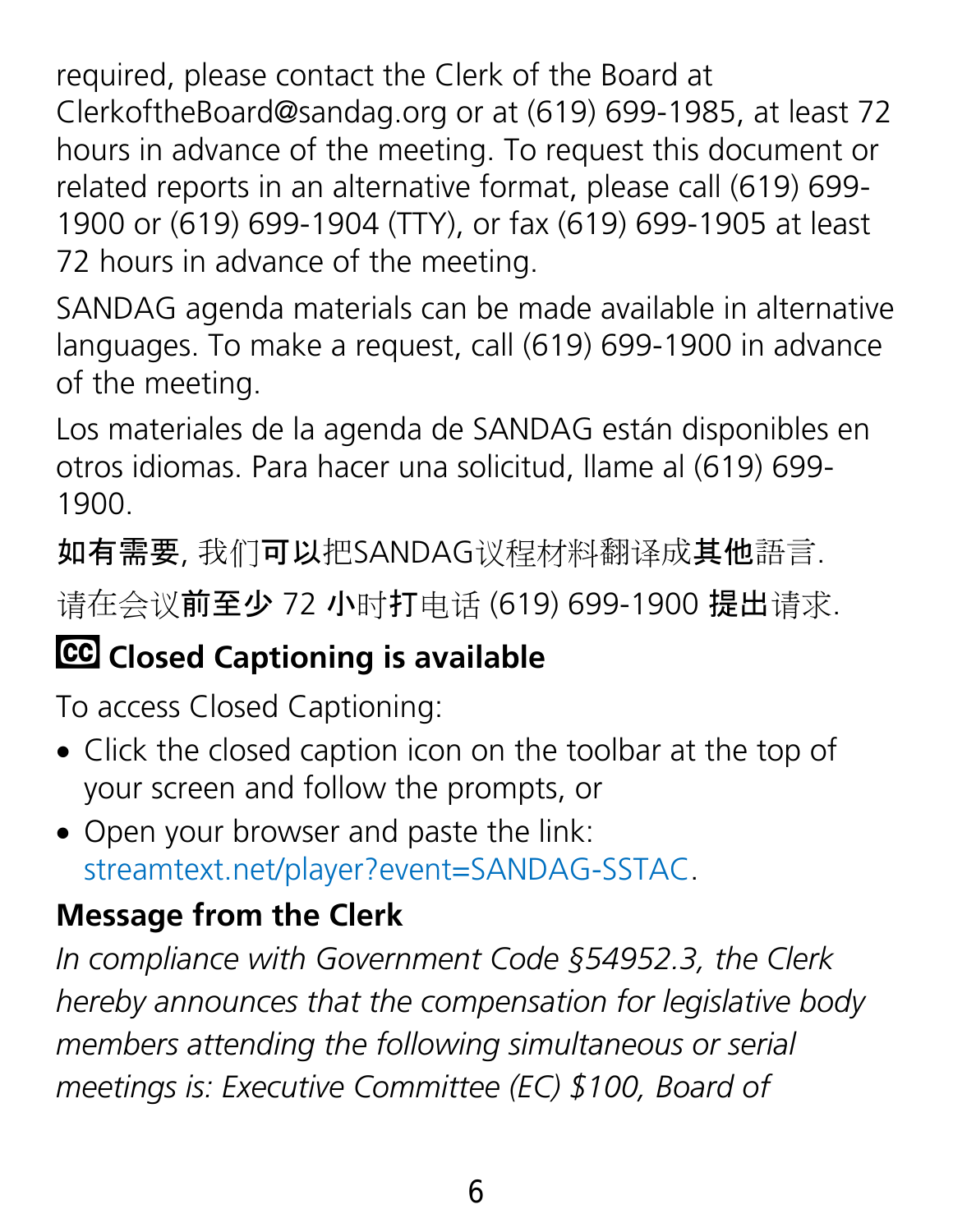required, please contact the Clerk of the Board at ClerkoftheBoard@sandag.org or at (619) 699-1985, at least 72 hours in advance of the meeting. To request this document or related reports in an alternative format, please call (619) 699-1900 or (619) 699-1904 (TTY), or fax (619) 699-1905 at least 72 hours in advance of the meeting.

SANDAG agenda materials can be made available in alternative languages. To make a request, call (619) 699-1900 in advance of the meeting.

Los materiales de la agenda de SANDAG están disponibles en otros idiomas. Para hacer una solicitud, llame al (619) 699-1900.

**如有需要**, 我们**可以**把SANDAG议程材料翻译成**其他**語言.

请在会议**前至少** 72 **小**时**打**电话 (619) 699-1900 **提出**请求.

### Closed Captioning is available

To access Closed Captioning:

- Click the closed caption icon on the toolbar at the top of your screen and follow the prompts, or
- Open your browser and paste the link: streamtext.net/player?event=SANDAG-SSTAC.

### Message from the Clerk

*In compliance with Government Code §54952.3, the Clerk hereby announces that the compensation for legislative body members attending the following simultaneous or serial meetings is: Executive Committee (EC) $100, Board of*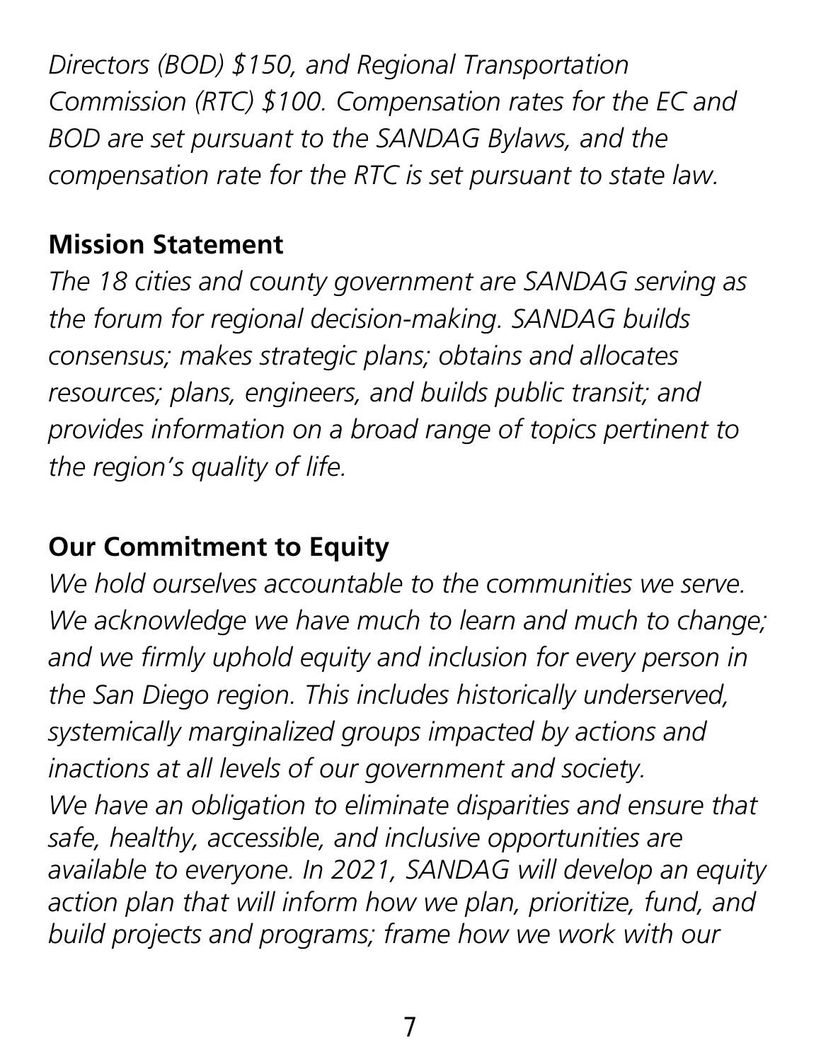*Directors (BOD) $150, and Regional Transportation Commission (RTC) $100. Compensation rates for the EC and BOD are set pursuant to the SANDAG Bylaws, and the compensation rate for the RTC is set pursuant to state law.*

## Mission Statement

*The 18 cities and county government are SANDAG serving as the forum for regional decision-making. SANDAG builds consensus; makes strategic plans; obtains and allocates resources; plans, engineers, and builds public transit; and provides information on a broad range of topics pertinent to the region's quality of life.*

## Our Commitment to Equity

*We hold ourselves accountable to the communities we serve. We acknowledge we have much to learn and much to change; and we firmly uphold equity and inclusion for every person in the San Diego region. This includes historically underserved, systemically marginalized groups impacted by actions and inactions at all levels of our government and society.*
*We have an obligation to eliminate disparities and ensure that safe, healthy, accessible, and inclusive opportunities are available to everyone. In 2021, SANDAG will develop an equity action plan that will inform how we plan, prioritize, fund, and build projects and programs; frame how we work with our*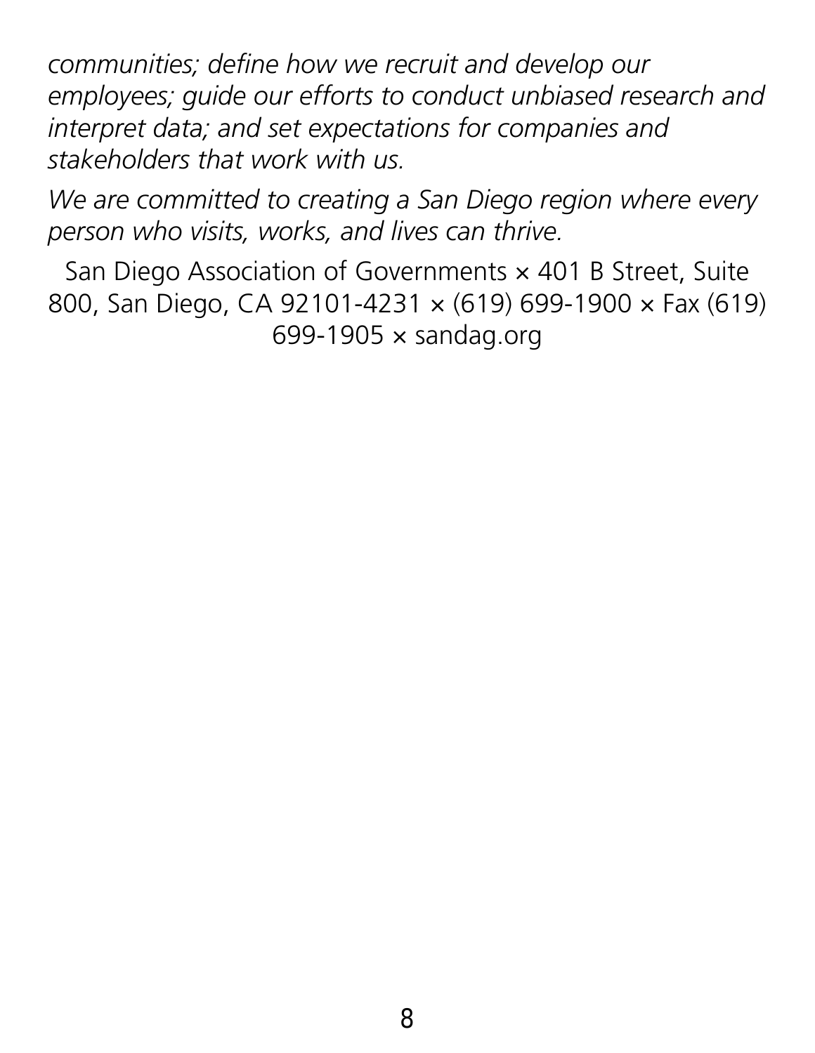*communities; define how we recruit and develop our employees; guide our efforts to conduct unbiased research and interpret data; and set expectations for companies and stakeholders that work with us.*

*We are committed to creating a San Diego region where every person who visits, works, and lives can thrive.*

San Diego Association of Governments × 401 B Street, Suite 800, San Diego, CA 92101-4231 × (619) 699-1900 × Fax (619) 699-1905 × sandag.org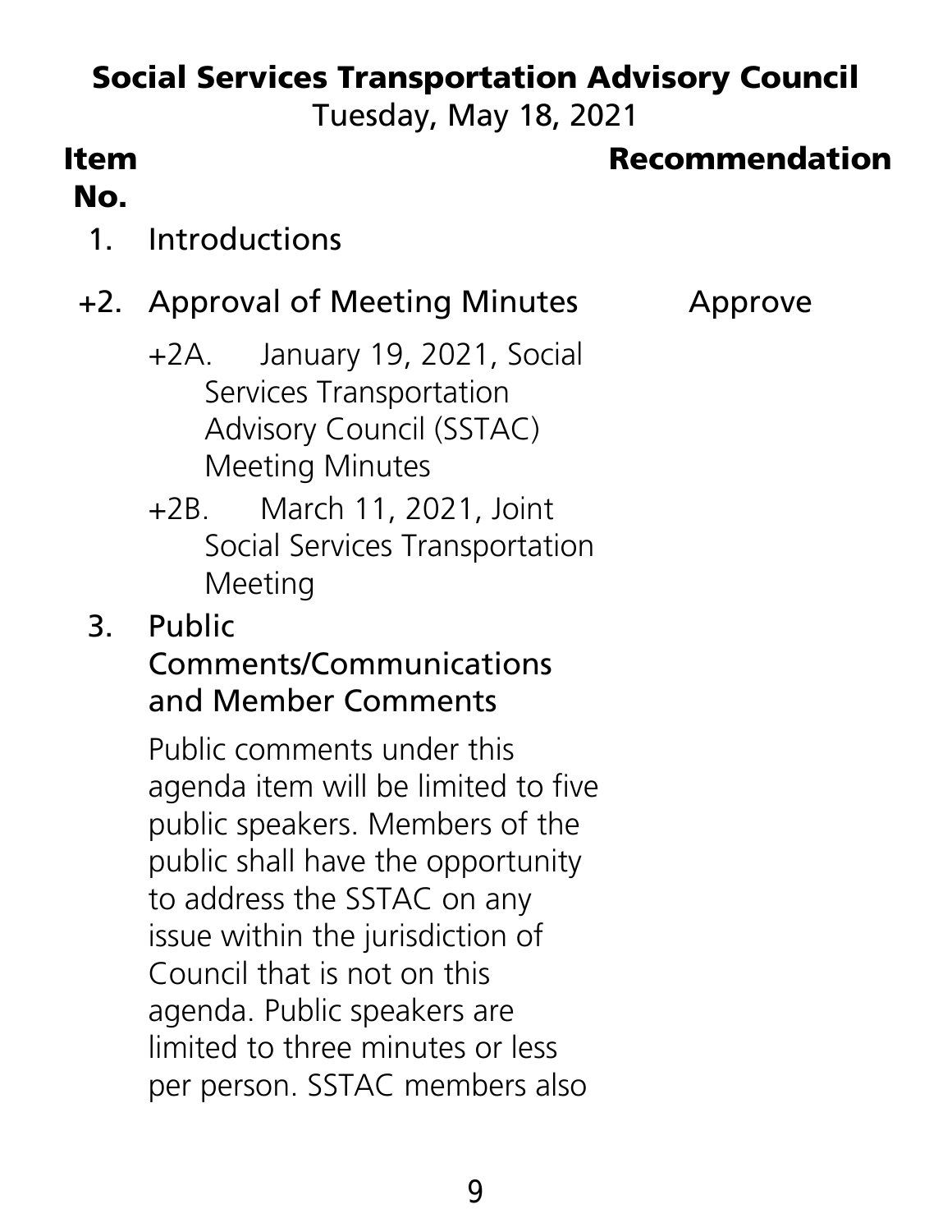# Social Services Transportation Advisory Council

Tuesday, May 18, 2021

| Item No. | | Recommendation |
|---|---|---|
| 1. | Introductions | |
| +2. | Approval of Meeting Minutes | Approve |

+2A. January 19, 2021, Social Services Transportation Advisory Council (SSTAC) Meeting Minutes

+2B. March 11, 2021, Joint Social Services Transportation Meeting

3. Public Comments/Communications and Member Comments

Public comments under this agenda item will be limited to five public speakers. Members of the public shall have the opportunity to address the SSTAC on any issue within the jurisdiction of Council that is not on this agenda. Public speakers are limited to three minutes or less per person. SSTAC members also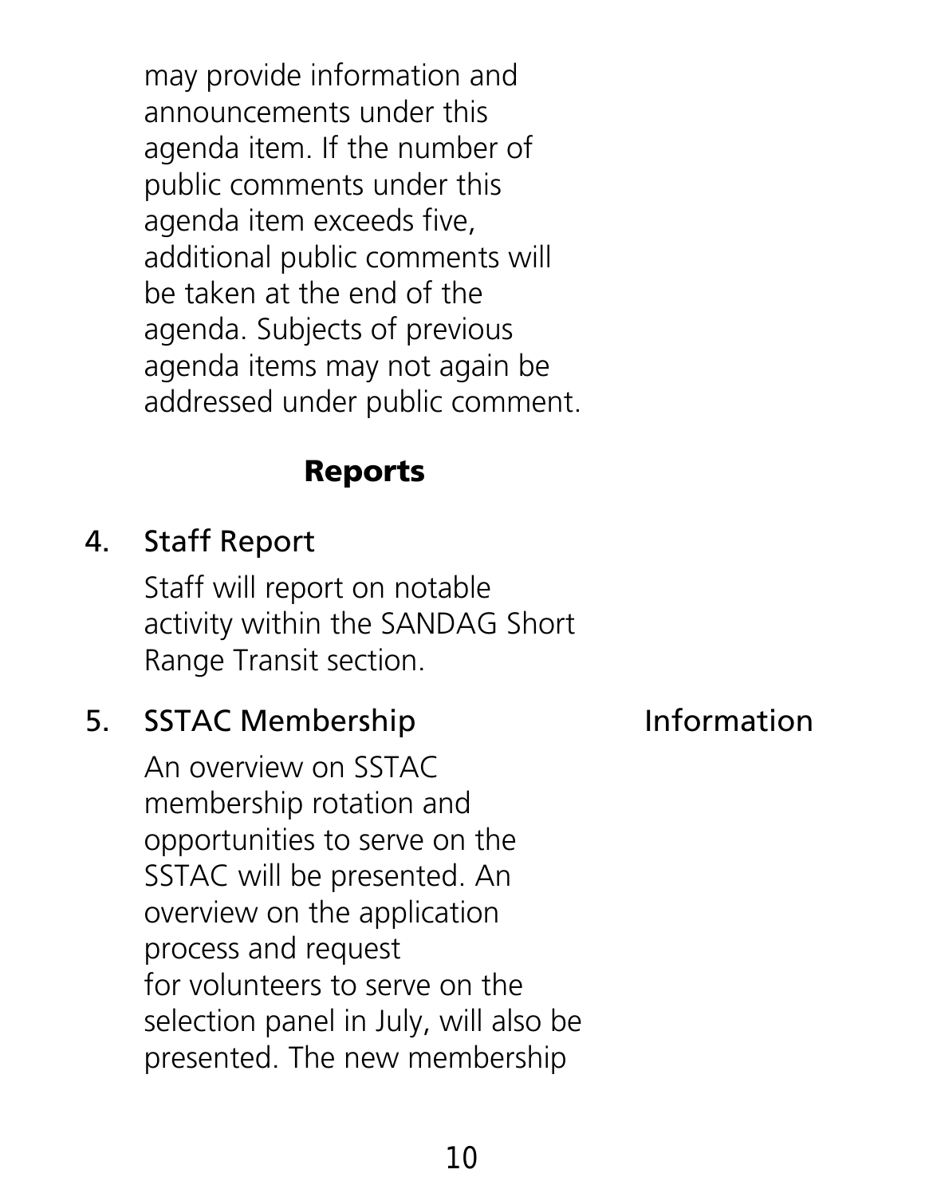may provide information and announcements under this agenda item. If the number of public comments under this agenda item exceeds five, additional public comments will be taken at the end of the agenda. Subjects of previous agenda items may not again be addressed under public comment.

## Reports

4. Staff Report

   Staff will report on notable activity within the SANDAG Short Range Transit section.

5. SSTAC Membership — Information

   An overview on SSTAC membership rotation and opportunities to serve on the SSTAC will be presented. An overview on the application process and request for volunteers to serve on the selection panel in July, will also be presented. The new membership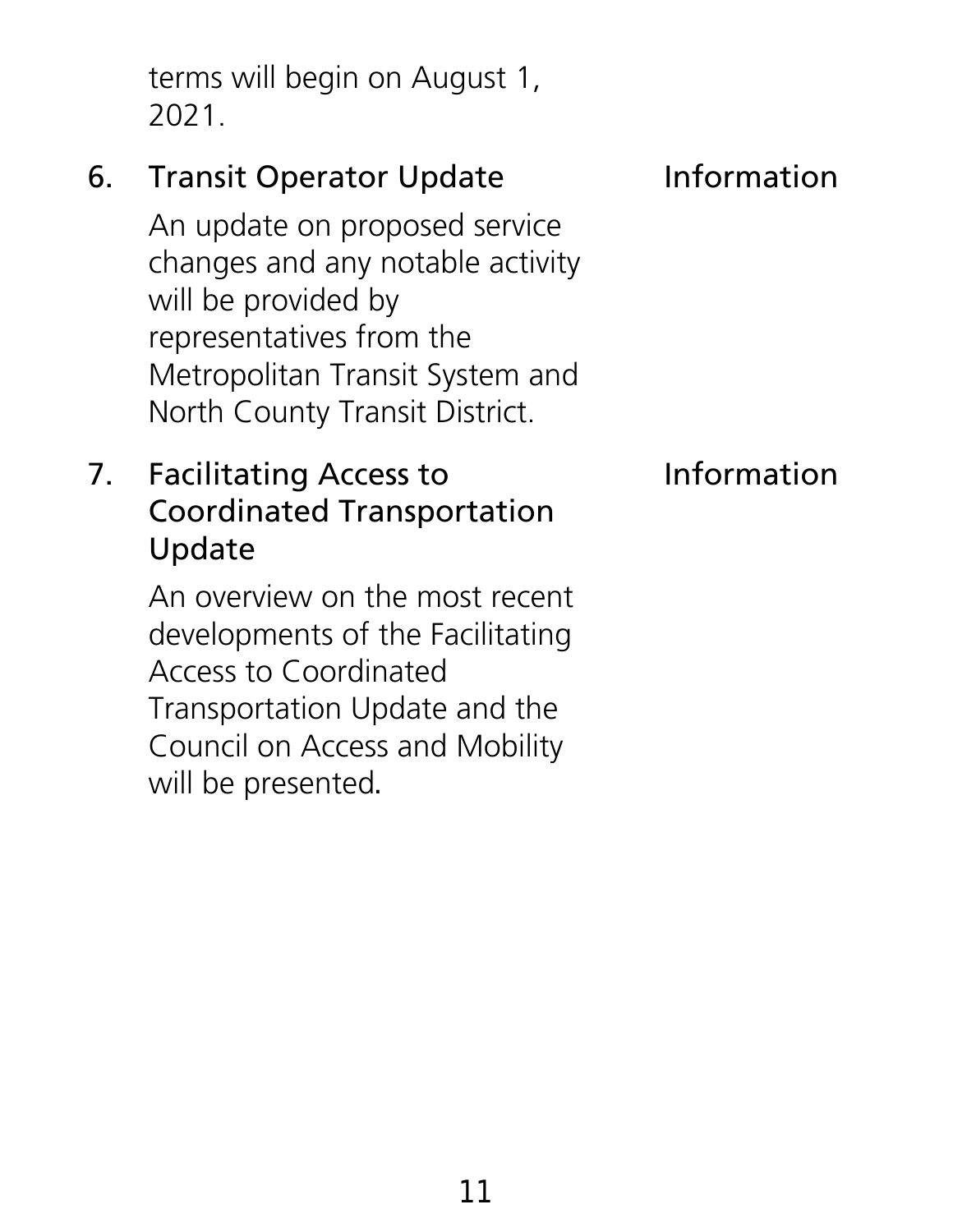terms will begin on August 1, 2021.

6. Transit Operator Update — Information

   An update on proposed service changes and any notable activity will be provided by representatives from the Metropolitan Transit System and North County Transit District.

7. Facilitating Access to Coordinated Transportation Update — Information

   An overview on the most recent developments of the Facilitating Access to Coordinated Transportation Update and the Council on Access and Mobility will be presented.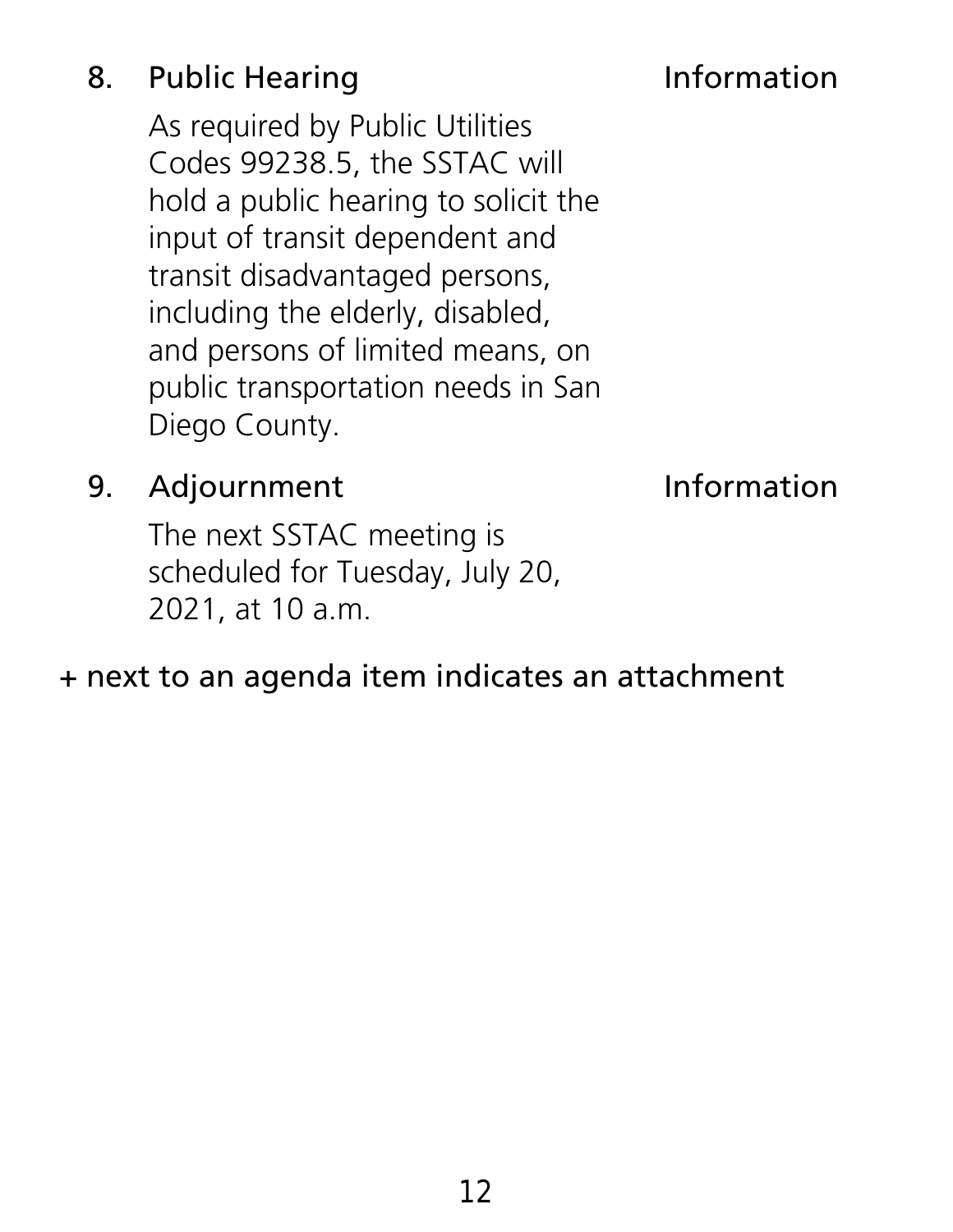8. Public Hearing — Information

   As required by Public Utilities Codes 99238.5, the SSTAC will hold a public hearing to solicit the input of transit dependent and transit disadvantaged persons, including the elderly, disabled, and persons of limited means, on public transportation needs in San Diego County.

9. Adjournment — Information

   The next SSTAC meeting is scheduled for Tuesday, July 20, 2021, at 10 a.m.

+ next to an agenda item indicates an attachment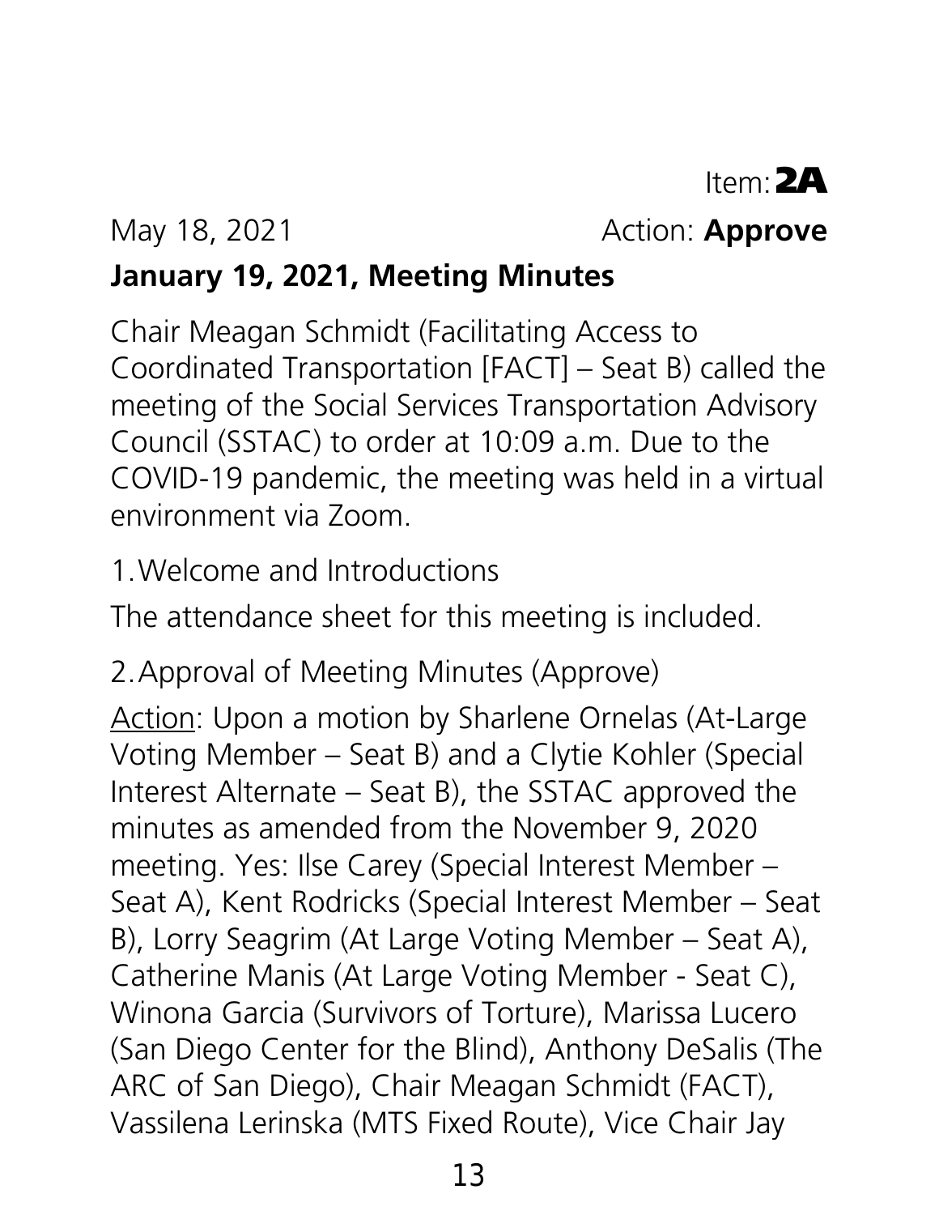Item: **2A**

May 18, 2021 Action: **Approve**

**January 19, 2021, Meeting Minutes**

Chair Meagan Schmidt (Facilitating Access to Coordinated Transportation [FACT] – Seat B) called the meeting of the Social Services Transportation Advisory Council (SSTAC) to order at 10:09 a.m. Due to the COVID-19 pandemic, the meeting was held in a virtual environment via Zoom.

1. Welcome and Introductions

The attendance sheet for this meeting is included.

2. Approval of Meeting Minutes (Approve)

Action: Upon a motion by Sharlene Ornelas (At-Large Voting Member – Seat B) and a Clytie Kohler (Special Interest Alternate – Seat B), the SSTAC approved the minutes as amended from the November 9, 2020 meeting. Yes: Ilse Carey (Special Interest Member – Seat A), Kent Rodricks (Special Interest Member – Seat B), Lorry Seagrim (At Large Voting Member – Seat A), Catherine Manis (At Large Voting Member - Seat C), Winona Garcia (Survivors of Torture), Marissa Lucero (San Diego Center for the Blind), Anthony DeSalis (The ARC of San Diego), Chair Meagan Schmidt (FACT), Vassilena Lerinska (MTS Fixed Route), Vice Chair Jay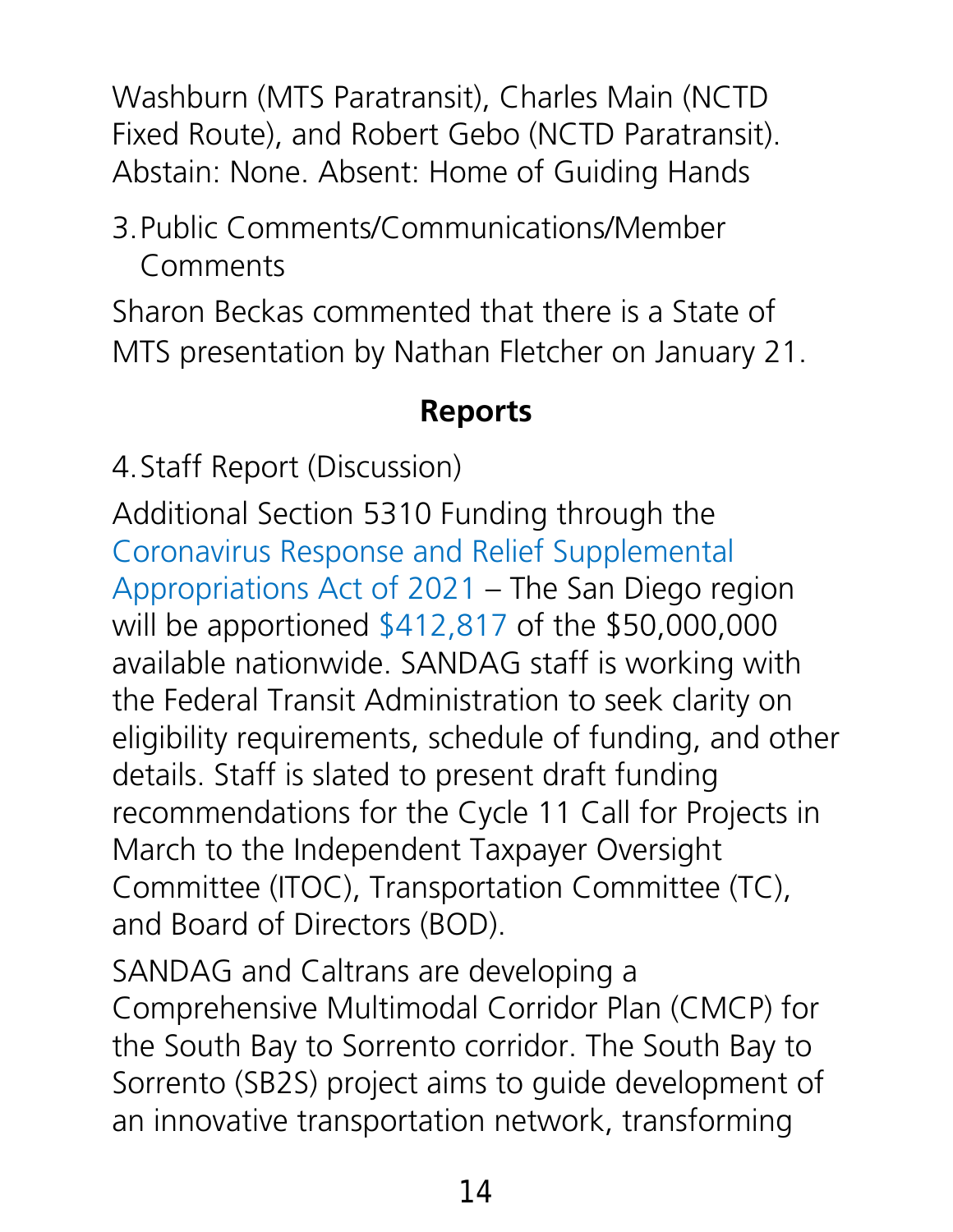Washburn (MTS Paratransit), Charles Main (NCTD Fixed Route), and Robert Gebo (NCTD Paratransit). Abstain: None. Absent: Home of Guiding Hands

3. Public Comments/Communications/Member Comments

Sharon Beckas commented that there is a State of MTS presentation by Nathan Fletcher on January 21.

## Reports

4. Staff Report (Discussion)

Additional Section 5310 Funding through the Coronavirus Response and Relief Supplemental Appropriations Act of 2021 – The San Diego region will be apportioned $412,817 of the $50,000,000 available nationwide. SANDAG staff is working with the Federal Transit Administration to seek clarity on eligibility requirements, schedule of funding, and other details. Staff is slated to present draft funding recommendations for the Cycle 11 Call for Projects in March to the Independent Taxpayer Oversight Committee (ITOC), Transportation Committee (TC), and Board of Directors (BOD).

SANDAG and Caltrans are developing a Comprehensive Multimodal Corridor Plan (CMCP) for the South Bay to Sorrento corridor. The South Bay to Sorrento (SB2S) project aims to guide development of an innovative transportation network, transforming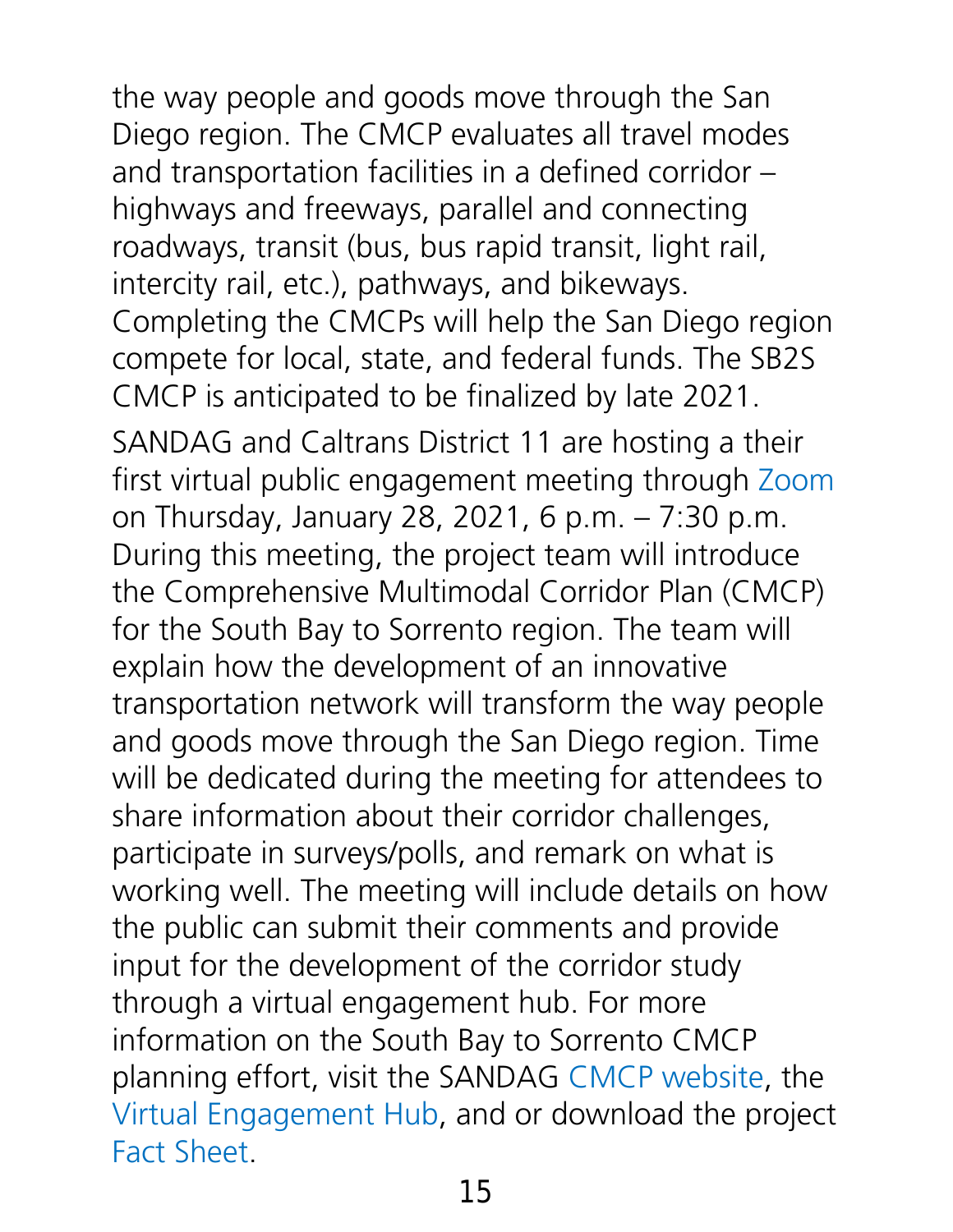the way people and goods move through the San Diego region. The CMCP evaluates all travel modes and transportation facilities in a defined corridor – highways and freeways, parallel and connecting roadways, transit (bus, bus rapid transit, light rail, intercity rail, etc.), pathways, and bikeways. Completing the CMCPs will help the San Diego region compete for local, state, and federal funds. The SB2S CMCP is anticipated to be finalized by late 2021.

SANDAG and Caltrans District 11 are hosting a their first virtual public engagement meeting through Zoom on Thursday, January 28, 2021, 6 p.m. – 7:30 p.m. During this meeting, the project team will introduce the Comprehensive Multimodal Corridor Plan (CMCP) for the South Bay to Sorrento region. The team will explain how the development of an innovative transportation network will transform the way people and goods move through the San Diego region. Time will be dedicated during the meeting for attendees to share information about their corridor challenges, participate in surveys/polls, and remark on what is working well. The meeting will include details on how the public can submit their comments and provide input for the development of the corridor study through a virtual engagement hub. For more information on the South Bay to Sorrento CMCP planning effort, visit the SANDAG CMCP website, the Virtual Engagement Hub, and or download the project Fact Sheet.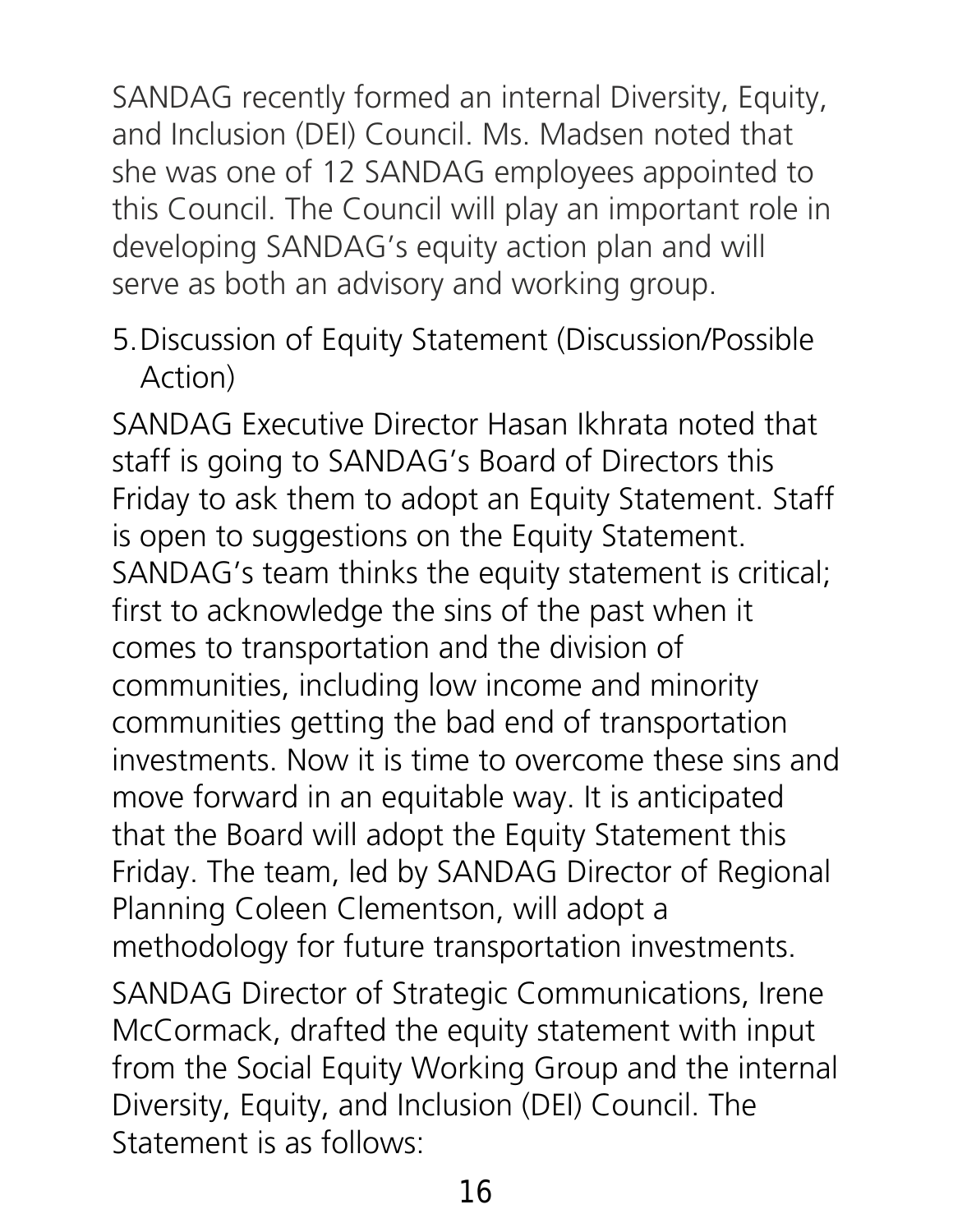SANDAG recently formed an internal Diversity, Equity, and Inclusion (DEI) Council. Ms. Madsen noted that she was one of 12 SANDAG employees appointed to this Council. The Council will play an important role in developing SANDAG's equity action plan and will serve as both an advisory and working group.

5. Discussion of Equity Statement (Discussion/Possible Action)

SANDAG Executive Director Hasan Ikhrata noted that staff is going to SANDAG's Board of Directors this Friday to ask them to adopt an Equity Statement. Staff is open to suggestions on the Equity Statement. SANDAG's team thinks the equity statement is critical; first to acknowledge the sins of the past when it comes to transportation and the division of communities, including low income and minority communities getting the bad end of transportation investments. Now it is time to overcome these sins and move forward in an equitable way. It is anticipated that the Board will adopt the Equity Statement this Friday. The team, led by SANDAG Director of Regional Planning Coleen Clementson, will adopt a methodology for future transportation investments.

SANDAG Director of Strategic Communications, Irene McCormack, drafted the equity statement with input from the Social Equity Working Group and the internal Diversity, Equity, and Inclusion (DEI) Council. The Statement is as follows: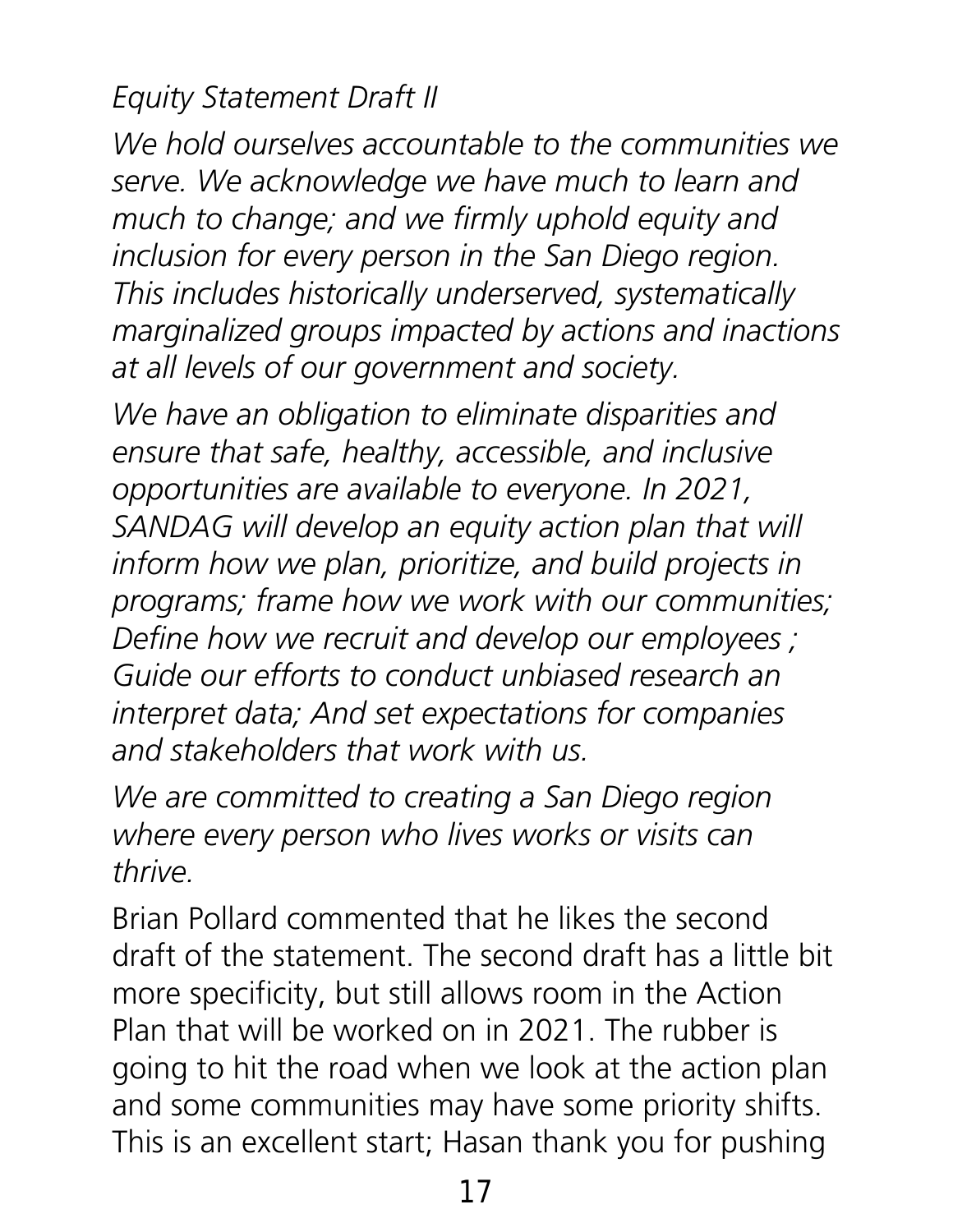*Equity Statement Draft II*

*We hold ourselves accountable to the communities we serve. We acknowledge we have much to learn and much to change; and we firmly uphold equity and inclusion for every person in the San Diego region. This includes historically underserved, systematically marginalized groups impacted by actions and inactions at all levels of our government and society.*

*We have an obligation to eliminate disparities and ensure that safe, healthy, accessible, and inclusive opportunities are available to everyone. In 2021, SANDAG will develop an equity action plan that will inform how we plan, prioritize, and build projects in programs; frame how we work with our communities; Define how we recruit and develop our employees ; Guide our efforts to conduct unbiased research an interpret data; And set expectations for companies and stakeholders that work with us.*

*We are committed to creating a San Diego region where every person who lives works or visits can thrive.*

Brian Pollard commented that he likes the second draft of the statement. The second draft has a little bit more specificity, but still allows room in the Action Plan that will be worked on in 2021. The rubber is going to hit the road when we look at the action plan and some communities may have some priority shifts. This is an excellent start; Hasan thank you for pushing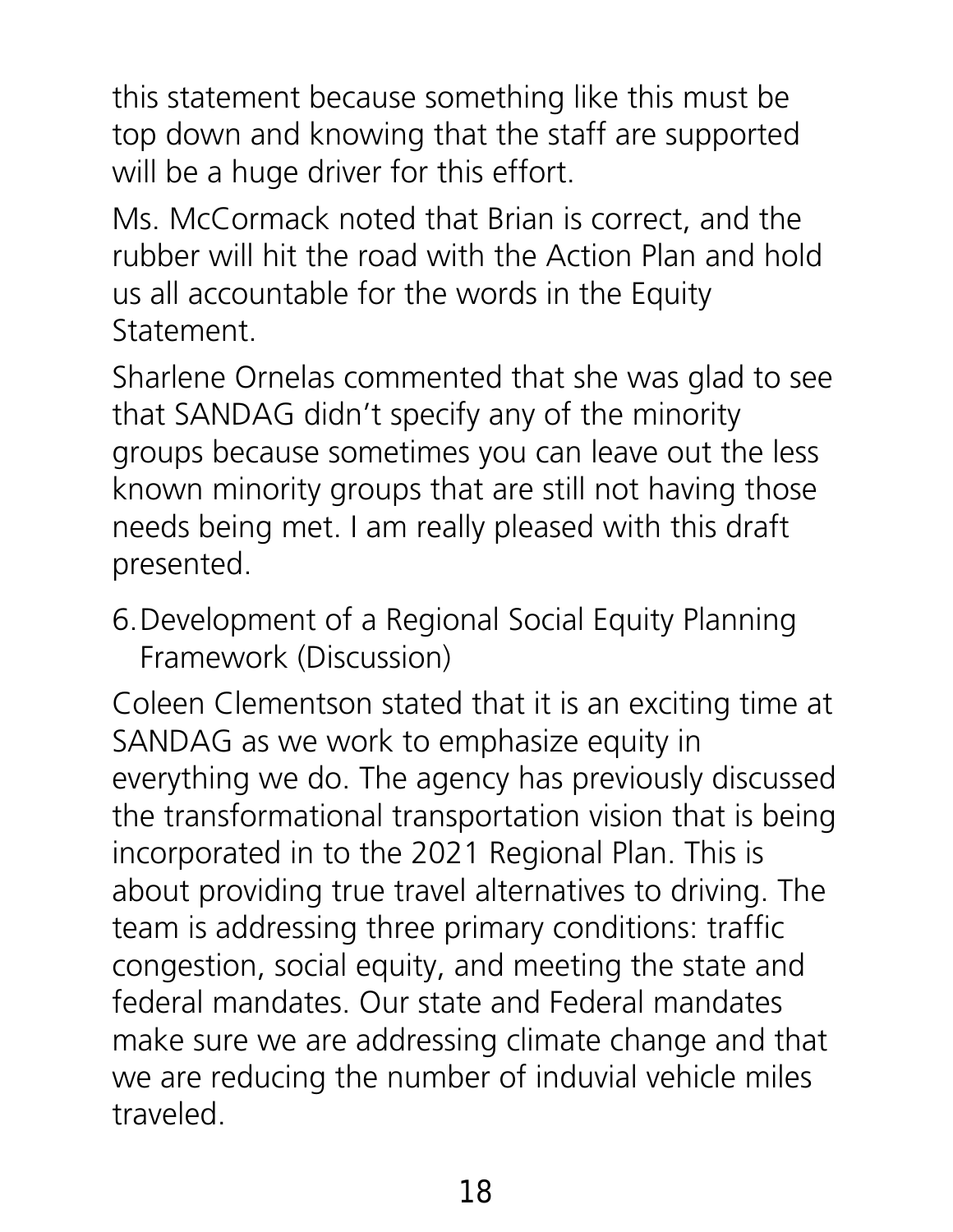this statement because something like this must be top down and knowing that the staff are supported will be a huge driver for this effort.

Ms. McCormack noted that Brian is correct, and the rubber will hit the road with the Action Plan and hold us all accountable for the words in the Equity Statement.

Sharlene Ornelas commented that she was glad to see that SANDAG didn't specify any of the minority groups because sometimes you can leave out the less known minority groups that are still not having those needs being met. I am really pleased with this draft presented.

6. Development of a Regional Social Equity Planning Framework (Discussion)

Coleen Clementson stated that it is an exciting time at SANDAG as we work to emphasize equity in everything we do. The agency has previously discussed the transformational transportation vision that is being incorporated in to the 2021 Regional Plan. This is about providing true travel alternatives to driving. The team is addressing three primary conditions: traffic congestion, social equity, and meeting the state and federal mandates. Our state and Federal mandates make sure we are addressing climate change and that we are reducing the number of induvial vehicle miles traveled.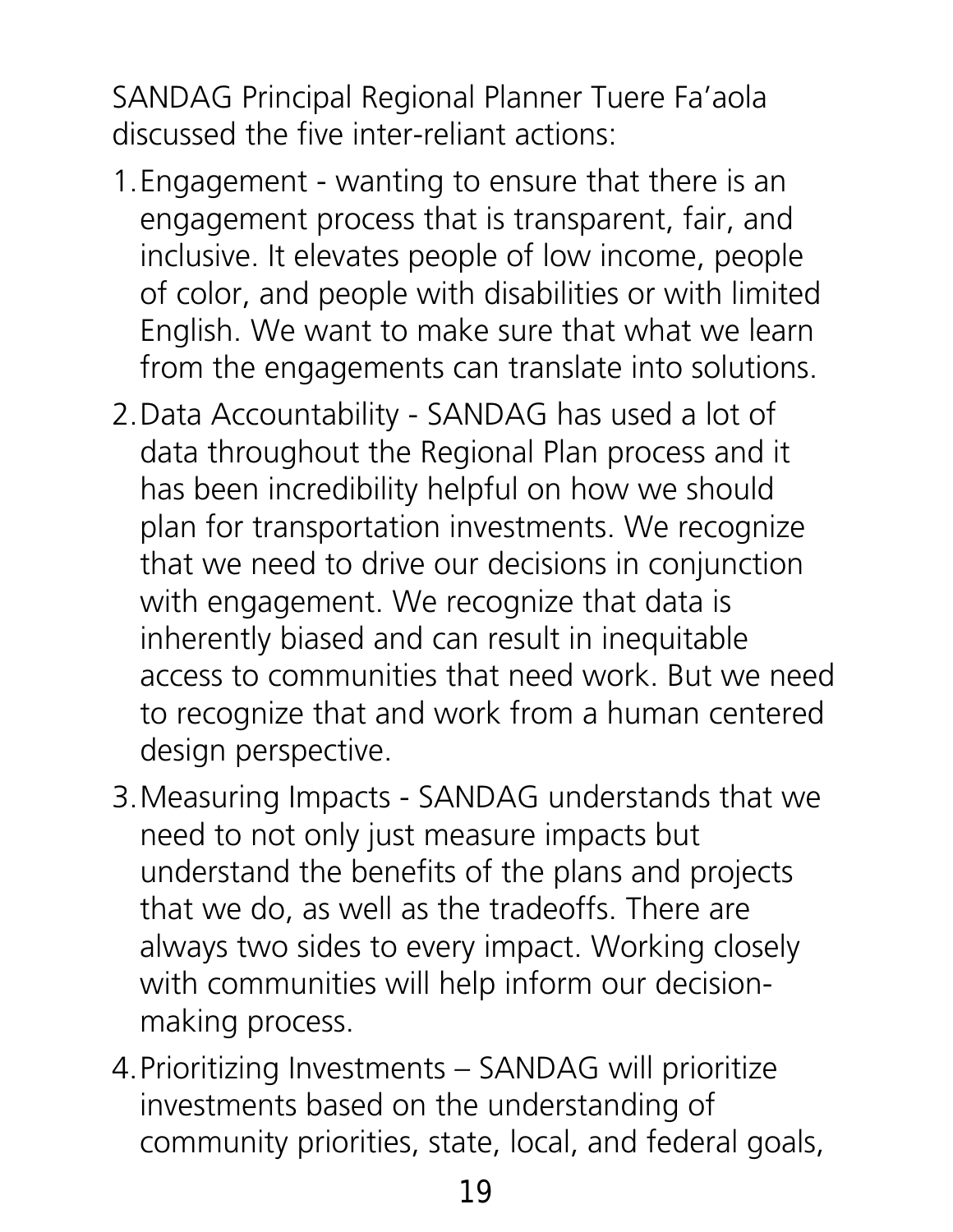SANDAG Principal Regional Planner Tuere Fa'aola discussed the five inter-reliant actions:

1. Engagement - wanting to ensure that there is an engagement process that is transparent, fair, and inclusive. It elevates people of low income, people of color, and people with disabilities or with limited English. We want to make sure that what we learn from the engagements can translate into solutions.
2. Data Accountability - SANDAG has used a lot of data throughout the Regional Plan process and it has been incredibility helpful on how we should plan for transportation investments. We recognize that we need to drive our decisions in conjunction with engagement. We recognize that data is inherently biased and can result in inequitable access to communities that need work. But we need to recognize that and work from a human centered design perspective.
3. Measuring Impacts - SANDAG understands that we need to not only just measure impacts but understand the benefits of the plans and projects that we do, as well as the tradeoffs. There are always two sides to every impact. Working closely with communities will help inform our decision-making process.
4. Prioritizing Investments – SANDAG will prioritize investments based on the understanding of community priorities, state, local, and federal goals,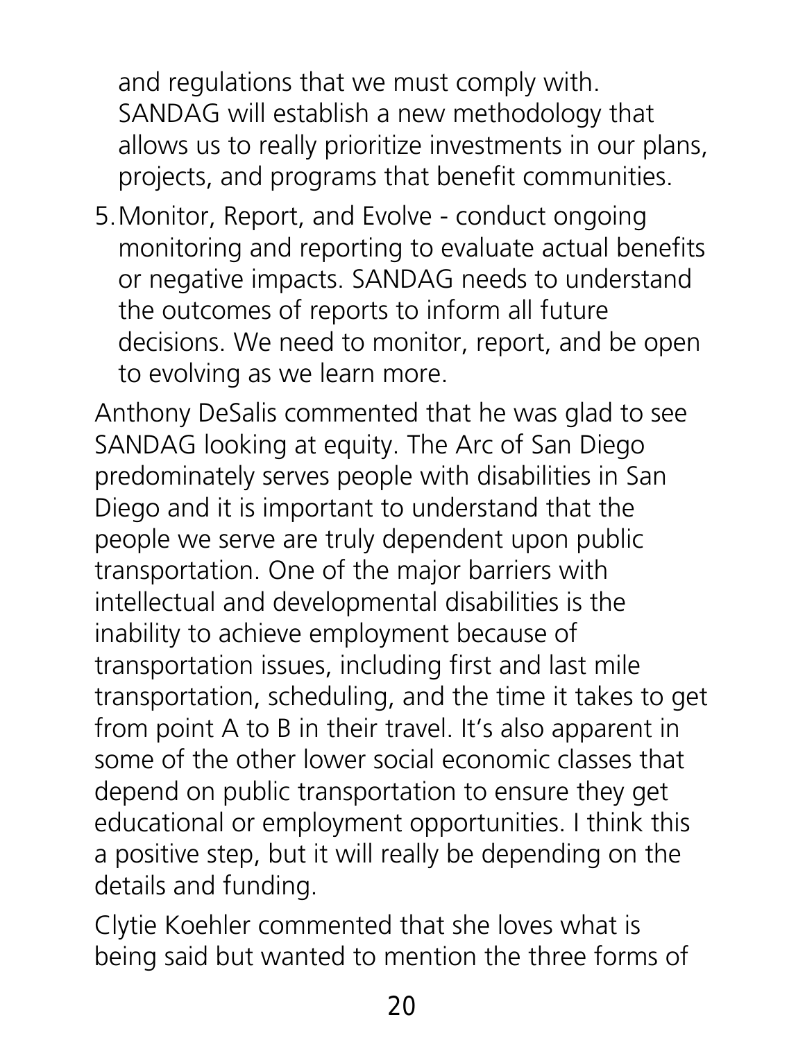and regulations that we must comply with. SANDAG will establish a new methodology that allows us to really prioritize investments in our plans, projects, and programs that benefit communities.

5. Monitor, Report, and Evolve - conduct ongoing monitoring and reporting to evaluate actual benefits or negative impacts. SANDAG needs to understand the outcomes of reports to inform all future decisions. We need to monitor, report, and be open to evolving as we learn more.

Anthony DeSalis commented that he was glad to see SANDAG looking at equity. The Arc of San Diego predominately serves people with disabilities in San Diego and it is important to understand that the people we serve are truly dependent upon public transportation. One of the major barriers with intellectual and developmental disabilities is the inability to achieve employment because of transportation issues, including first and last mile transportation, scheduling, and the time it takes to get from point A to B in their travel. It's also apparent in some of the other lower social economic classes that depend on public transportation to ensure they get educational or employment opportunities. I think this a positive step, but it will really be depending on the details and funding.

Clytie Koehler commented that she loves what is being said but wanted to mention the three forms of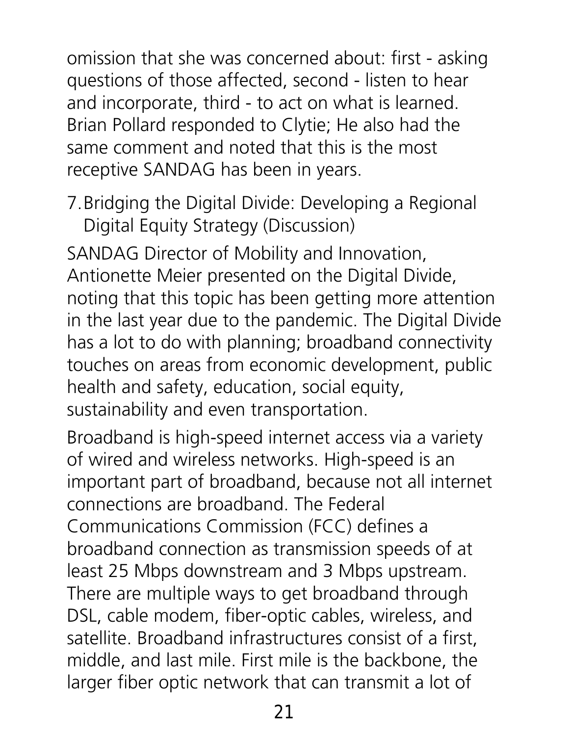omission that she was concerned about: first - asking questions of those affected, second - listen to hear and incorporate, third - to act on what is learned. Brian Pollard responded to Clytie; He also had the same comment and noted that this is the most receptive SANDAG has been in years.

7. Bridging the Digital Divide: Developing a Regional Digital Equity Strategy (Discussion)

SANDAG Director of Mobility and Innovation, Antionette Meier presented on the Digital Divide, noting that this topic has been getting more attention in the last year due to the pandemic. The Digital Divide has a lot to do with planning; broadband connectivity touches on areas from economic development, public health and safety, education, social equity, sustainability and even transportation.

Broadband is high-speed internet access via a variety of wired and wireless networks. High-speed is an important part of broadband, because not all internet connections are broadband. The Federal Communications Commission (FCC) defines a broadband connection as transmission speeds of at least 25 Mbps downstream and 3 Mbps upstream. There are multiple ways to get broadband through DSL, cable modem, fiber-optic cables, wireless, and satellite. Broadband infrastructures consist of a first, middle, and last mile. First mile is the backbone, the larger fiber optic network that can transmit a lot of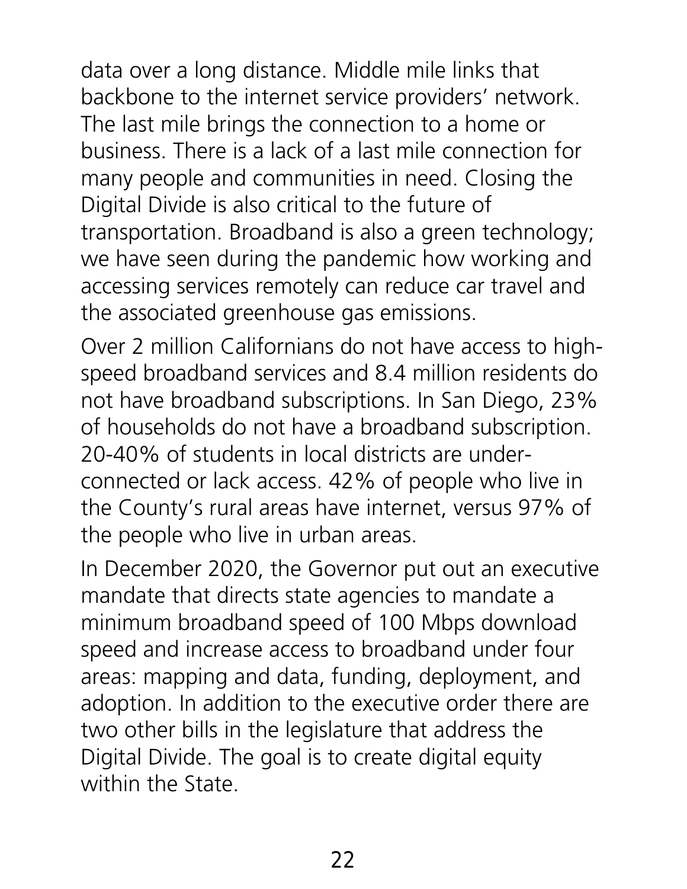data over a long distance. Middle mile links that backbone to the internet service providers' network. The last mile brings the connection to a home or business. There is a lack of a last mile connection for many people and communities in need. Closing the Digital Divide is also critical to the future of transportation. Broadband is also a green technology; we have seen during the pandemic how working and accessing services remotely can reduce car travel and the associated greenhouse gas emissions.

Over 2 million Californians do not have access to high-speed broadband services and 8.4 million residents do not have broadband subscriptions. In San Diego, 23% of households do not have a broadband subscription. 20-40% of students in local districts are under-connected or lack access. 42% of people who live in the County's rural areas have internet, versus 97% of the people who live in urban areas.

In December 2020, the Governor put out an executive mandate that directs state agencies to mandate a minimum broadband speed of 100 Mbps download speed and increase access to broadband under four areas: mapping and data, funding, deployment, and adoption. In addition to the executive order there are two other bills in the legislature that address the Digital Divide. The goal is to create digital equity within the State.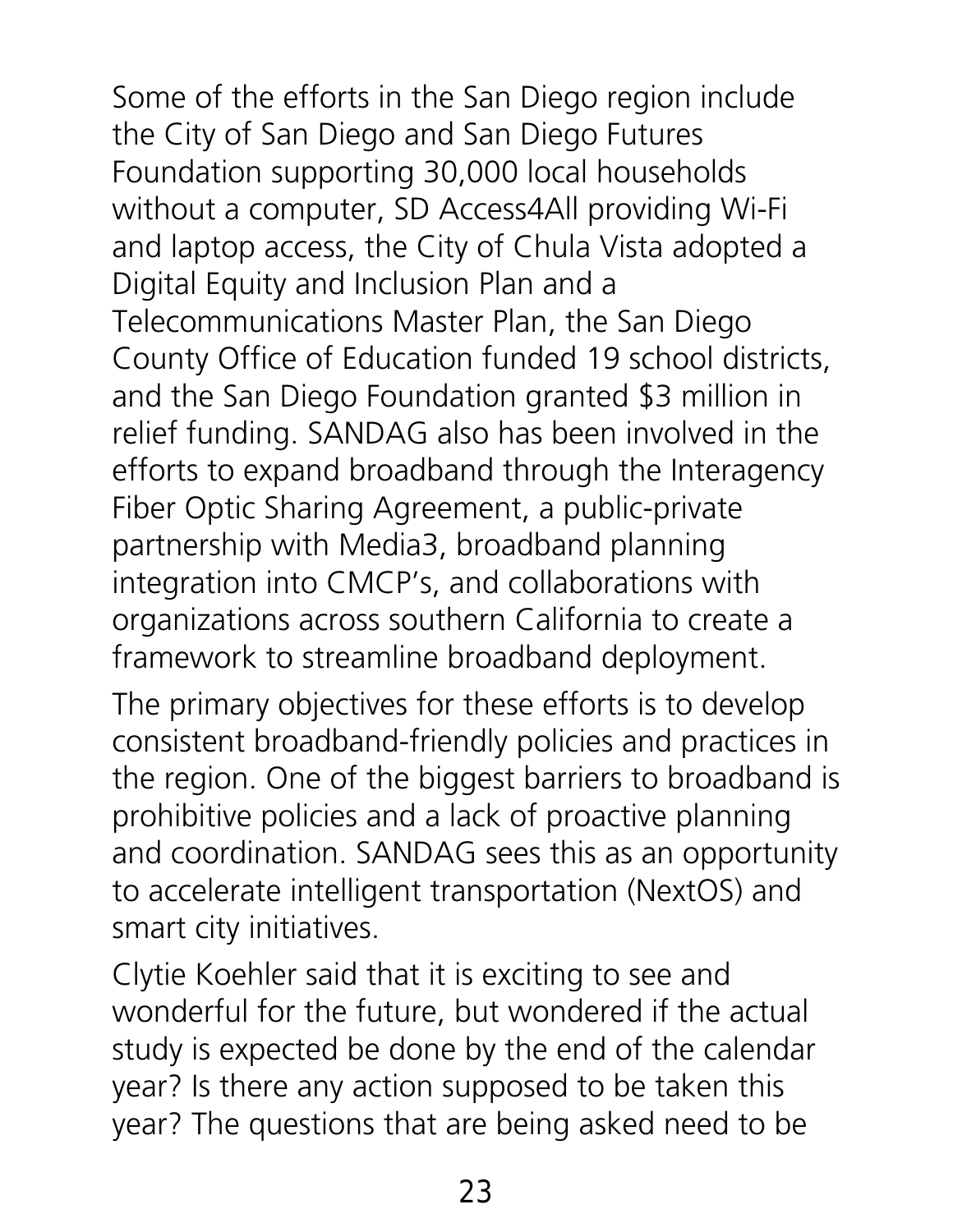Some of the efforts in the San Diego region include the City of San Diego and San Diego Futures Foundation supporting 30,000 local households without a computer, SD Access4All providing Wi-Fi and laptop access, the City of Chula Vista adopted a Digital Equity and Inclusion Plan and a Telecommunications Master Plan, the San Diego County Office of Education funded 19 school districts, and the San Diego Foundation granted $3 million in relief funding. SANDAG also has been involved in the efforts to expand broadband through the Interagency Fiber Optic Sharing Agreement, a public-private partnership with Media3, broadband planning integration into CMCP's, and collaborations with organizations across southern California to create a framework to streamline broadband deployment.

The primary objectives for these efforts is to develop consistent broadband-friendly policies and practices in the region. One of the biggest barriers to broadband is prohibitive policies and a lack of proactive planning and coordination. SANDAG sees this as an opportunity to accelerate intelligent transportation (NextOS) and smart city initiatives.

Clytie Koehler said that it is exciting to see and wonderful for the future, but wondered if the actual study is expected be done by the end of the calendar year? Is there any action supposed to be taken this year? The questions that are being asked need to be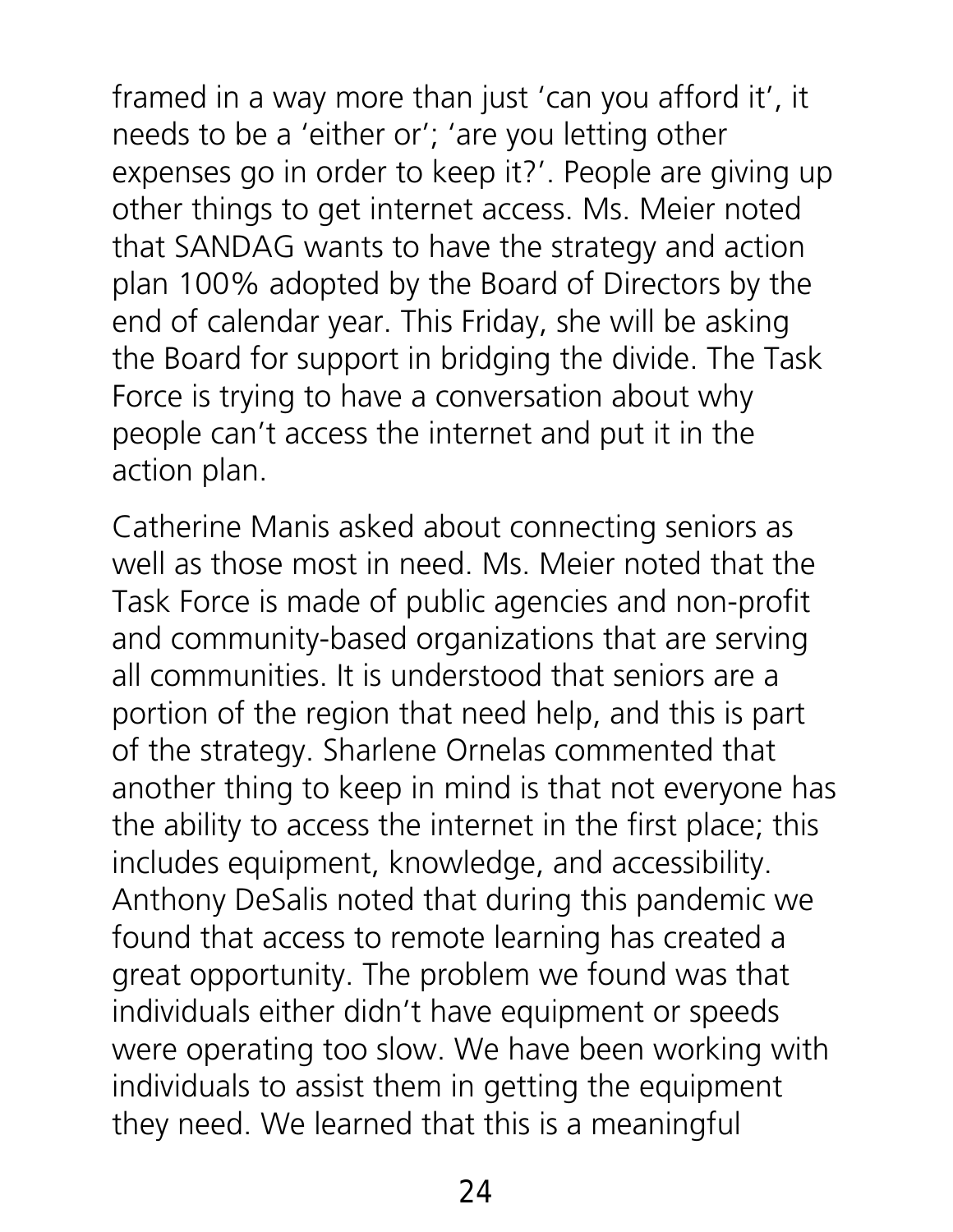framed in a way more than just 'can you afford it', it needs to be a 'either or'; 'are you letting other expenses go in order to keep it?'. People are giving up other things to get internet access. Ms. Meier noted that SANDAG wants to have the strategy and action plan 100% adopted by the Board of Directors by the end of calendar year. This Friday, she will be asking the Board for support in bridging the divide. The Task Force is trying to have a conversation about why people can't access the internet and put it in the action plan.

Catherine Manis asked about connecting seniors as well as those most in need. Ms. Meier noted that the Task Force is made of public agencies and non-profit and community-based organizations that are serving all communities. It is understood that seniors are a portion of the region that need help, and this is part of the strategy. Sharlene Ornelas commented that another thing to keep in mind is that not everyone has the ability to access the internet in the first place; this includes equipment, knowledge, and accessibility. Anthony DeSalis noted that during this pandemic we found that access to remote learning has created a great opportunity. The problem we found was that individuals either didn't have equipment or speeds were operating too slow. We have been working with individuals to assist them in getting the equipment they need. We learned that this is a meaningful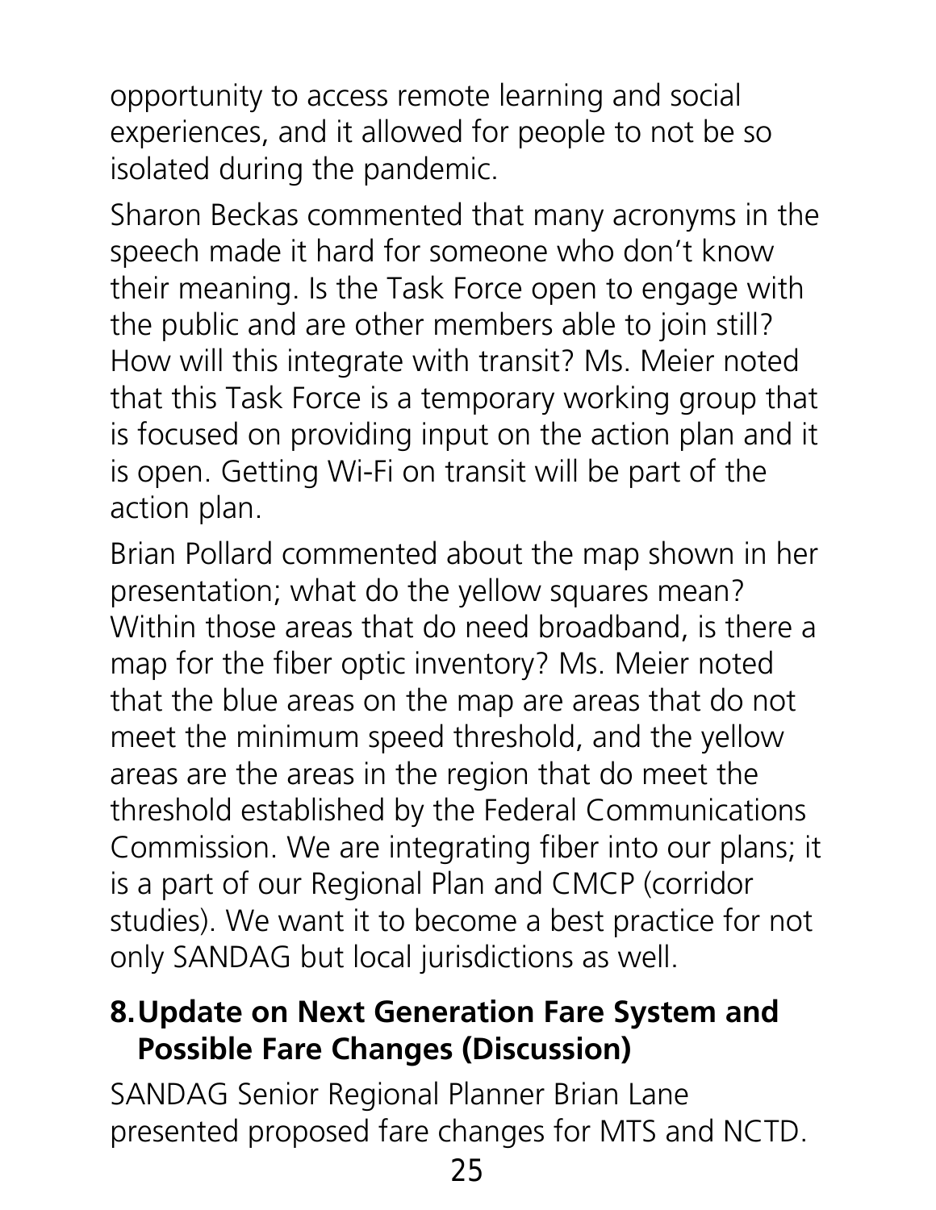opportunity to access remote learning and social experiences, and it allowed for people to not be so isolated during the pandemic.

Sharon Beckas commented that many acronyms in the speech made it hard for someone who don't know their meaning. Is the Task Force open to engage with the public and are other members able to join still? How will this integrate with transit? Ms. Meier noted that this Task Force is a temporary working group that is focused on providing input on the action plan and it is open. Getting Wi-Fi on transit will be part of the action plan.

Brian Pollard commented about the map shown in her presentation; what do the yellow squares mean? Within those areas that do need broadband, is there a map for the fiber optic inventory? Ms. Meier noted that the blue areas on the map are areas that do not meet the minimum speed threshold, and the yellow areas are the areas in the region that do meet the threshold established by the Federal Communications Commission. We are integrating fiber into our plans; it is a part of our Regional Plan and CMCP (corridor studies). We want it to become a best practice for not only SANDAG but local jurisdictions as well.

## 8. Update on Next Generation Fare System and Possible Fare Changes (Discussion)

SANDAG Senior Regional Planner Brian Lane presented proposed fare changes for MTS and NCTD.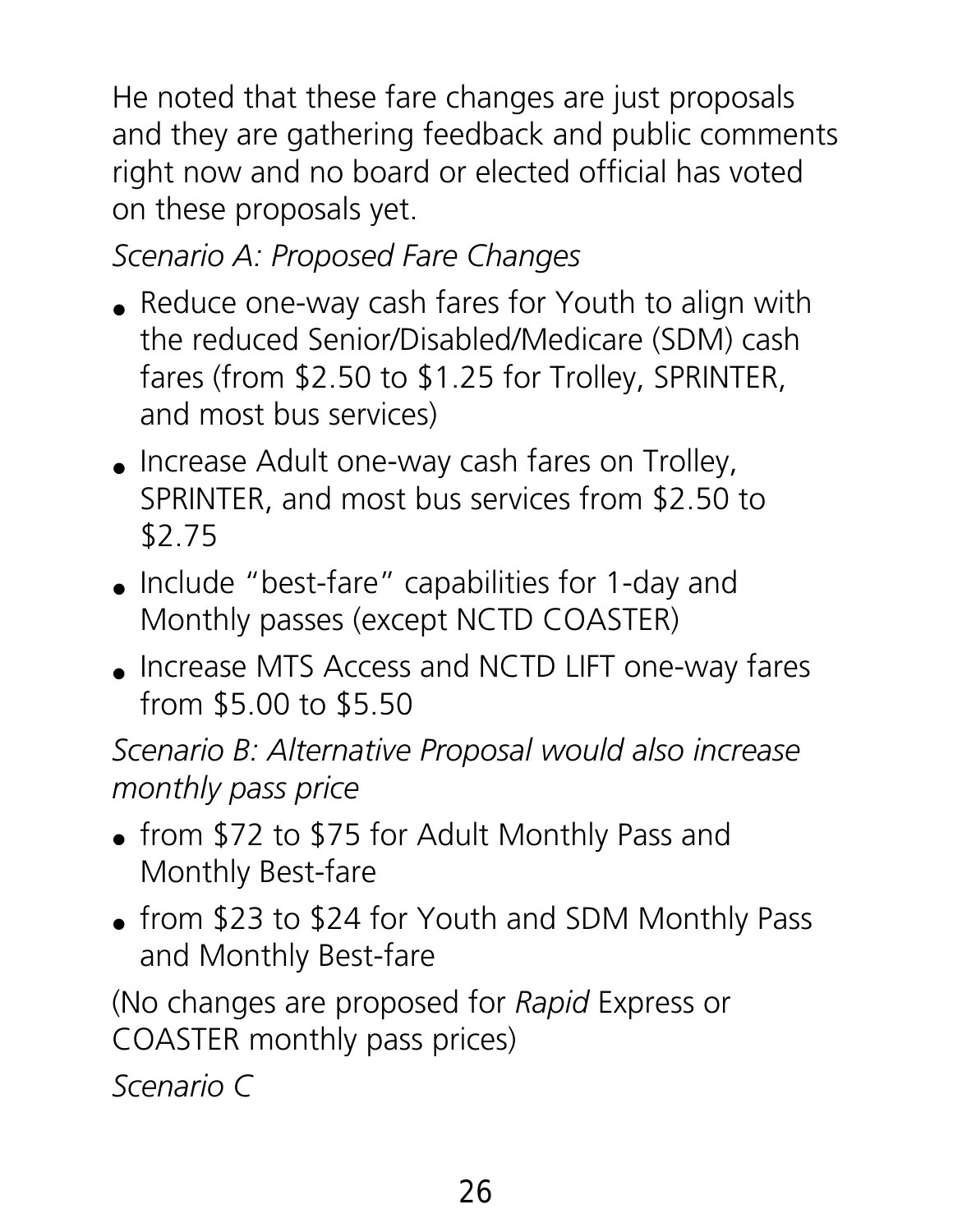He noted that these fare changes are just proposals and they are gathering feedback and public comments right now and no board or elected official has voted on these proposals yet.

*Scenario A: Proposed Fare Changes*

- Reduce one-way cash fares for Youth to align with the reduced Senior/Disabled/Medicare (SDM) cash fares (from $2.50 to $1.25 for Trolley, SPRINTER, and most bus services)
- Increase Adult one-way cash fares on Trolley, SPRINTER, and most bus services from $2.50 to $2.75
- Include "best-fare" capabilities for 1-day and Monthly passes (except NCTD COASTER)
- Increase MTS Access and NCTD LIFT one-way fares from $5.00 to $5.50

*Scenario B: Alternative Proposal would also increase monthly pass price*

- from $72 to $75 for Adult Monthly Pass and Monthly Best-fare
- from $23 to $24 for Youth and SDM Monthly Pass and Monthly Best-fare

(No changes are proposed for *Rapid* Express or COASTER monthly pass prices)

*Scenario C*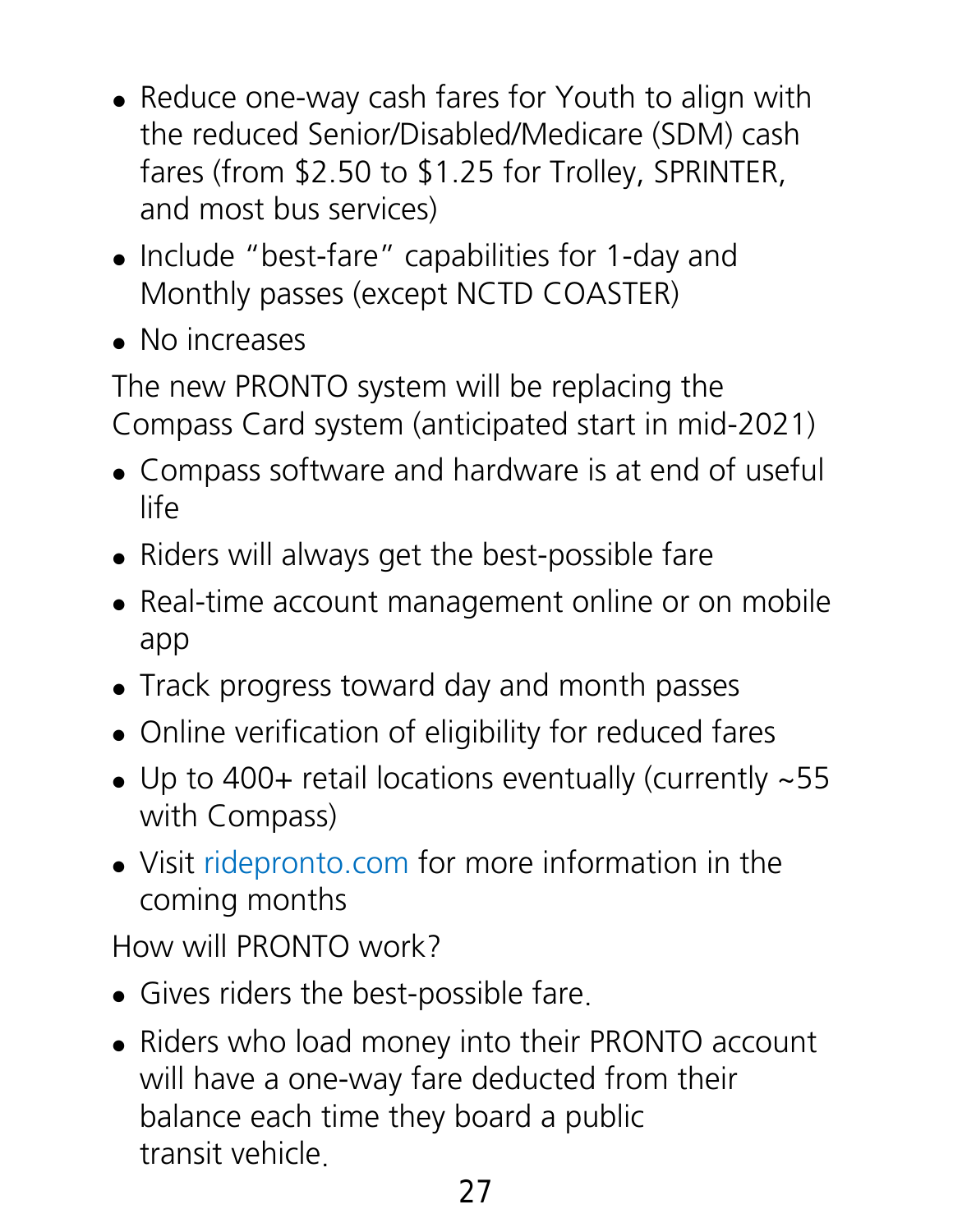- Reduce one-way cash fares for Youth to align with the reduced Senior/Disabled/Medicare (SDM) cash fares (from $2.50 to $1.25 for Trolley, SPRINTER, and most bus services)
- Include "best-fare" capabilities for 1-day and Monthly passes (except NCTD COASTER)
- No increases

The new PRONTO system will be replacing the Compass Card system (anticipated start in mid-2021)

- Compass software and hardware is at end of useful life
- Riders will always get the best-possible fare
- Real-time account management online or on mobile app
- Track progress toward day and month passes
- Online verification of eligibility for reduced fares
- Up to 400+ retail locations eventually (currently ~55 with Compass)
- Visit ridepronto.com for more information in the coming months

How will PRONTO work?

- Gives riders the best-possible fare.
- Riders who load money into their PRONTO account will have a one-way fare deducted from their balance each time they board a public transit vehicle.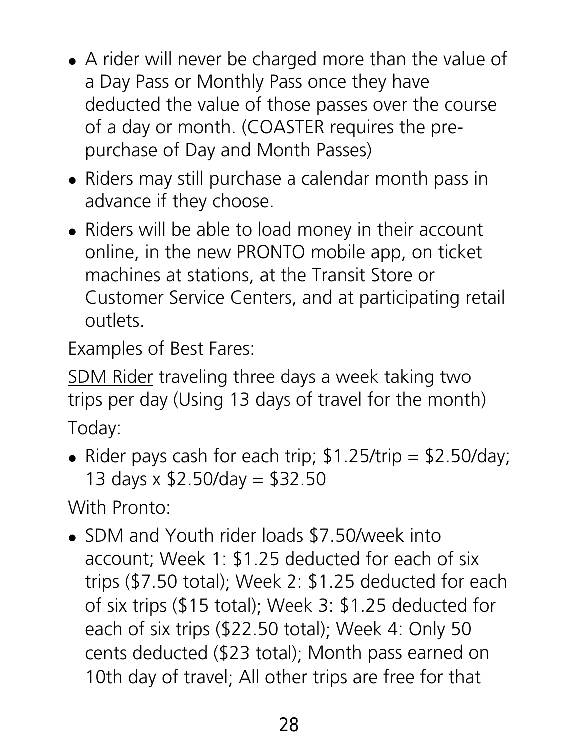- A rider will never be charged more than the value of a Day Pass or Monthly Pass once they have deducted the value of those passes over the course of a day or month. (COASTER requires the pre-purchase of Day and Month Passes)
- Riders may still purchase a calendar month pass in advance if they choose.
- Riders will be able to load money in their account online, in the new PRONTO mobile app, on ticket machines at stations, at the Transit Store or Customer Service Centers, and at participating retail outlets.

Examples of Best Fares:

<u>SDM Rider</u> traveling three days a week taking two trips per day (Using 13 days of travel for the month)

Today:

- Rider pays cash for each trip; $1.25/trip = $2.50/day; 13 days x $2.50/day = $32.50

With Pronto:

- SDM and Youth rider loads $7.50/week into account; Week 1: $1.25 deducted for each of six trips ($7.50 total); Week 2: $1.25 deducted for each of six trips ($15 total); Week 3: $1.25 deducted for each of six trips ($22.50 total); Week 4: Only 50 cents deducted ($23 total); Month pass earned on 10th day of travel; All other trips are free for that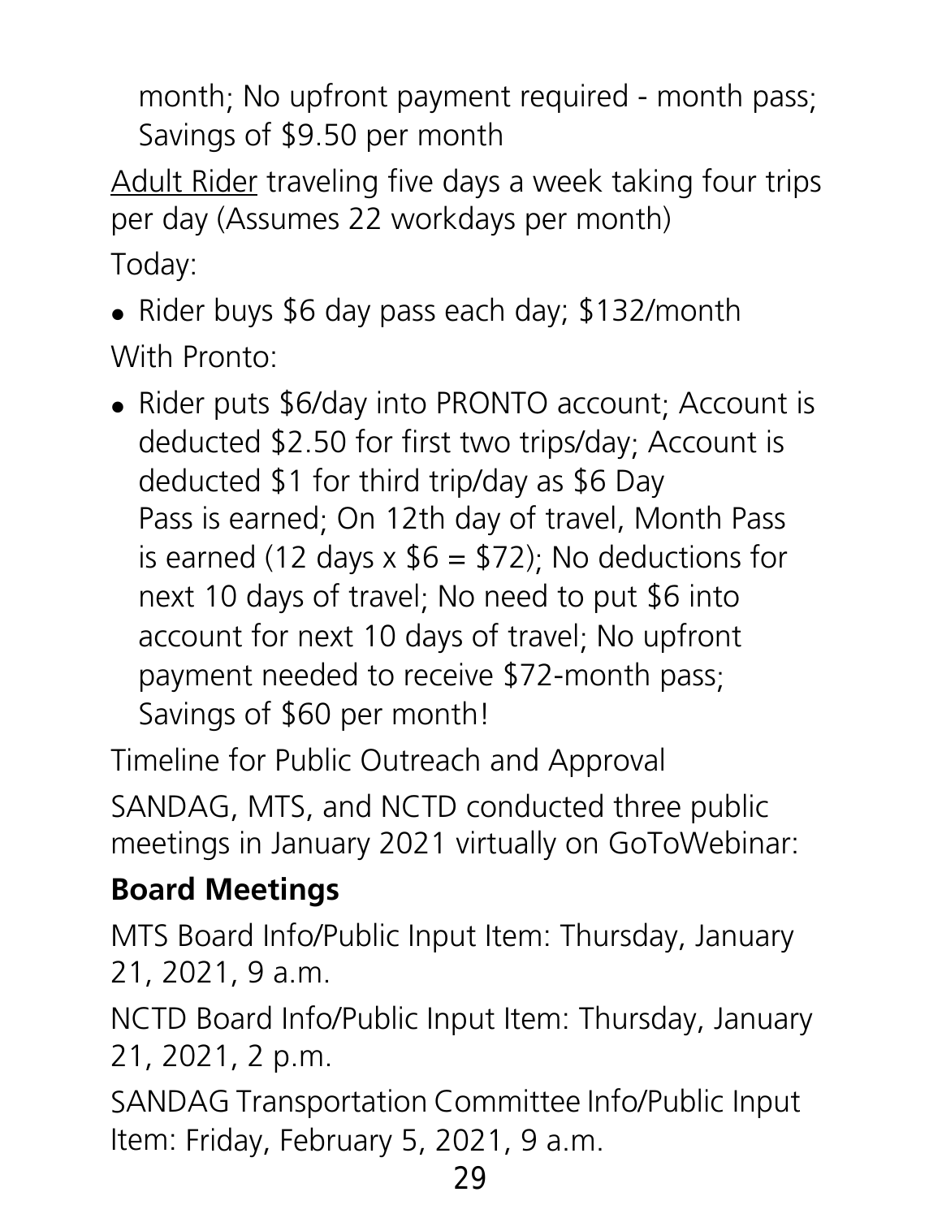month; No upfront payment required - month pass; Savings of $9.50 per month

Adult Rider traveling five days a week taking four trips per day (Assumes 22 workdays per month)

Today:

- Rider buys $6 day pass each day; $132/month

With Pronto:

- Rider puts $6/day into PRONTO account; Account is deducted $2.50 for first two trips/day; Account is deducted $1 for third trip/day as $6 Day Pass is earned; On 12th day of travel, Month Pass is earned (12 days x $6 = $72); No deductions for next 10 days of travel; No need to put $6 into account for next 10 days of travel; No upfront payment needed to receive $72-month pass; Savings of $60 per month!

Timeline for Public Outreach and Approval

SANDAG, MTS, and NCTD conducted three public meetings in January 2021 virtually on GoToWebinar:

**Board Meetings**

MTS Board Info/Public Input Item: Thursday, January 21, 2021, 9 a.m.

NCTD Board Info/Public Input Item: Thursday, January 21, 2021, 2 p.m.

SANDAG Transportation Committee Info/Public Input Item: Friday, February 5, 2021, 9 a.m.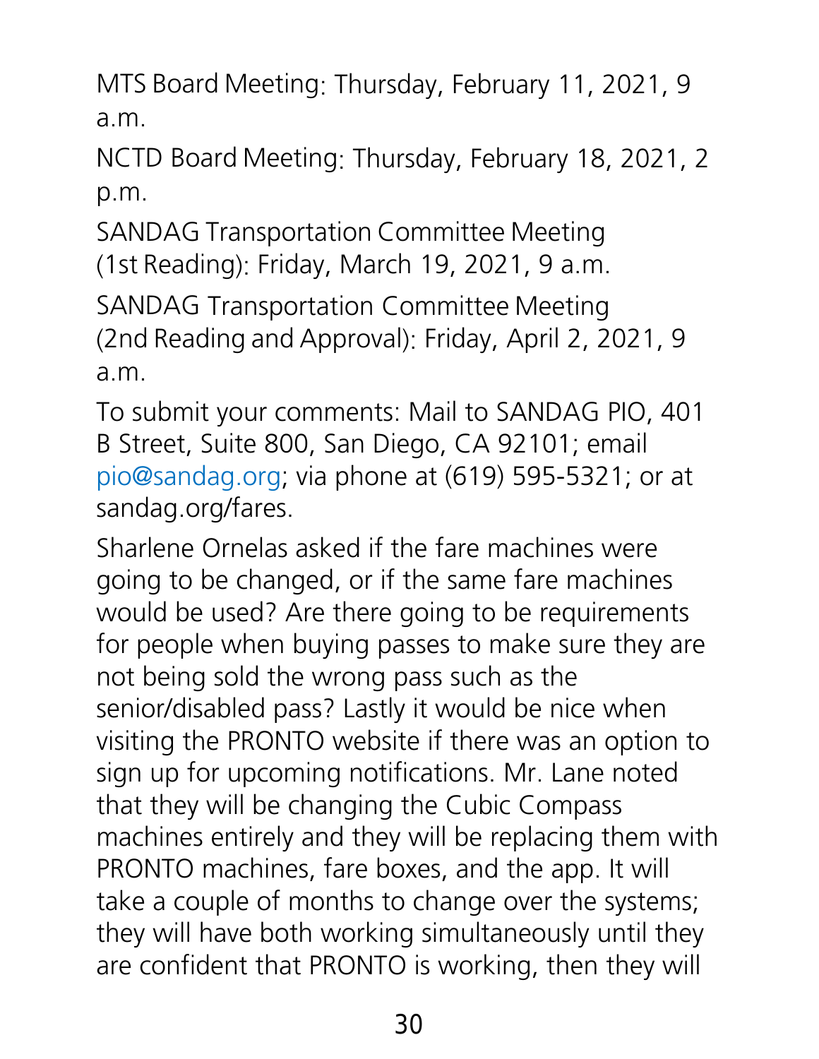MTS Board Meeting: Thursday, February 11, 2021, 9 a.m.

NCTD Board Meeting: Thursday, February 18, 2021, 2 p.m.

SANDAG Transportation Committee Meeting (1st Reading): Friday, March 19, 2021, 9 a.m.

SANDAG Transportation Committee Meeting (2nd Reading and Approval): Friday, April 2, 2021, 9 a.m.

To submit your comments: Mail to SANDAG PIO, 401 B Street, Suite 800, San Diego, CA 92101; email pio@sandag.org; via phone at (619) 595-5321; or at sandag.org/fares.

Sharlene Ornelas asked if the fare machines were going to be changed, or if the same fare machines would be used? Are there going to be requirements for people when buying passes to make sure they are not being sold the wrong pass such as the senior/disabled pass? Lastly it would be nice when visiting the PRONTO website if there was an option to sign up for upcoming notifications. Mr. Lane noted that they will be changing the Cubic Compass machines entirely and they will be replacing them with PRONTO machines, fare boxes, and the app. It will take a couple of months to change over the systems; they will have both working simultaneously until they are confident that PRONTO is working, then they will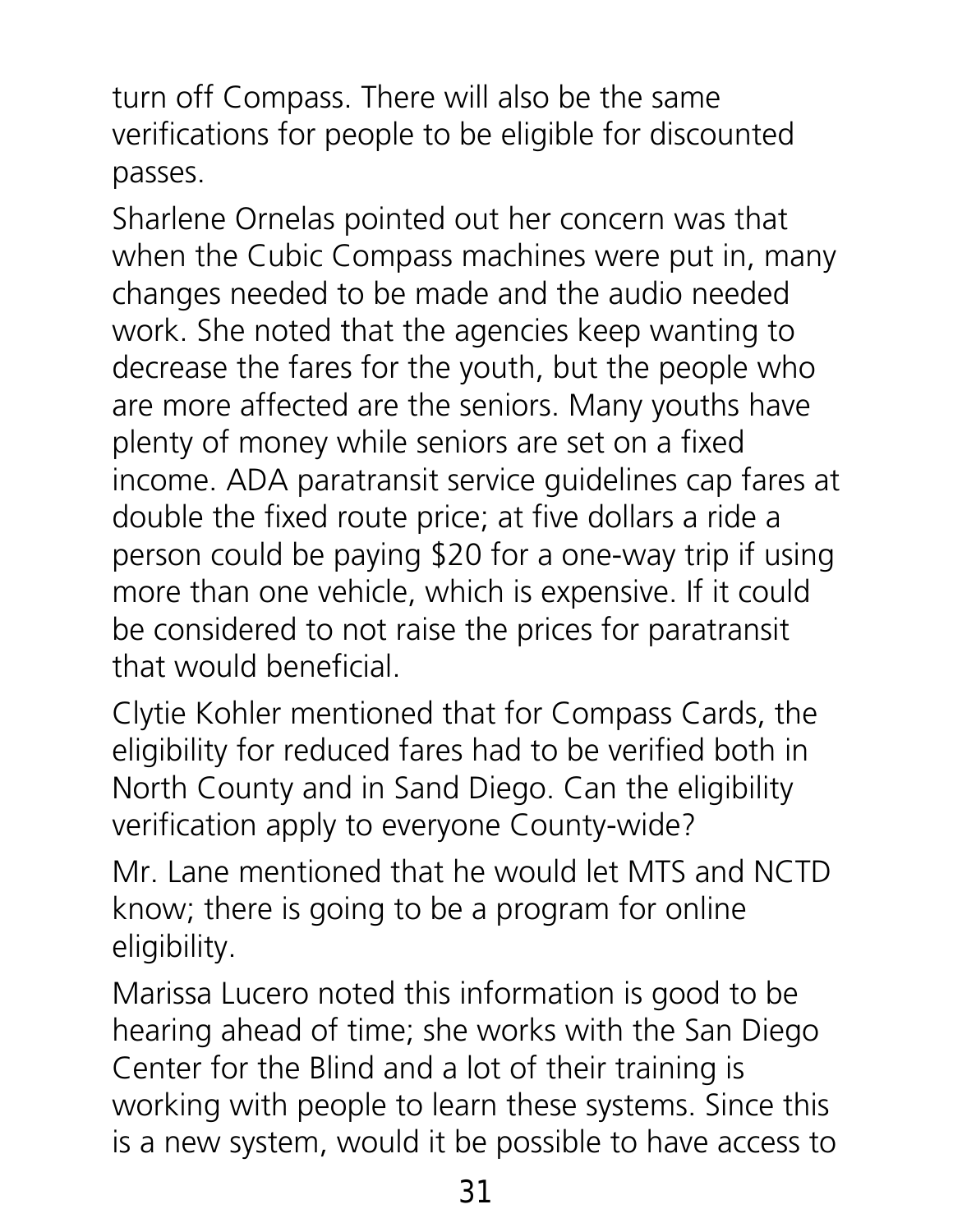turn off Compass. There will also be the same verifications for people to be eligible for discounted passes.

Sharlene Ornelas pointed out her concern was that when the Cubic Compass machines were put in, many changes needed to be made and the audio needed work. She noted that the agencies keep wanting to decrease the fares for the youth, but the people who are more affected are the seniors. Many youths have plenty of money while seniors are set on a fixed income. ADA paratransit service guidelines cap fares at double the fixed route price; at five dollars a ride a person could be paying $20 for a one-way trip if using more than one vehicle, which is expensive. If it could be considered to not raise the prices for paratransit that would beneficial.

Clytie Kohler mentioned that for Compass Cards, the eligibility for reduced fares had to be verified both in North County and in Sand Diego. Can the eligibility verification apply to everyone County-wide?

Mr. Lane mentioned that he would let MTS and NCTD know; there is going to be a program for online eligibility.

Marissa Lucero noted this information is good to be hearing ahead of time; she works with the San Diego Center for the Blind and a lot of their training is working with people to learn these systems. Since this is a new system, would it be possible to have access to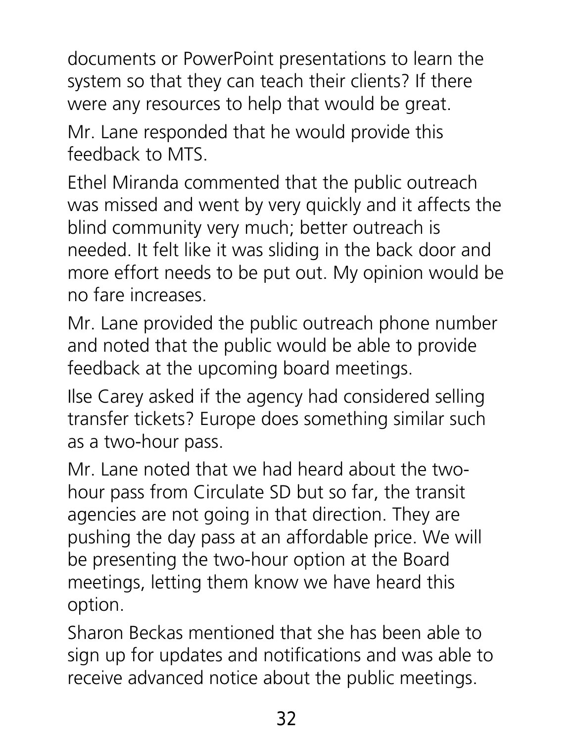documents or PowerPoint presentations to learn the system so that they can teach their clients? If there were any resources to help that would be great.

Mr. Lane responded that he would provide this feedback to MTS.

Ethel Miranda commented that the public outreach was missed and went by very quickly and it affects the blind community very much; better outreach is needed. It felt like it was sliding in the back door and more effort needs to be put out. My opinion would be no fare increases.

Mr. Lane provided the public outreach phone number and noted that the public would be able to provide feedback at the upcoming board meetings.

Ilse Carey asked if the agency had considered selling transfer tickets? Europe does something similar such as a two-hour pass.

Mr. Lane noted that we had heard about the two-hour pass from Circulate SD but so far, the transit agencies are not going in that direction. They are pushing the day pass at an affordable price. We will be presenting the two-hour option at the Board meetings, letting them know we have heard this option.

Sharon Beckas mentioned that she has been able to sign up for updates and notifications and was able to receive advanced notice about the public meetings.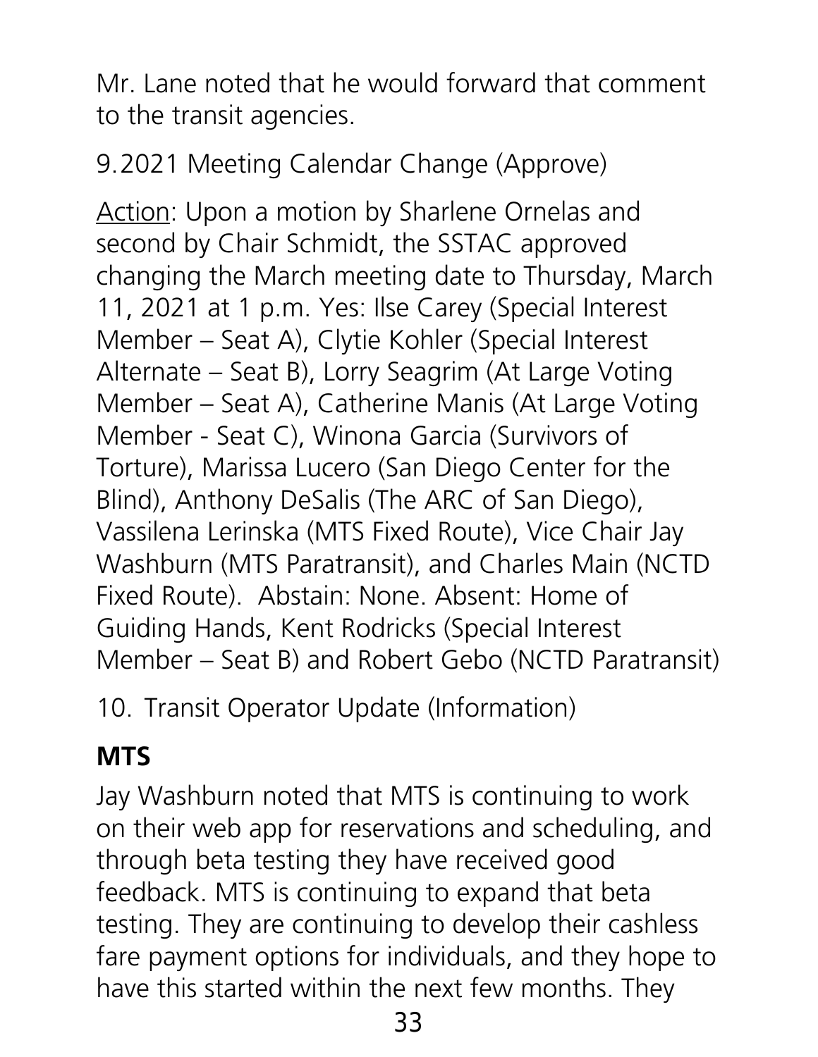Mr. Lane noted that he would forward that comment to the transit agencies.

9. 2021 Meeting Calendar Change (Approve)

Action: Upon a motion by Sharlene Ornelas and second by Chair Schmidt, the SSTAC approved changing the March meeting date to Thursday, March 11, 2021 at 1 p.m. Yes: Ilse Carey (Special Interest Member – Seat A), Clytie Kohler (Special Interest Alternate – Seat B), Lorry Seagrim (At Large Voting Member – Seat A), Catherine Manis (At Large Voting Member - Seat C), Winona Garcia (Survivors of Torture), Marissa Lucero (San Diego Center for the Blind), Anthony DeSalis (The ARC of San Diego), Vassilena Lerinska (MTS Fixed Route), Vice Chair Jay Washburn (MTS Paratransit), and Charles Main (NCTD Fixed Route). Abstain: None. Absent: Home of Guiding Hands, Kent Rodricks (Special Interest Member – Seat B) and Robert Gebo (NCTD Paratransit)

10. Transit Operator Update (Information)

**MTS**

Jay Washburn noted that MTS is continuing to work on their web app for reservations and scheduling, and through beta testing they have received good feedback. MTS is continuing to expand that beta testing. They are continuing to develop their cashless fare payment options for individuals, and they hope to have this started within the next few months. They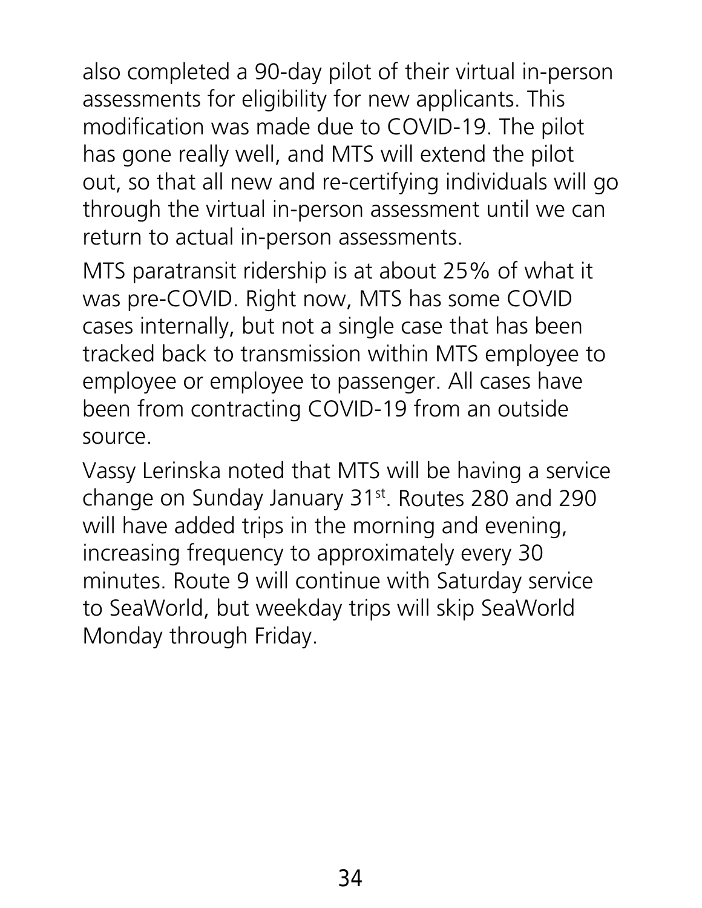also completed a 90-day pilot of their virtual in-person assessments for eligibility for new applicants. This modification was made due to COVID-19. The pilot has gone really well, and MTS will extend the pilot out, so that all new and re-certifying individuals will go through the virtual in-person assessment until we can return to actual in-person assessments.

MTS paratransit ridership is at about 25% of what it was pre-COVID. Right now, MTS has some COVID cases internally, but not a single case that has been tracked back to transmission within MTS employee to employee or employee to passenger. All cases have been from contracting COVID-19 from an outside source.

Vassy Lerinska noted that MTS will be having a service change on Sunday January 31st. Routes 280 and 290 will have added trips in the morning and evening, increasing frequency to approximately every 30 minutes. Route 9 will continue with Saturday service to SeaWorld, but weekday trips will skip SeaWorld Monday through Friday.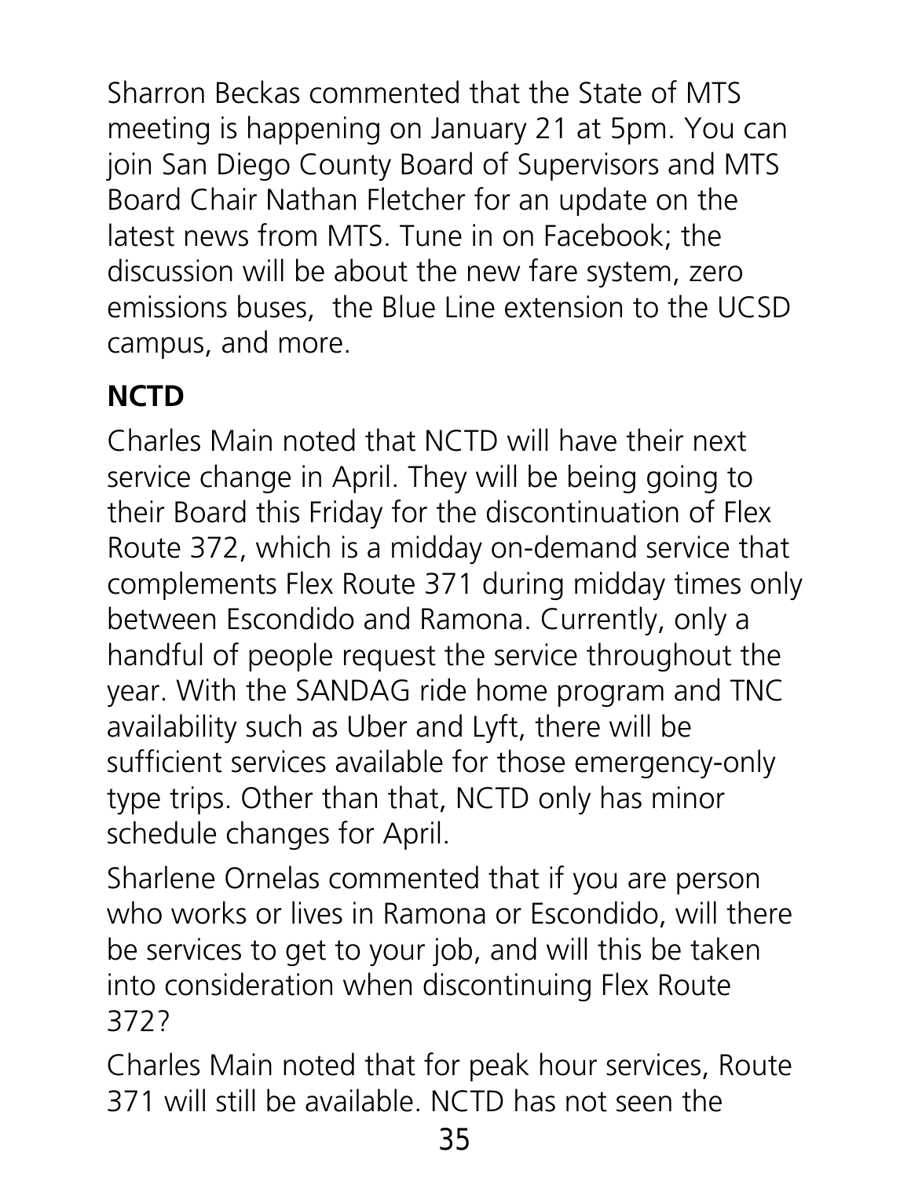Sharron Beckas commented that the State of MTS meeting is happening on January 21 at 5pm. You can join San Diego County Board of Supervisors and MTS Board Chair Nathan Fletcher for an update on the latest news from MTS. Tune in on Facebook; the discussion will be about the new fare system, zero emissions buses, the Blue Line extension to the UCSD campus, and more.

**NCTD**

Charles Main noted that NCTD will have their next service change in April. They will be being going to their Board this Friday for the discontinuation of Flex Route 372, which is a midday on-demand service that complements Flex Route 371 during midday times only between Escondido and Ramona. Currently, only a handful of people request the service throughout the year. With the SANDAG ride home program and TNC availability such as Uber and Lyft, there will be sufficient services available for those emergency-only type trips. Other than that, NCTD only has minor schedule changes for April.

Sharlene Ornelas commented that if you are person who works or lives in Ramona or Escondido, will there be services to get to your job, and will this be taken into consideration when discontinuing Flex Route 372?

Charles Main noted that for peak hour services, Route 371 will still be available. NCTD has not seen the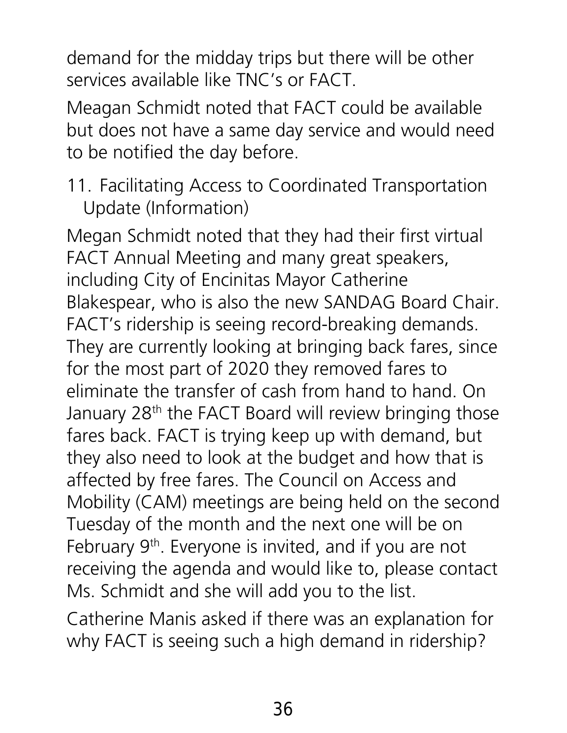demand for the midday trips but there will be other services available like TNC's or FACT.

Meagan Schmidt noted that FACT could be available but does not have a same day service and would need to be notified the day before.

11. Facilitating Access to Coordinated Transportation Update (Information)

Megan Schmidt noted that they had their first virtual FACT Annual Meeting and many great speakers, including City of Encinitas Mayor Catherine Blakespear, who is also the new SANDAG Board Chair. FACT's ridership is seeing record-breaking demands. They are currently looking at bringing back fares, since for the most part of 2020 they removed fares to eliminate the transfer of cash from hand to hand. On January 28th the FACT Board will review bringing those fares back. FACT is trying keep up with demand, but they also need to look at the budget and how that is affected by free fares. The Council on Access and Mobility (CAM) meetings are being held on the second Tuesday of the month and the next one will be on February 9th. Everyone is invited, and if you are not receiving the agenda and would like to, please contact Ms. Schmidt and she will add you to the list.

Catherine Manis asked if there was an explanation for why FACT is seeing such a high demand in ridership?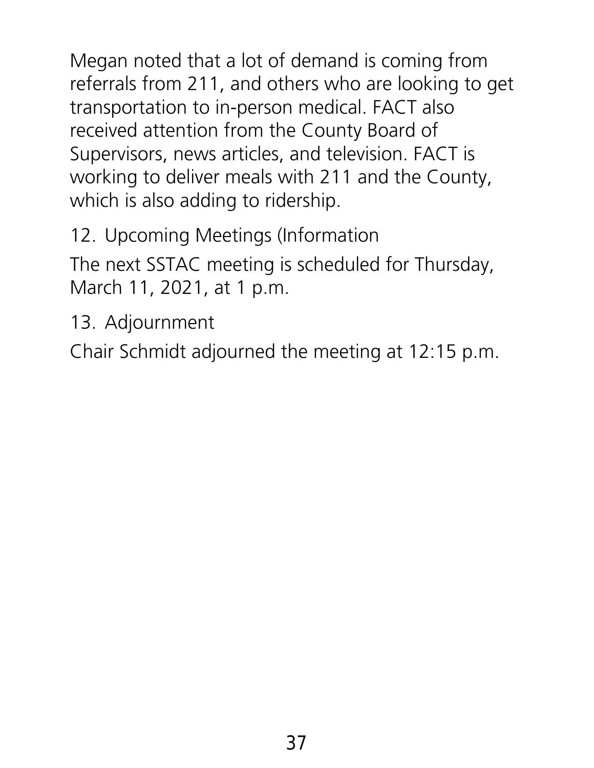Megan noted that a lot of demand is coming from referrals from 211, and others who are looking to get transportation to in-person medical. FACT also received attention from the County Board of Supervisors, news articles, and television. FACT is working to deliver meals with 211 and the County, which is also adding to ridership.

12. Upcoming Meetings (Information

The next SSTAC meeting is scheduled for Thursday, March 11, 2021, at 1 p.m.

13. Adjournment

Chair Schmidt adjourned the meeting at 12:15 p.m.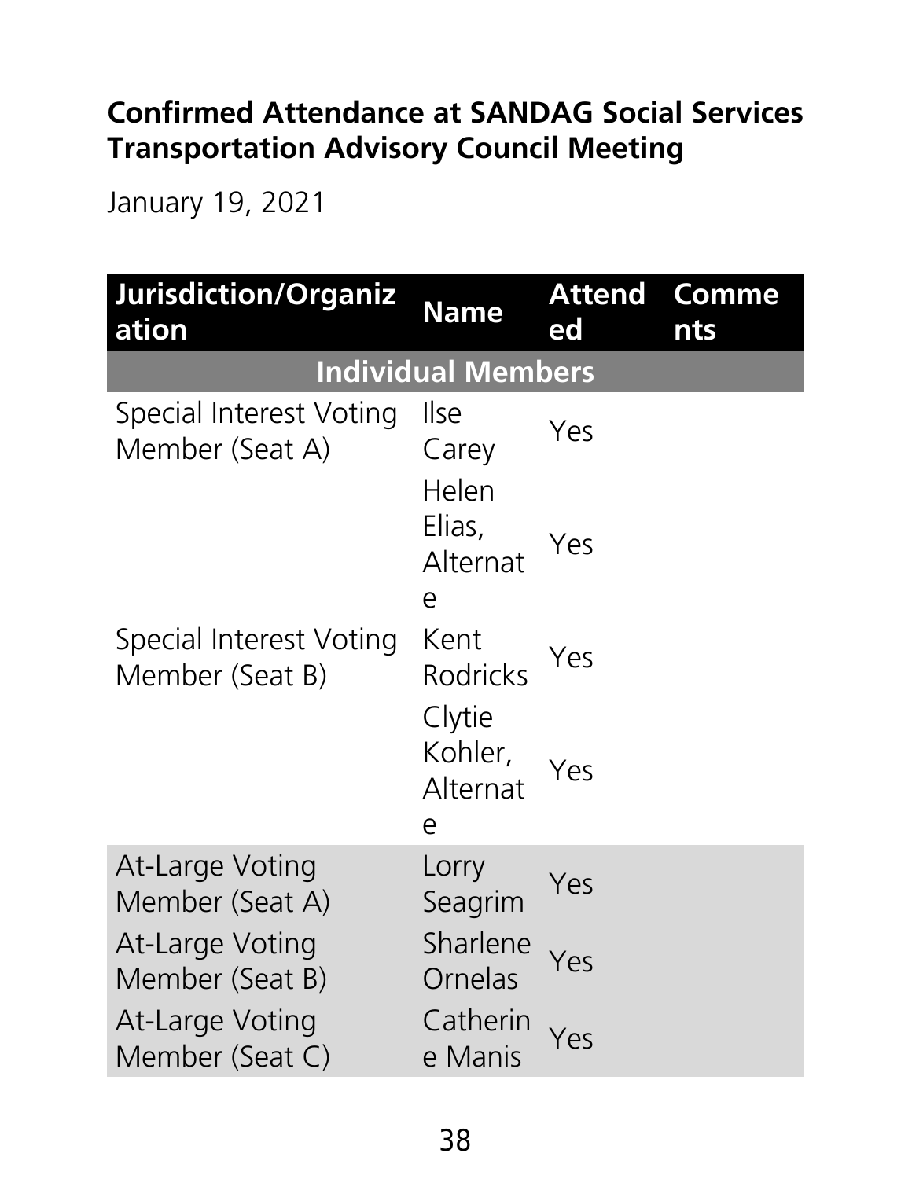**Confirmed Attendance at SANDAG Social Services Transportation Advisory Council Meeting**

January 19, 2021

| Jurisdiction/Organization | Name | Attended | Comments |
|---|---|---|---|
| **Individual Members** | | | |
| Special Interest Voting Member (Seat A) | Ilse Carey | Yes | |
| | Helen Elias, Alternate | Yes | |
| Special Interest Voting Member (Seat B) | Kent Rodricks | Yes | |
| | Clytie Kohler, Alternate | Yes | |
| At-Large Voting Member (Seat A) | Lorry Seagrim | Yes | |
| At-Large Voting Member (Seat B) | Sharlene Ornelas | Yes | |
| At-Large Voting Member (Seat C) | Catherine Manis | Yes | |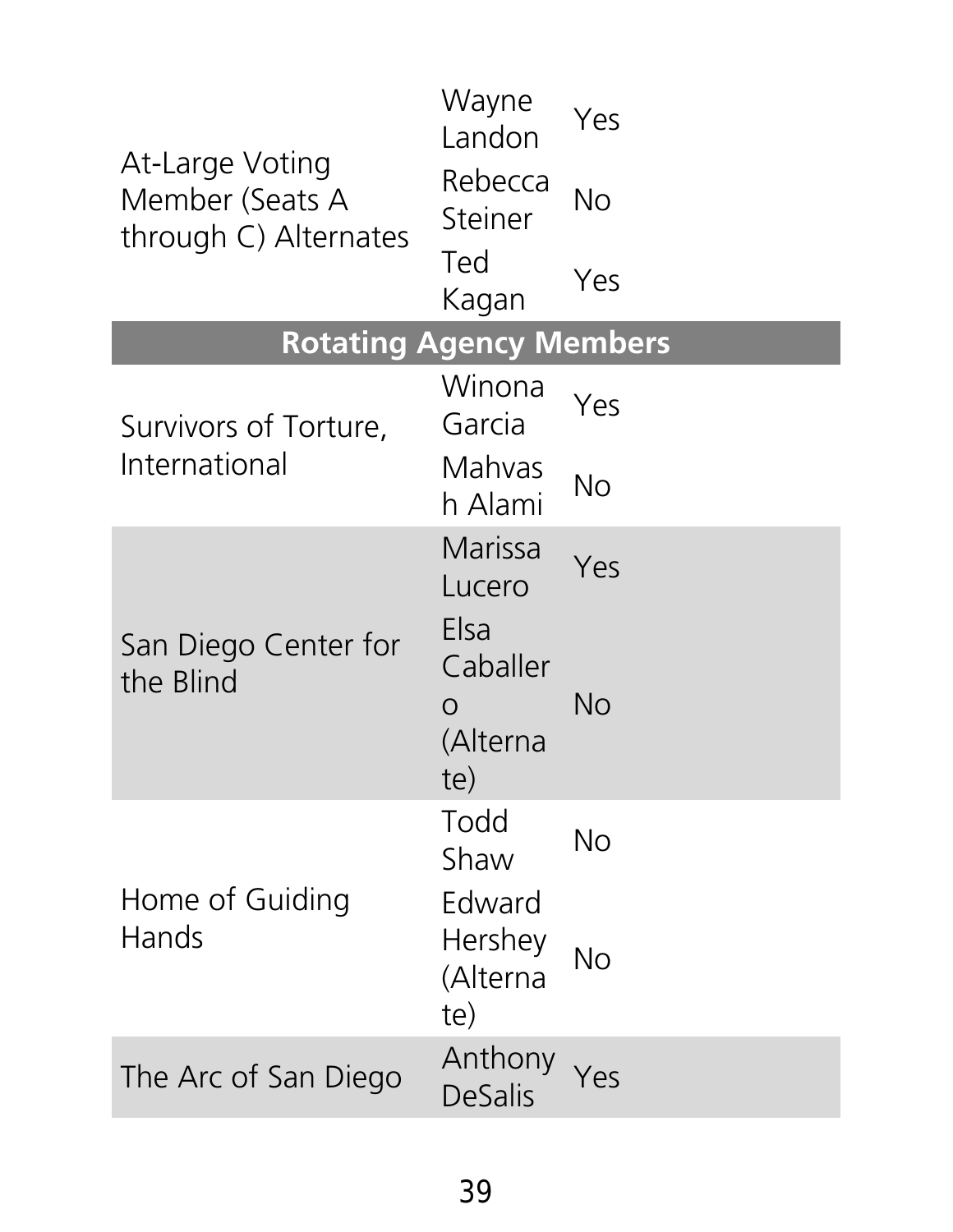| | | |
|---|---|---|
| At-Large Voting Member (Seats A through C) Alternates | Wayne Landon | Yes |
| | Rebecca Steiner | No |
| | Ted Kagan | Yes |
| **Rotating Agency Members** | | |
| Survivors of Torture, International | Winona Garcia | Yes |
| | Mahvash Alami | No |
| San Diego Center for the Blind | Marissa Lucero | Yes |
| | Elsa Caballero (Alternate) | No |
| Home of Guiding Hands | Todd Shaw | No |
| | Edward Hershey (Alternate) | No |
| The Arc of San Diego | Anthony DeSalis | Yes |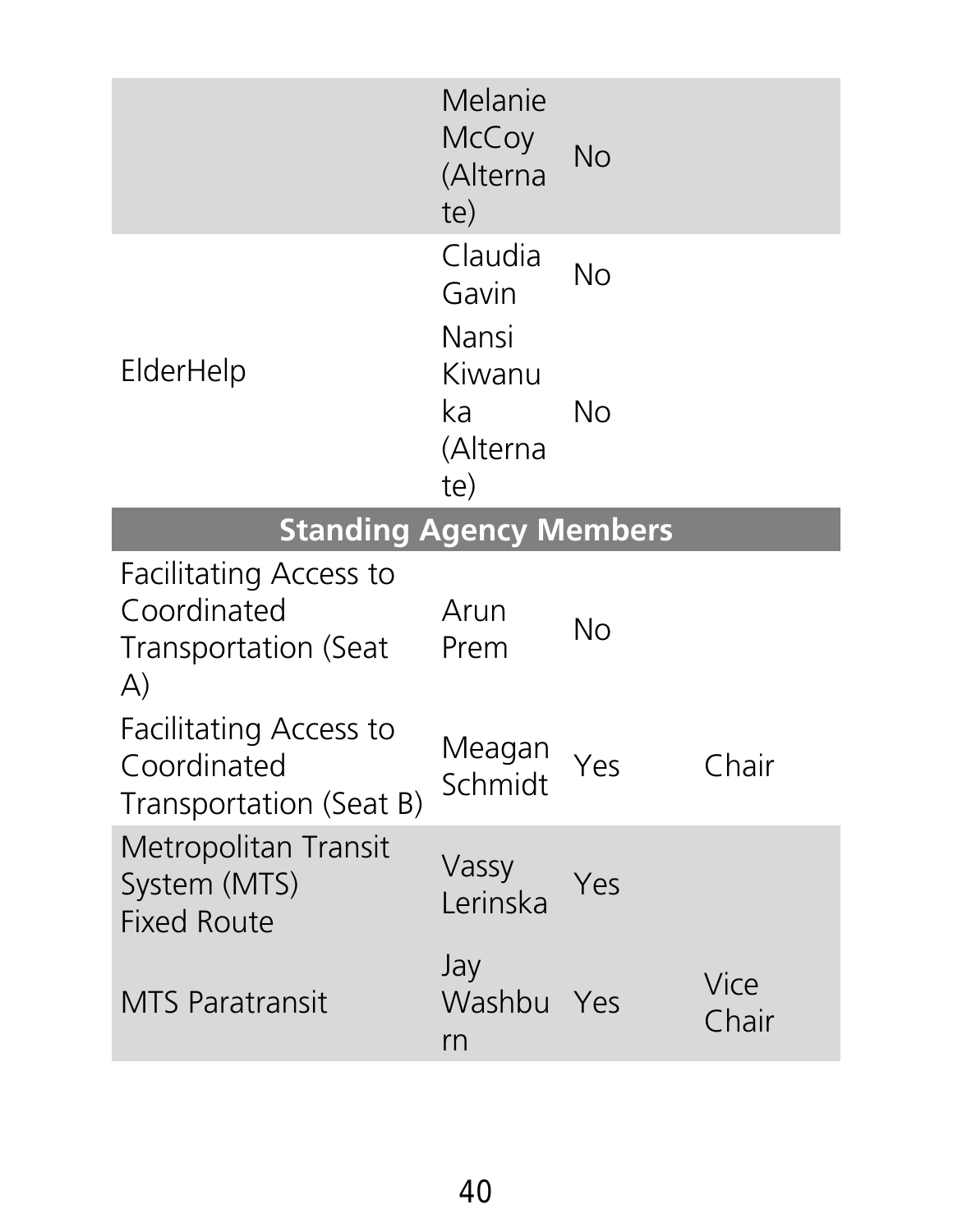| | | | |
|---|---|---|---|
| | Melanie McCoy (Alternate) | No | |
| ElderHelp | Claudia Gavin | No | |
| | Nansi Kiwanuka (Alternate) | No | |
| **Standing Agency Members** | | | |
| Facilitating Access to Coordinated Transportation (Seat A) | Arun Prem | No | |
| Facilitating Access to Coordinated Transportation (Seat B) | Meagan Schmidt | Yes | Chair |
| Metropolitan Transit System (MTS) Fixed Route | Vassy Lerinska | Yes | |
| MTS Paratransit | Jay Washburn | Yes | Vice Chair |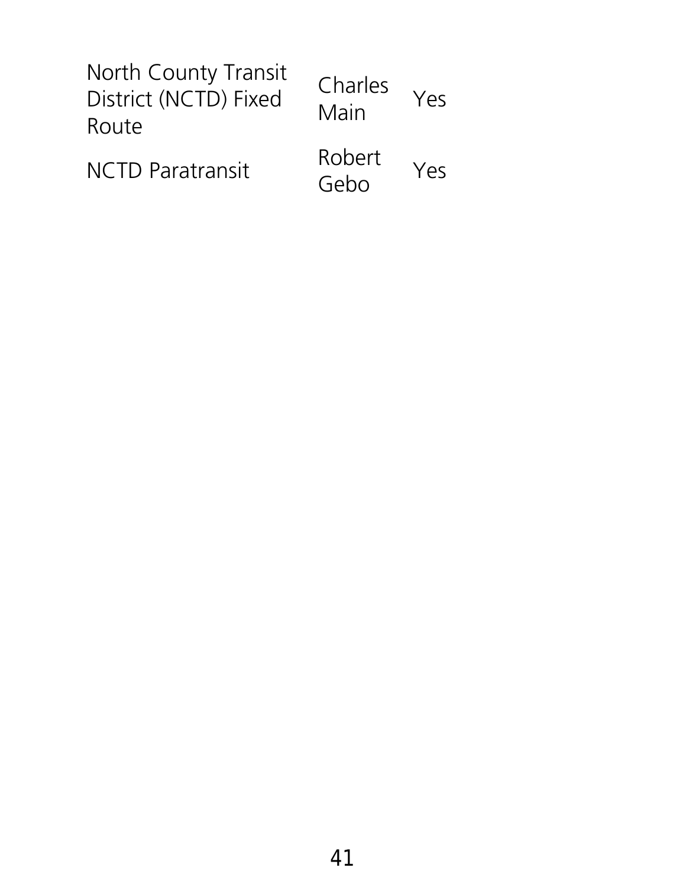| | | |
|---|---|---|
| North County Transit District (NCTD) Fixed Route | Charles Main | Yes |
| NCTD Paratransit | Robert Gebo | Yes |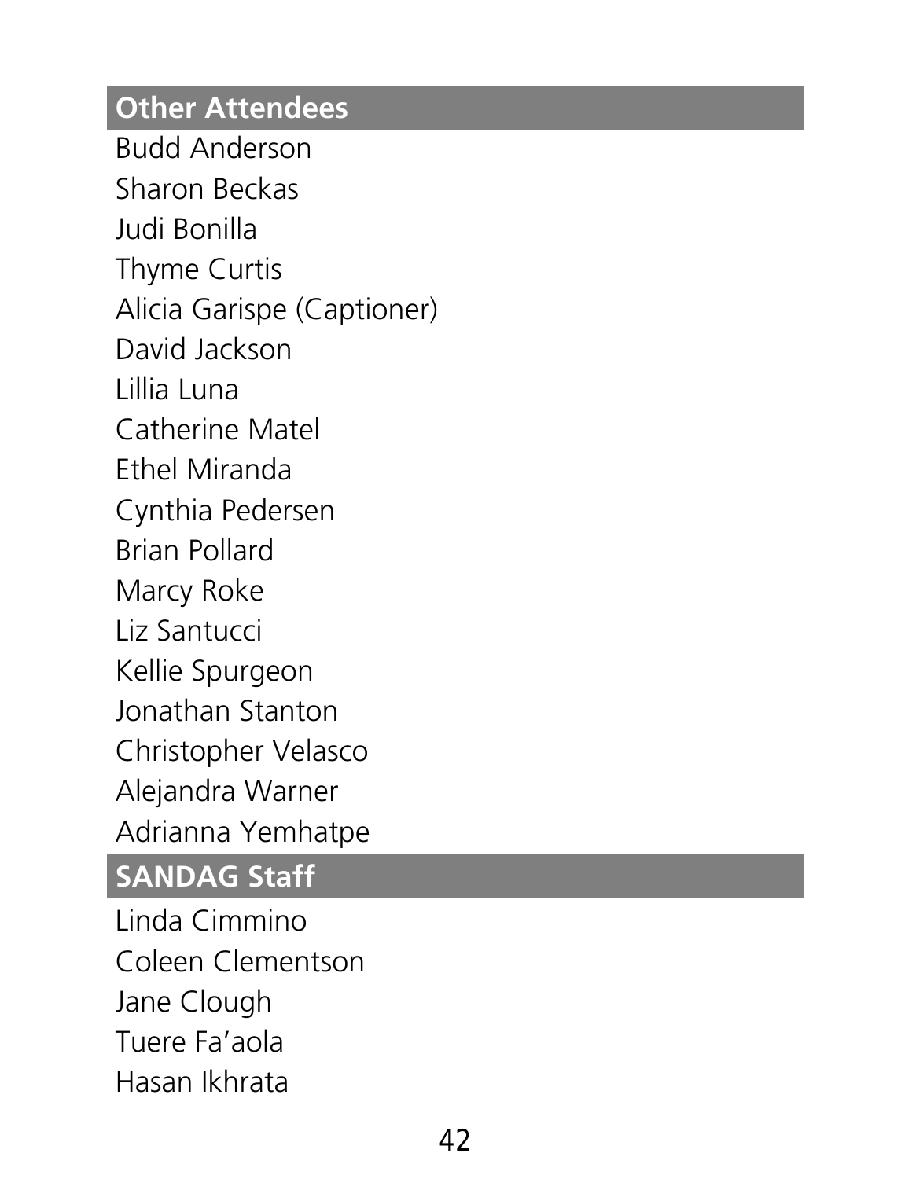## Other Attendees

Budd Anderson
Sharon Beckas
Judi Bonilla
Thyme Curtis
Alicia Garispe (Captioner)
David Jackson
Lillia Luna
Catherine Matel
Ethel Miranda
Cynthia Pedersen
Brian Pollard
Marcy Roke
Liz Santucci
Kellie Spurgeon
Jonathan Stanton
Christopher Velasco
Alejandra Warner
Adrianna Yemhatpe

## SANDAG Staff

Linda Cimmino
Coleen Clementson
Jane Clough
Tuere Fa'aola
Hasan Ikhrata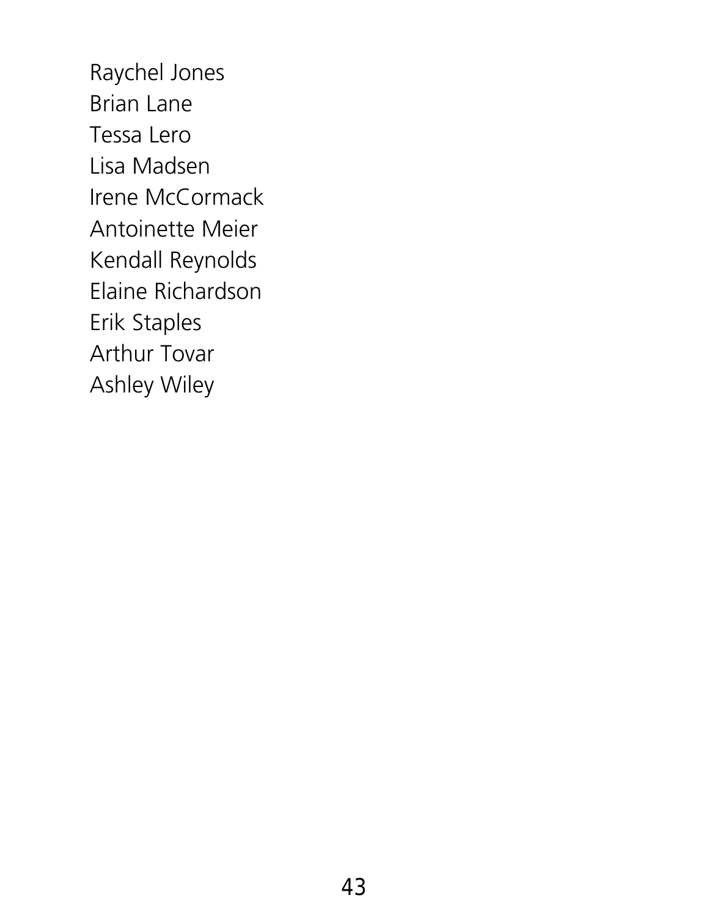Raychel Jones
Brian Lane
Tessa Lero
Lisa Madsen
Irene McCormack
Antoinette Meier
Kendall Reynolds
Elaine Richardson
Erik Staples
Arthur Tovar
Ashley Wiley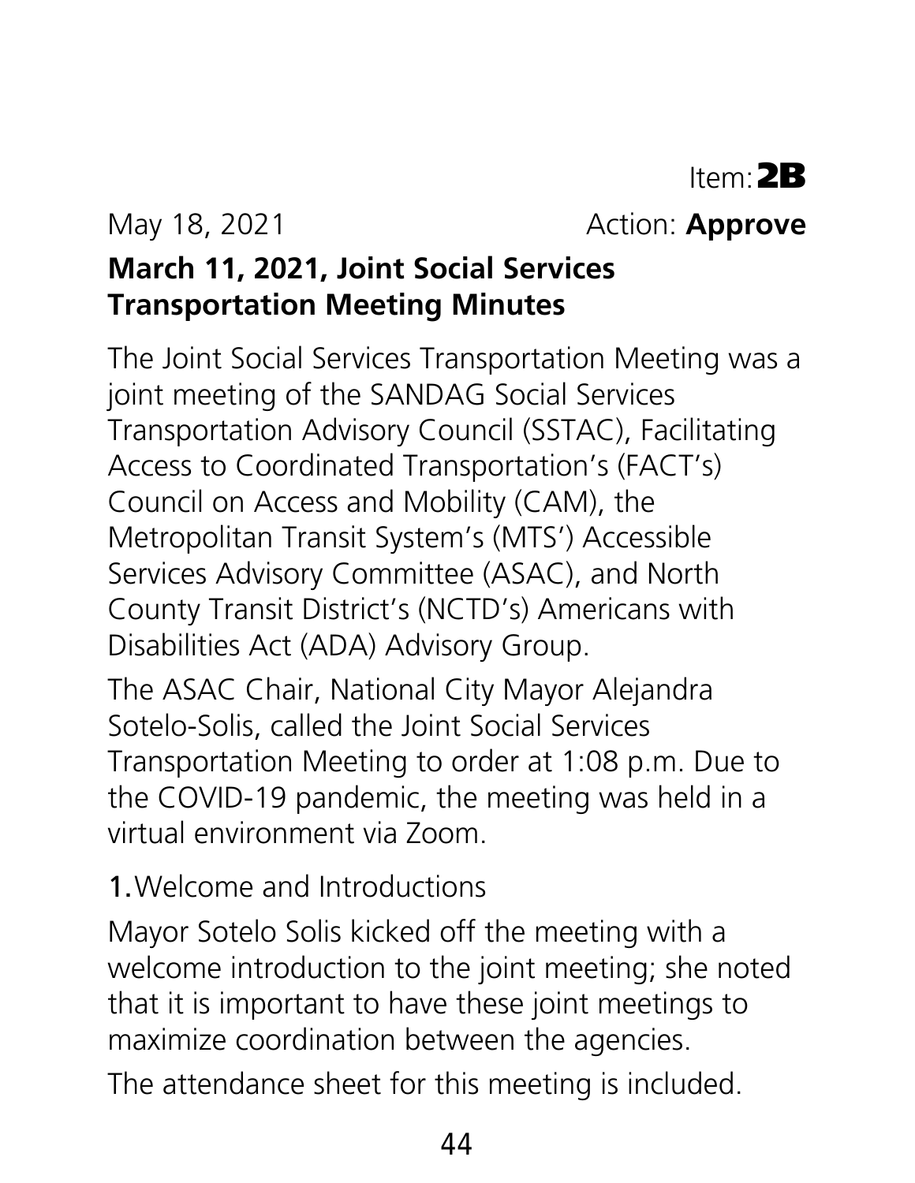Item: **2B**

May 18, 2021 Action: **Approve**

## March 11, 2021, Joint Social Services Transportation Meeting Minutes

The Joint Social Services Transportation Meeting was a joint meeting of the SANDAG Social Services Transportation Advisory Council (SSTAC), Facilitating Access to Coordinated Transportation's (FACT's) Council on Access and Mobility (CAM), the Metropolitan Transit System's (MTS') Accessible Services Advisory Committee (ASAC), and North County Transit District's (NCTD's) Americans with Disabilities Act (ADA) Advisory Group.

The ASAC Chair, National City Mayor Alejandra Sotelo-Solis, called the Joint Social Services Transportation Meeting to order at 1:08 p.m. Due to the COVID-19 pandemic, the meeting was held in a virtual environment via Zoom.

1. Welcome and Introductions

Mayor Sotelo Solis kicked off the meeting with a welcome introduction to the joint meeting; she noted that it is important to have these joint meetings to maximize coordination between the agencies.

The attendance sheet for this meeting is included.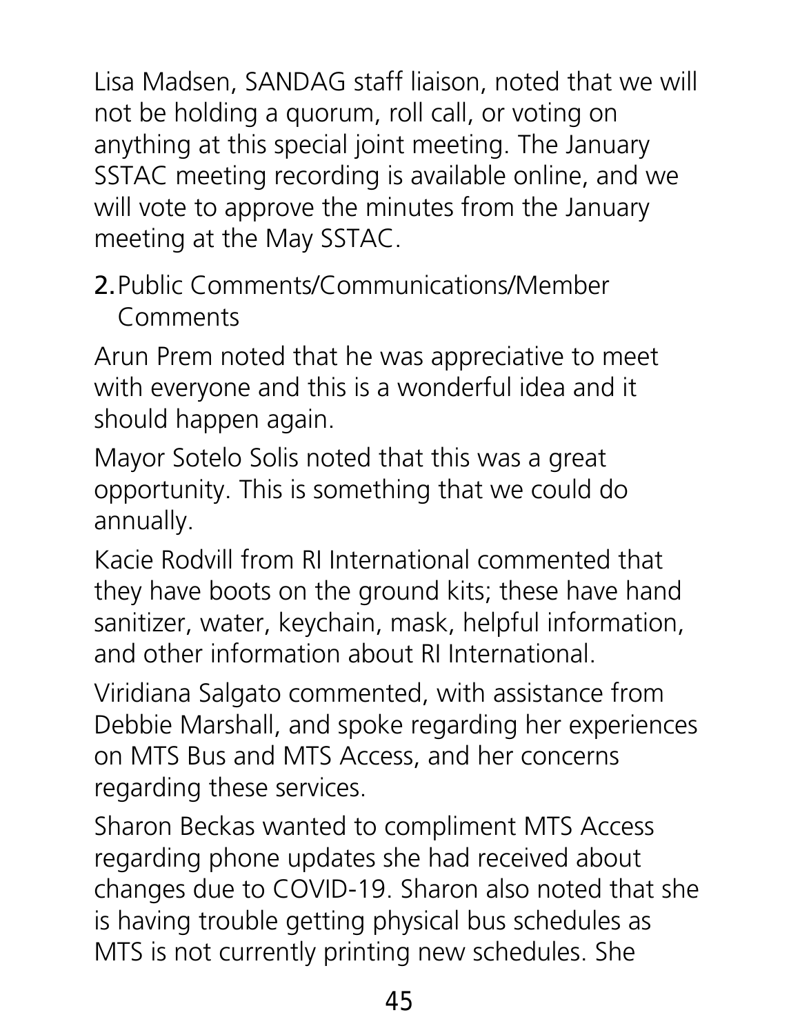Lisa Madsen, SANDAG staff liaison, noted that we will not be holding a quorum, roll call, or voting on anything at this special joint meeting. The January SSTAC meeting recording is available online, and we will vote to approve the minutes from the January meeting at the May SSTAC.

2. Public Comments/Communications/Member Comments

Arun Prem noted that he was appreciative to meet with everyone and this is a wonderful idea and it should happen again.

Mayor Sotelo Solis noted that this was a great opportunity. This is something that we could do annually.

Kacie Rodvill from RI International commented that they have boots on the ground kits; these have hand sanitizer, water, keychain, mask, helpful information, and other information about RI International.

Viridiana Salgato commented, with assistance from Debbie Marshall, and spoke regarding her experiences on MTS Bus and MTS Access, and her concerns regarding these services.

Sharon Beckas wanted to compliment MTS Access regarding phone updates she had received about changes due to COVID-19. Sharon also noted that she is having trouble getting physical bus schedules as MTS is not currently printing new schedules. She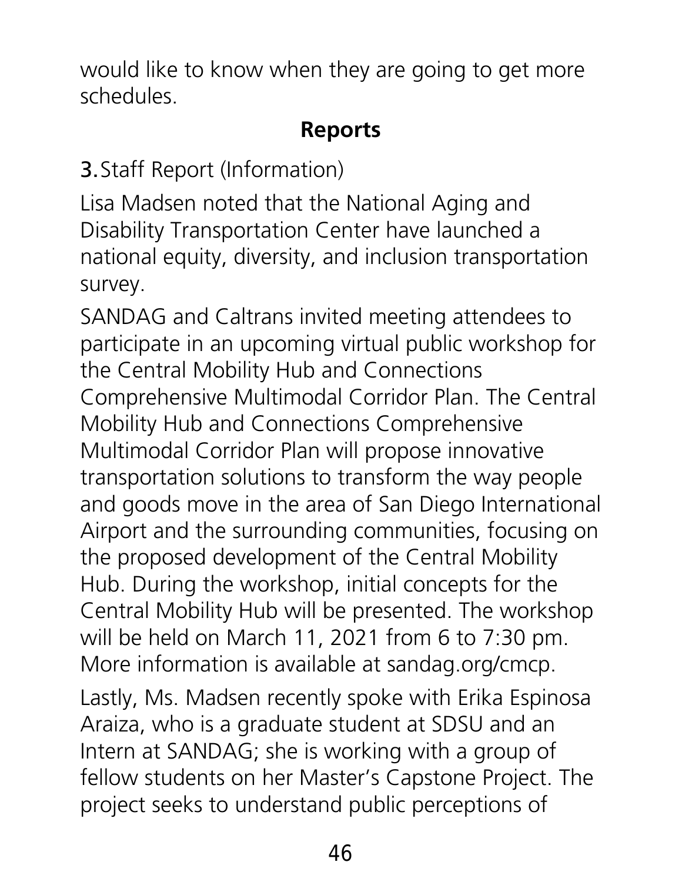would like to know when they are going to get more schedules.

## Reports

**3.** Staff Report (Information)

Lisa Madsen noted that the National Aging and Disability Transportation Center have launched a national equity, diversity, and inclusion transportation survey.

SANDAG and Caltrans invited meeting attendees to participate in an upcoming virtual public workshop for the Central Mobility Hub and Connections Comprehensive Multimodal Corridor Plan. The Central Mobility Hub and Connections Comprehensive Multimodal Corridor Plan will propose innovative transportation solutions to transform the way people and goods move in the area of San Diego International Airport and the surrounding communities, focusing on the proposed development of the Central Mobility Hub. During the workshop, initial concepts for the Central Mobility Hub will be presented. The workshop will be held on March 11, 2021 from 6 to 7:30 pm. More information is available at sandag.org/cmcp.

Lastly, Ms. Madsen recently spoke with Erika Espinosa Araiza, who is a graduate student at SDSU and an Intern at SANDAG; she is working with a group of fellow students on her Master's Capstone Project. The project seeks to understand public perceptions of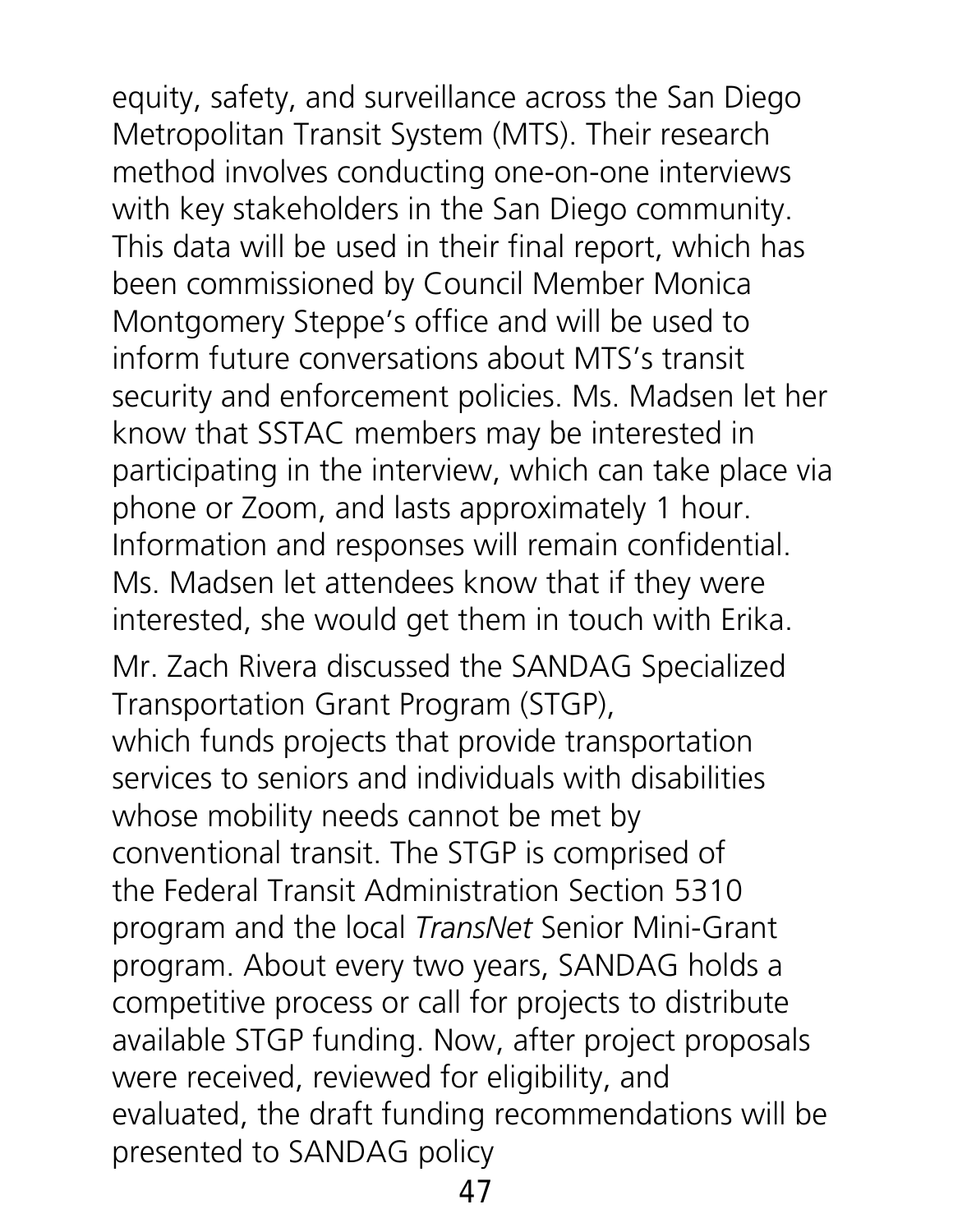equity, safety, and surveillance across the San Diego Metropolitan Transit System (MTS). Their research method involves conducting one-on-one interviews with key stakeholders in the San Diego community. This data will be used in their final report, which has been commissioned by Council Member Monica Montgomery Steppe's office and will be used to inform future conversations about MTS's transit security and enforcement policies. Ms. Madsen let her know that SSTAC members may be interested in participating in the interview, which can take place via phone or Zoom, and lasts approximately 1 hour. Information and responses will remain confidential. Ms. Madsen let attendees know that if they were interested, she would get them in touch with Erika.

Mr. Zach Rivera discussed the SANDAG Specialized Transportation Grant Program (STGP), which funds projects that provide transportation services to seniors and individuals with disabilities whose mobility needs cannot be met by conventional transit. The STGP is comprised of the Federal Transit Administration Section 5310 program and the local *TransNet* Senior Mini-Grant program. About every two years, SANDAG holds a competitive process or call for projects to distribute available STGP funding. Now, after project proposals were received, reviewed for eligibility, and evaluated, the draft funding recommendations will be presented to SANDAG policy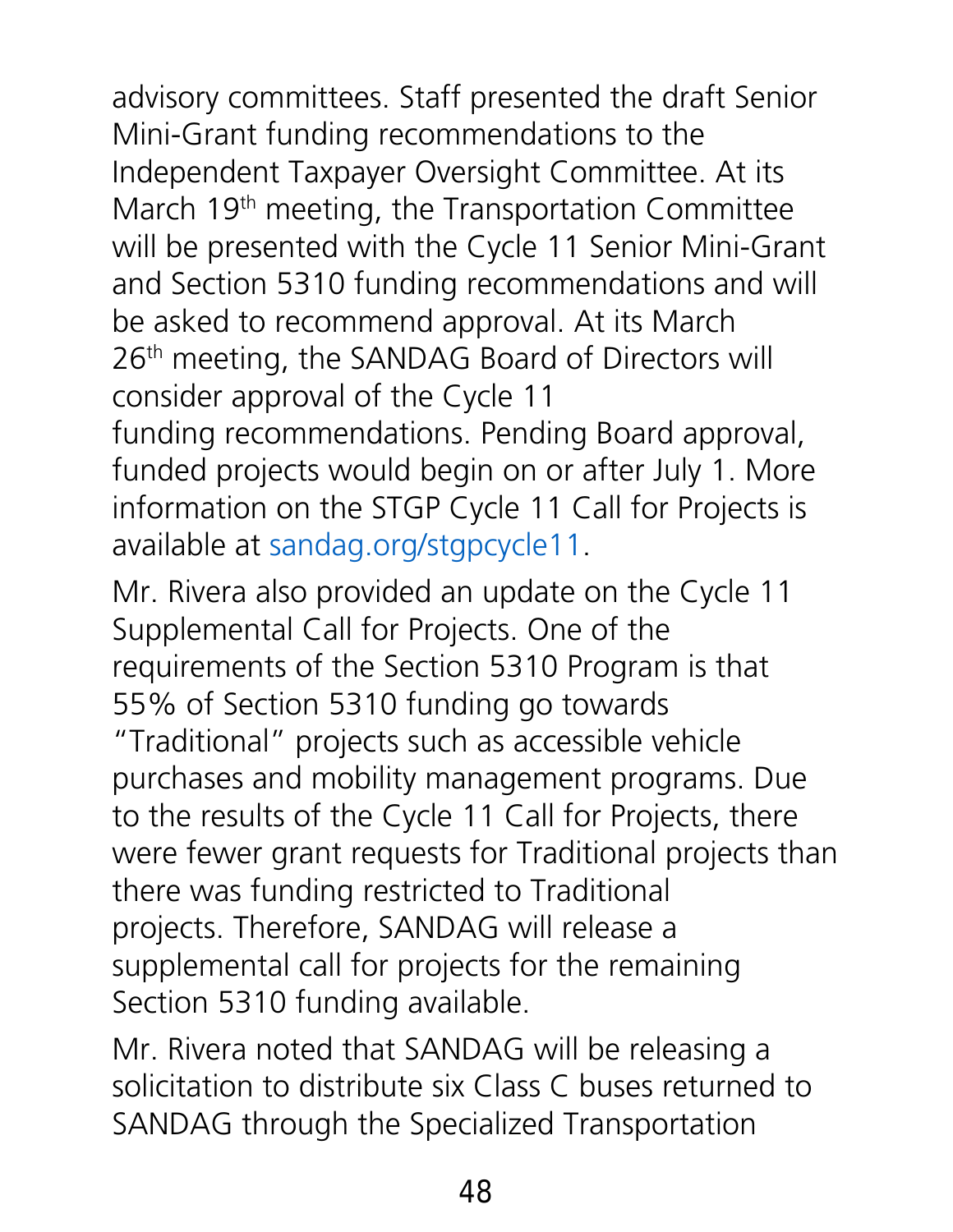advisory committees. Staff presented the draft Senior Mini-Grant funding recommendations to the Independent Taxpayer Oversight Committee. At its March 19th meeting, the Transportation Committee will be presented with the Cycle 11 Senior Mini-Grant and Section 5310 funding recommendations and will be asked to recommend approval. At its March 26th meeting, the SANDAG Board of Directors will consider approval of the Cycle 11 funding recommendations. Pending Board approval, funded projects would begin on or after July 1. More information on the STGP Cycle 11 Call for Projects is available at sandag.org/stgpcycle11.

Mr. Rivera also provided an update on the Cycle 11 Supplemental Call for Projects. One of the requirements of the Section 5310 Program is that 55% of Section 5310 funding go towards "Traditional" projects such as accessible vehicle purchases and mobility management programs. Due to the results of the Cycle 11 Call for Projects, there were fewer grant requests for Traditional projects than there was funding restricted to Traditional projects. Therefore, SANDAG will release a supplemental call for projects for the remaining Section 5310 funding available.

Mr. Rivera noted that SANDAG will be releasing a solicitation to distribute six Class C buses returned to SANDAG through the Specialized Transportation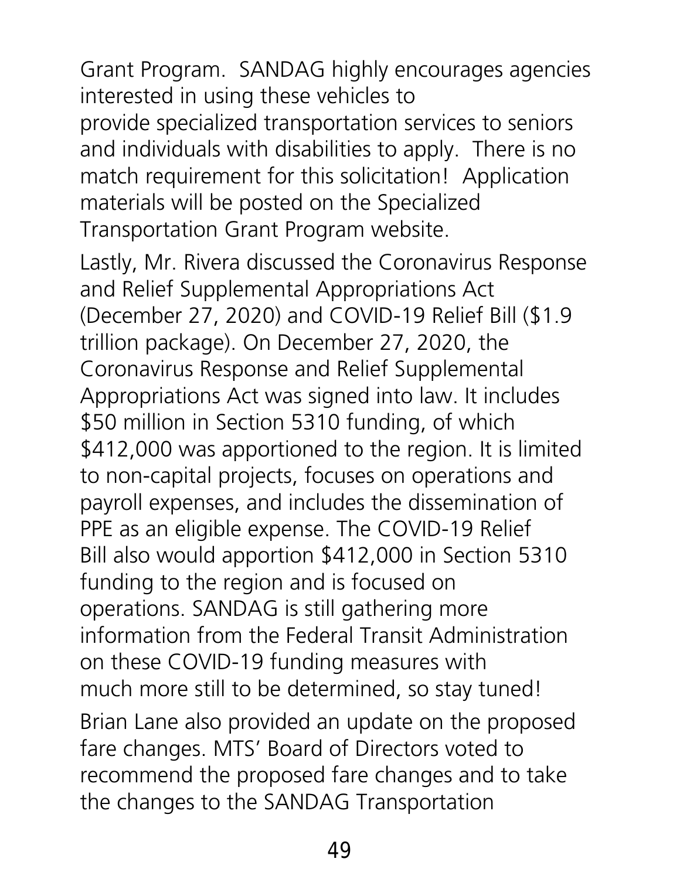Grant Program. SANDAG highly encourages agencies interested in using these vehicles to provide specialized transportation services to seniors and individuals with disabilities to apply. There is no match requirement for this solicitation! Application materials will be posted on the Specialized Transportation Grant Program website.

Lastly, Mr. Rivera discussed the Coronavirus Response and Relief Supplemental Appropriations Act (December 27, 2020) and COVID-19 Relief Bill ($1.9 trillion package). On December 27, 2020, the Coronavirus Response and Relief Supplemental Appropriations Act was signed into law. It includes $50 million in Section 5310 funding, of which $412,000 was apportioned to the region. It is limited to non-capital projects, focuses on operations and payroll expenses, and includes the dissemination of PPE as an eligible expense. The COVID-19 Relief Bill also would apportion $412,000 in Section 5310 funding to the region and is focused on operations. SANDAG is still gathering more information from the Federal Transit Administration on these COVID-19 funding measures with much more still to be determined, so stay tuned!

Brian Lane also provided an update on the proposed fare changes. MTS' Board of Directors voted to recommend the proposed fare changes and to take the changes to the SANDAG Transportation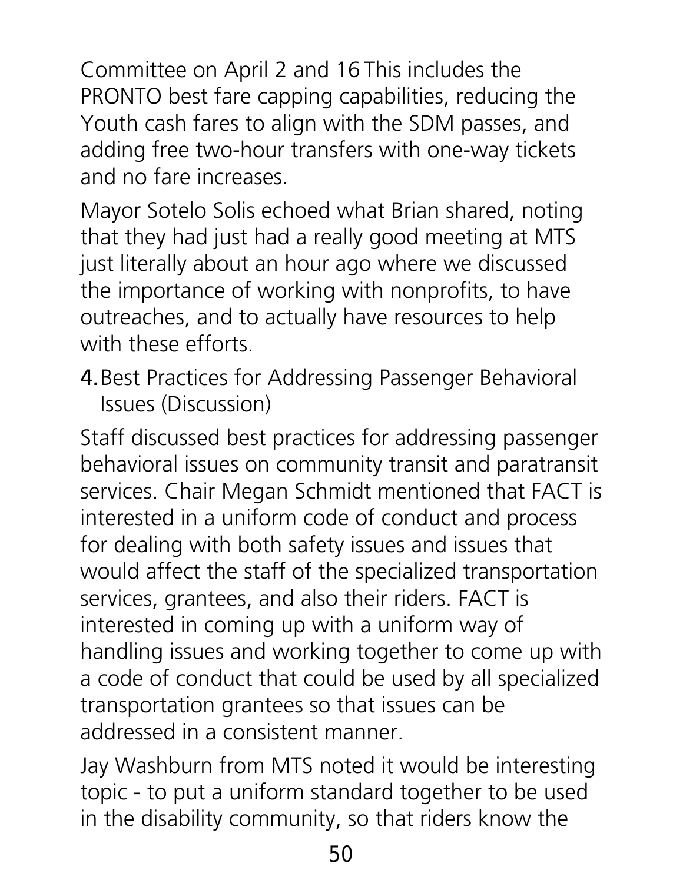Committee on April 2 and 16 This includes the PRONTO best fare capping capabilities, reducing the Youth cash fares to align with the SDM passes, and adding free two-hour transfers with one-way tickets and no fare increases.

Mayor Sotelo Solis echoed what Brian shared, noting that they had just had a really good meeting at MTS just literally about an hour ago where we discussed the importance of working with nonprofits, to have outreaches, and to actually have resources to help with these efforts.

4. Best Practices for Addressing Passenger Behavioral Issues (Discussion)

Staff discussed best practices for addressing passenger behavioral issues on community transit and paratransit services. Chair Megan Schmidt mentioned that FACT is interested in a uniform code of conduct and process for dealing with both safety issues and issues that would affect the staff of the specialized transportation services, grantees, and also their riders. FACT is interested in coming up with a uniform way of handling issues and working together to come up with a code of conduct that could be used by all specialized transportation grantees so that issues can be addressed in a consistent manner.

Jay Washburn from MTS noted it would be interesting topic - to put a uniform standard together to be used in the disability community, so that riders know the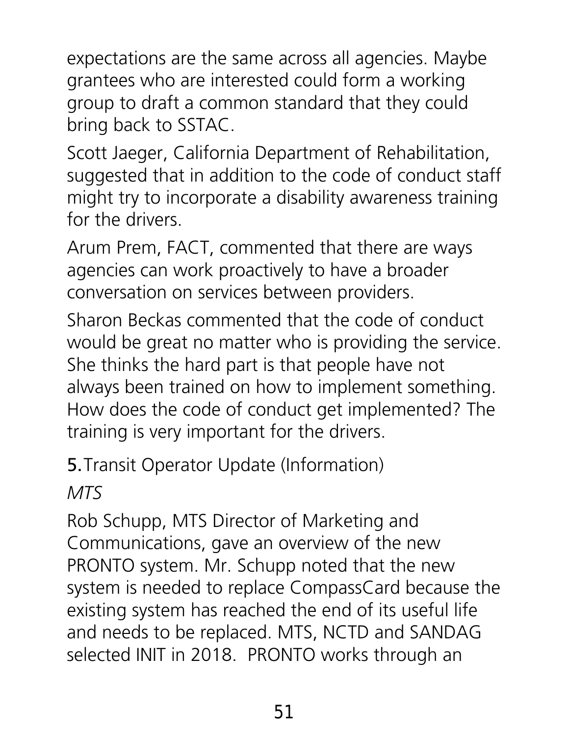expectations are the same across all agencies. Maybe grantees who are interested could form a working group to draft a common standard that they could bring back to SSTAC.

Scott Jaeger, California Department of Rehabilitation, suggested that in addition to the code of conduct staff might try to incorporate a disability awareness training for the drivers.

Arum Prem, FACT, commented that there are ways agencies can work proactively to have a broader conversation on services between providers.

Sharon Beckas commented that the code of conduct would be great no matter who is providing the service. She thinks the hard part is that people have not always been trained on how to implement something. How does the code of conduct get implemented? The training is very important for the drivers.

**5.** Transit Operator Update (Information)

*MTS*

Rob Schupp, MTS Director of Marketing and Communications, gave an overview of the new PRONTO system. Mr. Schupp noted that the new system is needed to replace CompassCard because the existing system has reached the end of its useful life and needs to be replaced. MTS, NCTD and SANDAG selected INIT in 2018. PRONTO works through an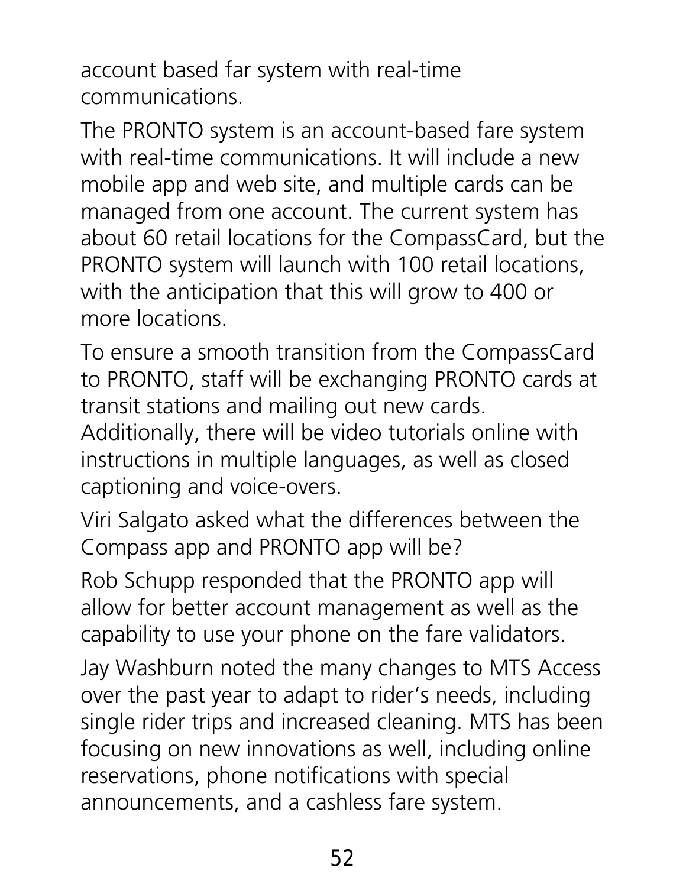account based far system with real-time communications.

The PRONTO system is an account-based fare system with real-time communications. It will include a new mobile app and web site, and multiple cards can be managed from one account. The current system has about 60 retail locations for the CompassCard, but the PRONTO system will launch with 100 retail locations, with the anticipation that this will grow to 400 or more locations.

To ensure a smooth transition from the CompassCard to PRONTO, staff will be exchanging PRONTO cards at transit stations and mailing out new cards. Additionally, there will be video tutorials online with instructions in multiple languages, as well as closed captioning and voice-overs.

Viri Salgato asked what the differences between the Compass app and PRONTO app will be?

Rob Schupp responded that the PRONTO app will allow for better account management as well as the capability to use your phone on the fare validators.

Jay Washburn noted the many changes to MTS Access over the past year to adapt to rider's needs, including single rider trips and increased cleaning. MTS has been focusing on new innovations as well, including online reservations, phone notifications with special announcements, and a cashless fare system.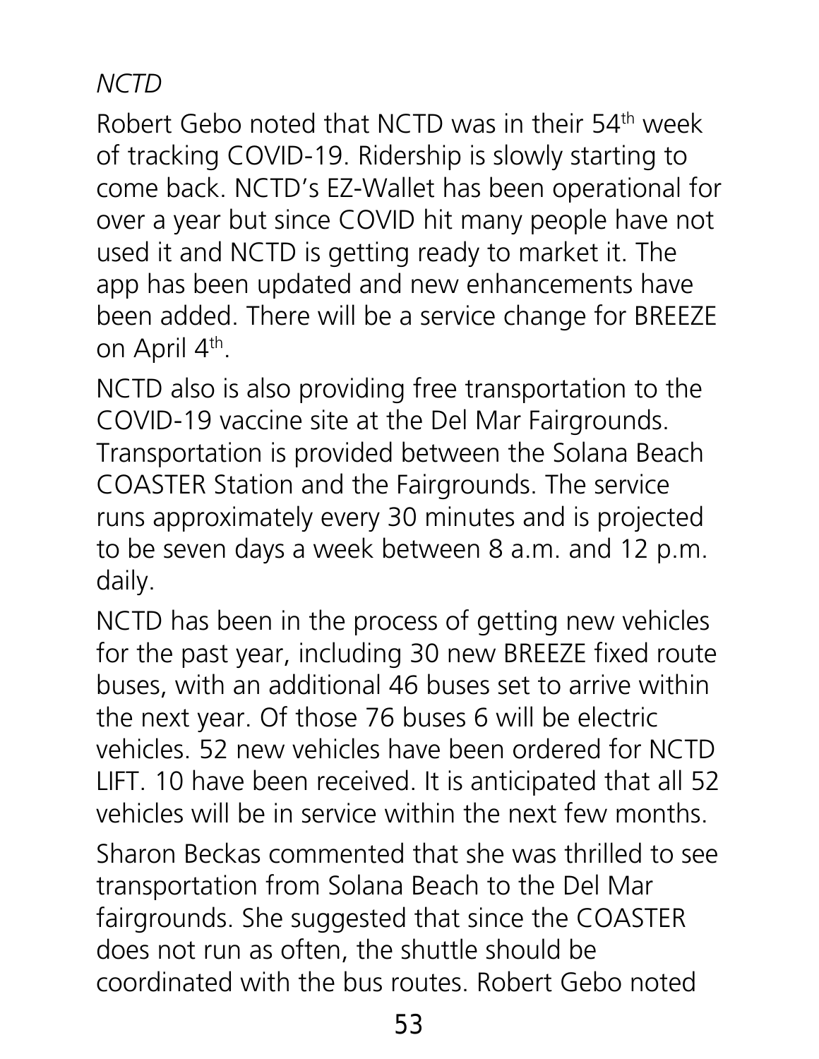*NCTD*

Robert Gebo noted that NCTD was in their 54th week of tracking COVID-19. Ridership is slowly starting to come back. NCTD's EZ-Wallet has been operational for over a year but since COVID hit many people have not used it and NCTD is getting ready to market it. The app has been updated and new enhancements have been added. There will be a service change for BREEZE on April 4th.

NCTD also is also providing free transportation to the COVID-19 vaccine site at the Del Mar Fairgrounds. Transportation is provided between the Solana Beach COASTER Station and the Fairgrounds. The service runs approximately every 30 minutes and is projected to be seven days a week between 8 a.m. and 12 p.m. daily.

NCTD has been in the process of getting new vehicles for the past year, including 30 new BREEZE fixed route buses, with an additional 46 buses set to arrive within the next year. Of those 76 buses 6 will be electric vehicles. 52 new vehicles have been ordered for NCTD LIFT. 10 have been received. It is anticipated that all 52 vehicles will be in service within the next few months.

Sharon Beckas commented that she was thrilled to see transportation from Solana Beach to the Del Mar fairgrounds. She suggested that since the COASTER does not run as often, the shuttle should be coordinated with the bus routes. Robert Gebo noted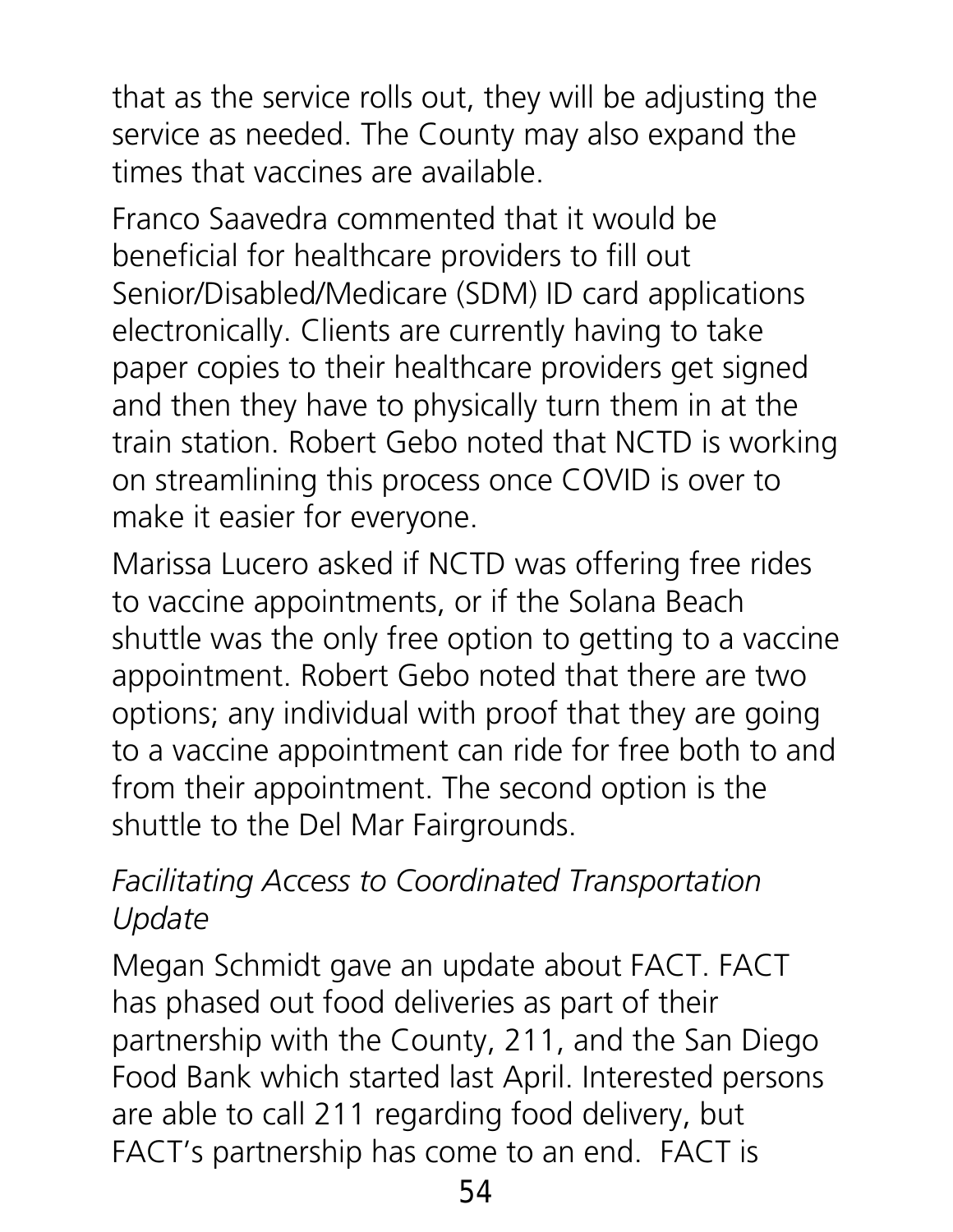that as the service rolls out, they will be adjusting the service as needed. The County may also expand the times that vaccines are available.

Franco Saavedra commented that it would be beneficial for healthcare providers to fill out Senior/Disabled/Medicare (SDM) ID card applications electronically. Clients are currently having to take paper copies to their healthcare providers get signed and then they have to physically turn them in at the train station. Robert Gebo noted that NCTD is working on streamlining this process once COVID is over to make it easier for everyone.

Marissa Lucero asked if NCTD was offering free rides to vaccine appointments, or if the Solana Beach shuttle was the only free option to getting to a vaccine appointment. Robert Gebo noted that there are two options; any individual with proof that they are going to a vaccine appointment can ride for free both to and from their appointment. The second option is the shuttle to the Del Mar Fairgrounds.

*Facilitating Access to Coordinated Transportation Update*

Megan Schmidt gave an update about FACT. FACT has phased out food deliveries as part of their partnership with the County, 211, and the San Diego Food Bank which started last April. Interested persons are able to call 211 regarding food delivery, but FACT's partnership has come to an end. FACT is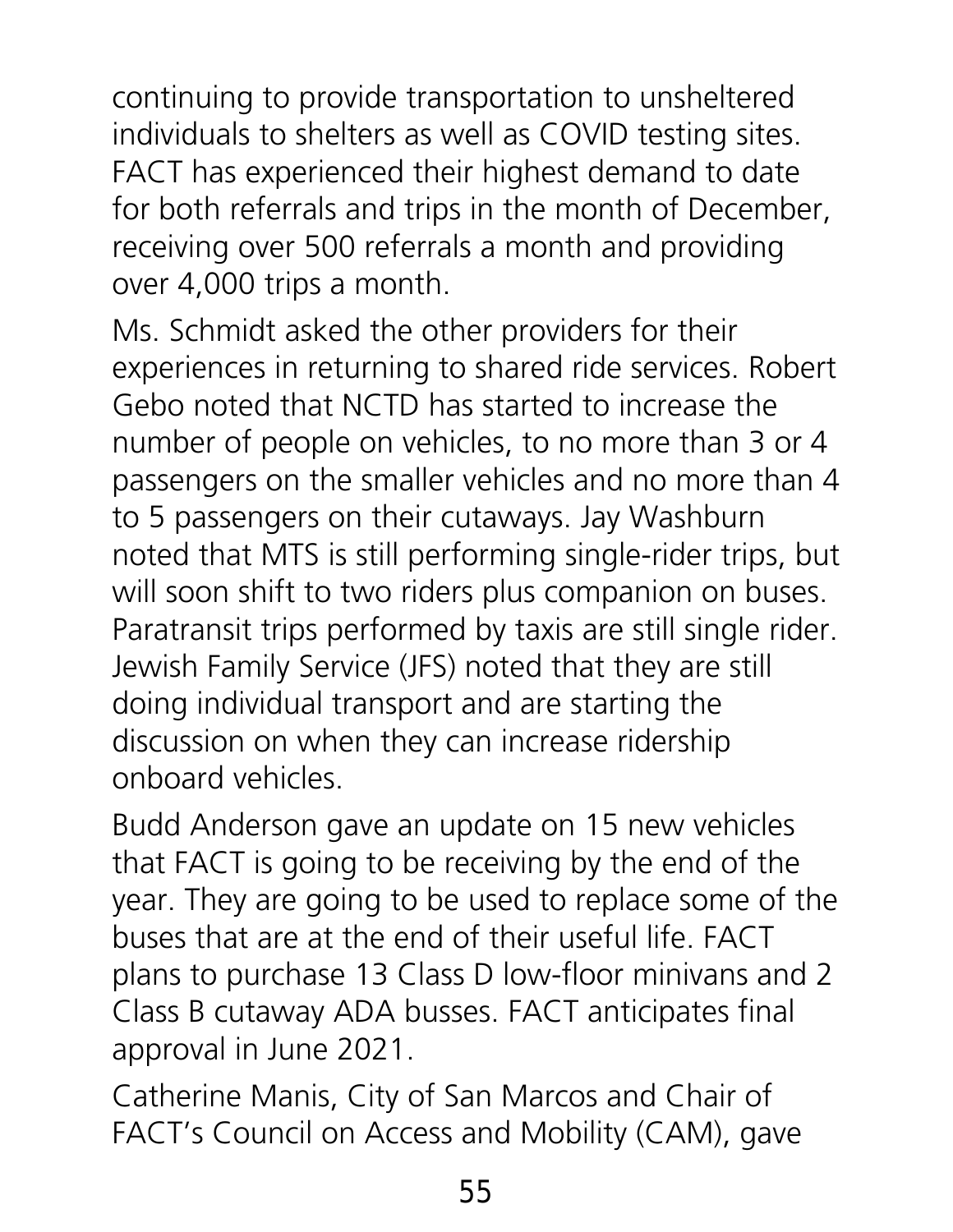continuing to provide transportation to unsheltered individuals to shelters as well as COVID testing sites. FACT has experienced their highest demand to date for both referrals and trips in the month of December, receiving over 500 referrals a month and providing over 4,000 trips a month.

Ms. Schmidt asked the other providers for their experiences in returning to shared ride services. Robert Gebo noted that NCTD has started to increase the number of people on vehicles, to no more than 3 or 4 passengers on the smaller vehicles and no more than 4 to 5 passengers on their cutaways. Jay Washburn noted that MTS is still performing single-rider trips, but will soon shift to two riders plus companion on buses. Paratransit trips performed by taxis are still single rider. Jewish Family Service (JFS) noted that they are still doing individual transport and are starting the discussion on when they can increase ridership onboard vehicles.

Budd Anderson gave an update on 15 new vehicles that FACT is going to be receiving by the end of the year. They are going to be used to replace some of the buses that are at the end of their useful life. FACT plans to purchase 13 Class D low-floor minivans and 2 Class B cutaway ADA busses. FACT anticipates final approval in June 2021.

Catherine Manis, City of San Marcos and Chair of FACT's Council on Access and Mobility (CAM), gave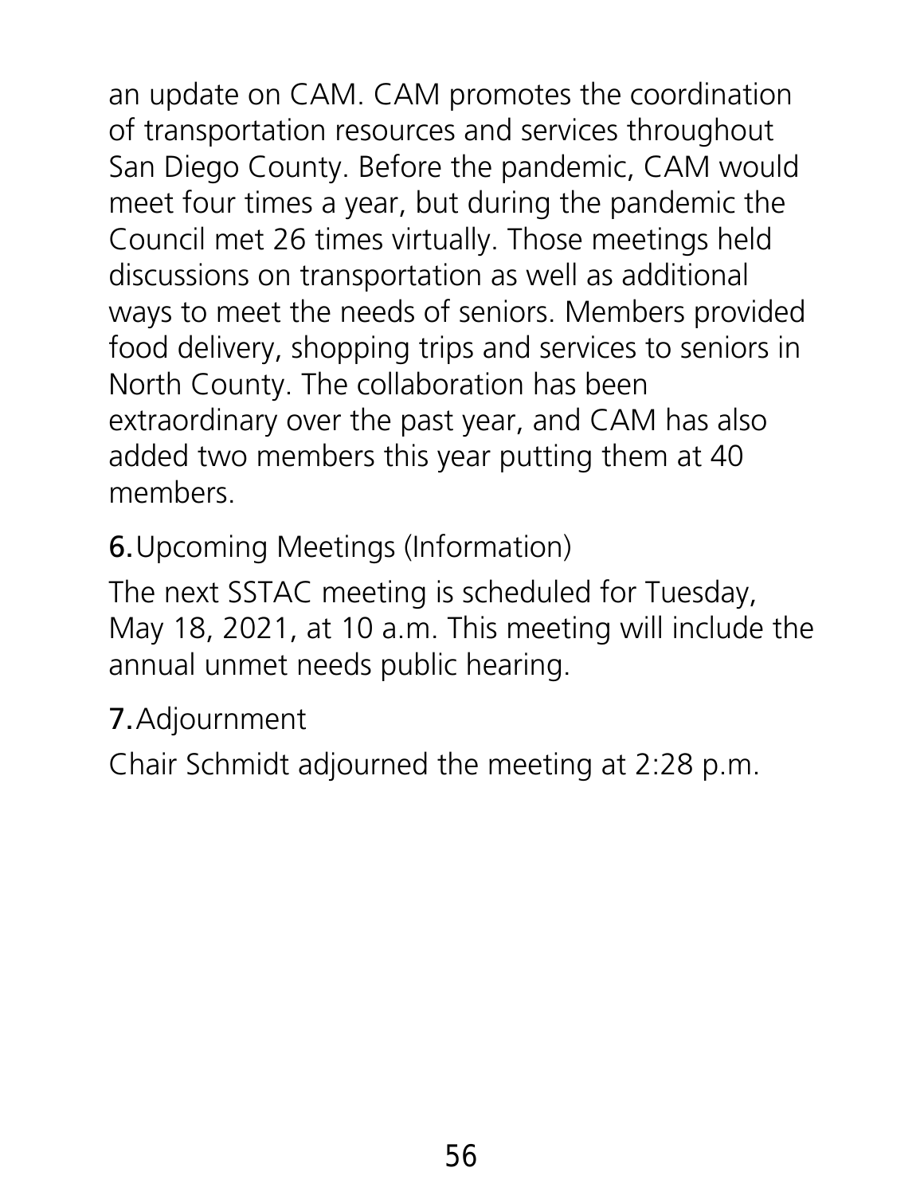an update on CAM. CAM promotes the coordination of transportation resources and services throughout San Diego County. Before the pandemic, CAM would meet four times a year, but during the pandemic the Council met 26 times virtually. Those meetings held discussions on transportation as well as additional ways to meet the needs of seniors. Members provided food delivery, shopping trips and services to seniors in North County. The collaboration has been extraordinary over the past year, and CAM has also added two members this year putting them at 40 members.

6. Upcoming Meetings (Information)

The next SSTAC meeting is scheduled for Tuesday, May 18, 2021, at 10 a.m. This meeting will include the annual unmet needs public hearing.

7. Adjournment

Chair Schmidt adjourned the meeting at 2:28 p.m.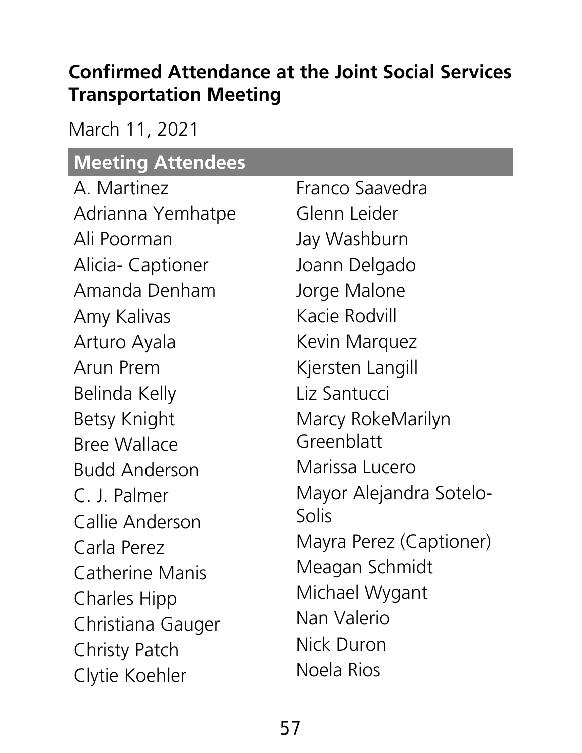## Confirmed Attendance at the Joint Social Services Transportation Meeting

March 11, 2021

**Meeting Attendees**

- A. Martinez
- Adrianna Yemhatpe
- Ali Poorman
- Alicia- Captioner
- Amanda Denham
- Amy Kalivas
- Arturo Ayala
- Arun Prem
- Belinda Kelly
- Betsy Knight
- Bree Wallace
- Budd Anderson
- C. J. Palmer
- Callie Anderson
- Carla Perez
- Catherine Manis
- Charles Hipp
- Christiana Gauger
- Christy Patch
- Clytie Koehler
- Franco Saavedra
- Glenn Leider
- Jay Washburn
- Joann Delgado
- Jorge Malone
- Kacie Rodvill
- Kevin Marquez
- Kjersten Langill
- Liz Santucci
- Marcy RokeMarilyn Greenblatt
- Marissa Lucero
- Mayor Alejandra Sotelo-Solis
- Mayra Perez (Captioner)
- Meagan Schmidt
- Michael Wygant
- Nan Valerio
- Nick Duron
- Noela Rios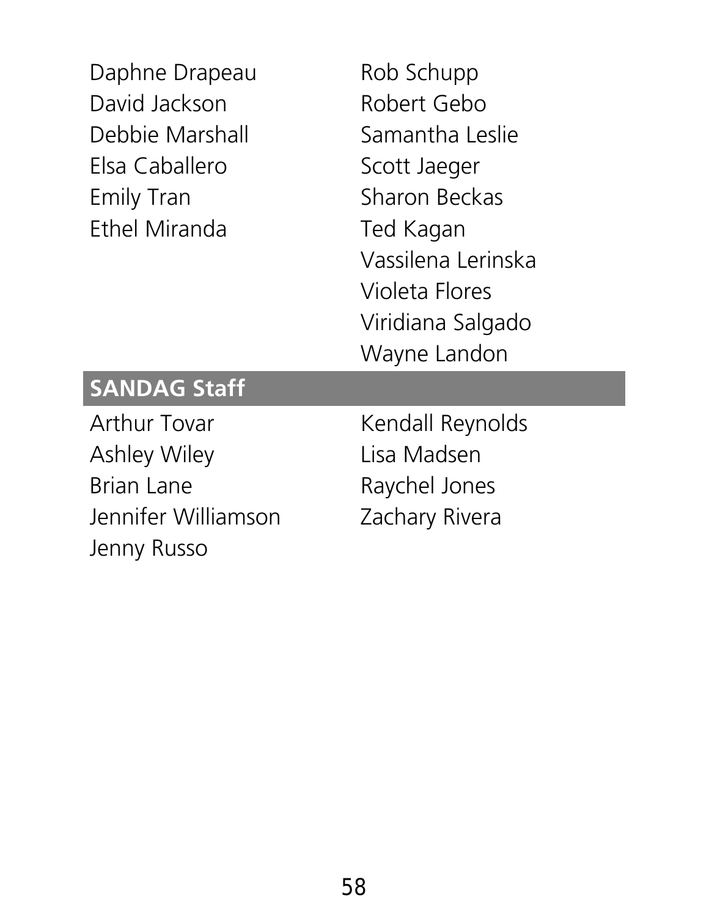Daphne Drapeau
David Jackson
Debbie Marshall
Elsa Caballero
Emily Tran
Ethel Miranda
Rob Schupp
Robert Gebo
Samantha Leslie
Scott Jaeger
Sharon Beckas
Ted Kagan
Vassilena Lerinska
Violeta Flores
Viridiana Salgado
Wayne Landon

## SANDAG Staff

Arthur Tovar
Ashley Wiley
Brian Lane
Jennifer Williamson
Jenny Russo
Kendall Reynolds
Lisa Madsen
Raychel Jones
Zachary Rivera